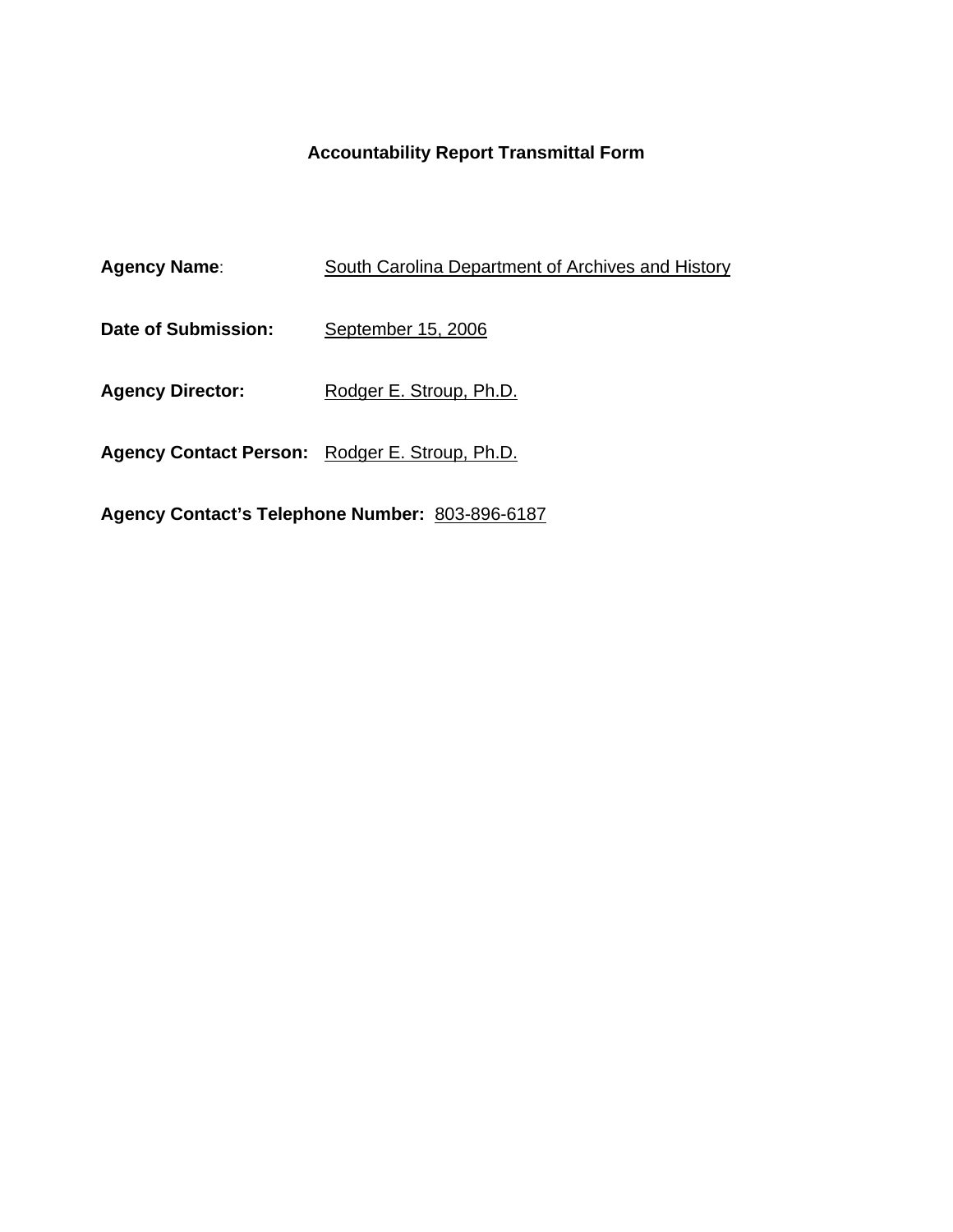# Accountability Report Transmittal Form

**Agency Name**: South Carolina Department of Archives and History

**Date of Submission:** September 15, 2006

**Agency Director:** Rodger E. Stroup, Ph.D.

**Agency Contact Person:** Rodger E. Stroup, Ph.D.

**Agency Contact's Telephone Number:** 803-896-6187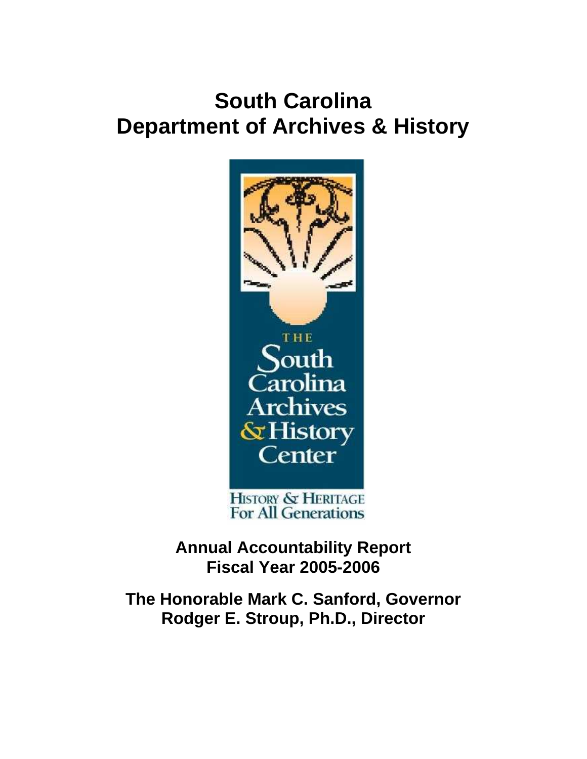# South Carolina
# Department of Archives & History

THE South Carolina Archives & History Center

HISTORY & HERITAGE For All Generations

**Annual Accountability Report**
**Fiscal Year 2005-2006**

**The Honorable Mark C. Sanford, Governor**
**Rodger E. Stroup, Ph.D., Director**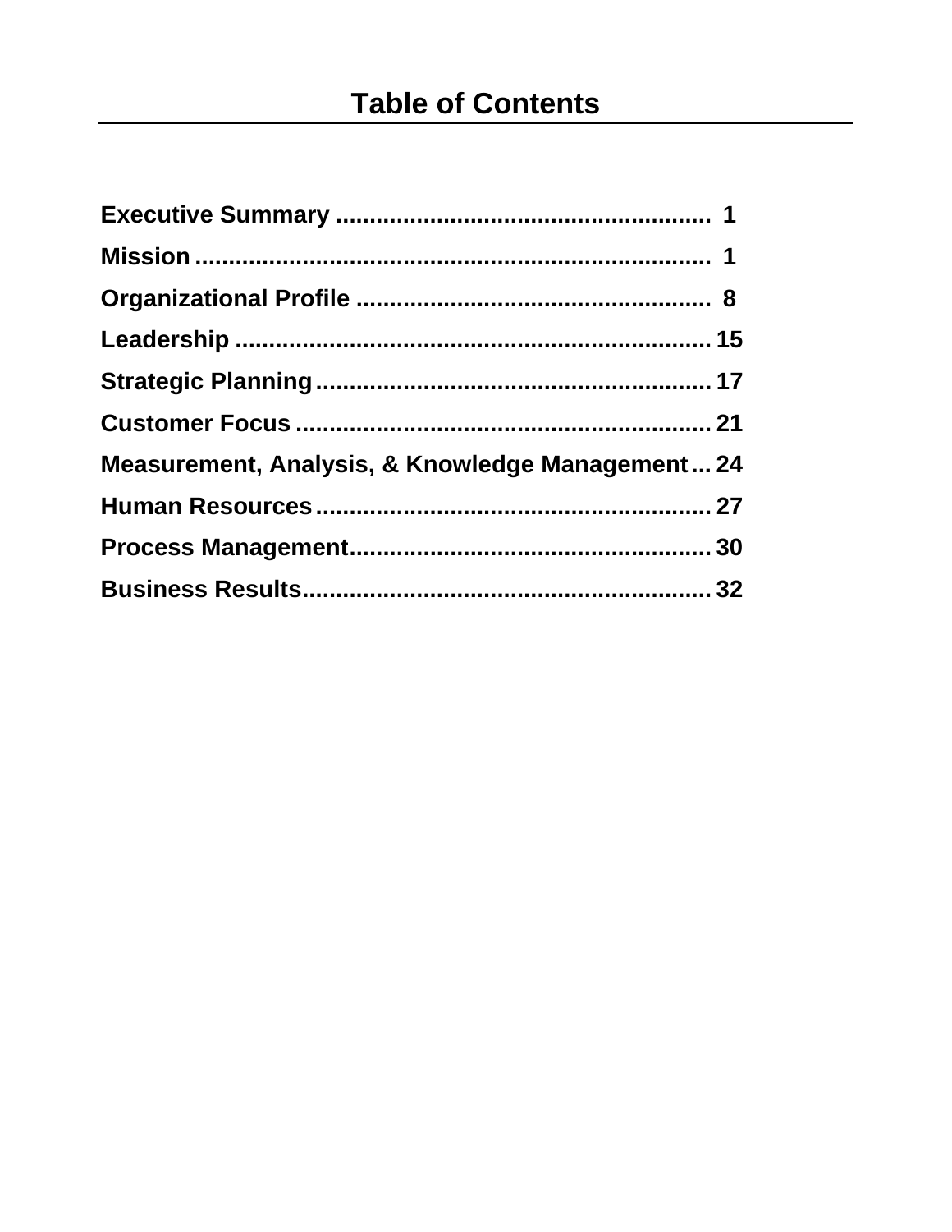# Table of Contents

**Executive Summary ........................................................ 1**

**Mission ............................................................................ 1**

**Organizational Profile .................................................... 8**

**Leadership ...................................................................... 15**

**Strategic Planning .......................................................... 17**

**Customer Focus .............................................................. 21**

**Measurement, Analysis, & Knowledge Management ... 24**

**Human Resources .......................................................... 27**

**Process Management ..................................................... 30**

**Business Results ............................................................ 32**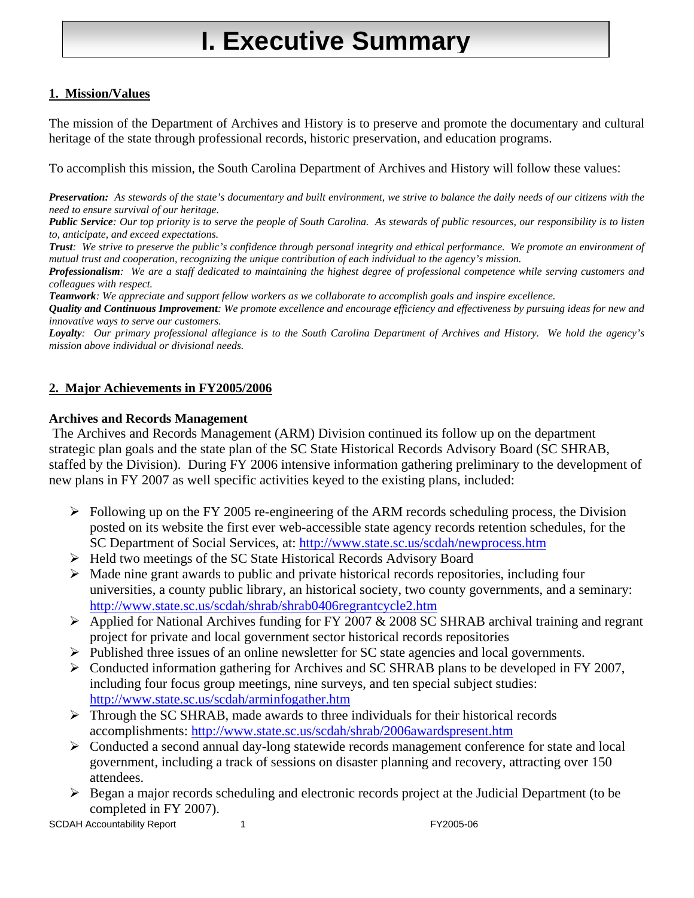# I. Executive Summary

## 1. Mission/Values

The mission of the Department of Archives and History is to preserve and promote the documentary and cultural heritage of the state through professional records, historic preservation, and education programs.

To accomplish this mission, the South Carolina Department of Archives and History will follow these values:

***Preservation:*** *As stewards of the state's documentary and built environment, we strive to balance the daily needs of our citizens with the need to ensure survival of our heritage.*
***Public Service****: Our top priority is to serve the people of South Carolina. As stewards of public resources, our responsibility is to listen to, anticipate, and exceed expectations.*
***Trust****: We strive to preserve the public's confidence through personal integrity and ethical performance. We promote an environment of mutual trust and cooperation, recognizing the unique contribution of each individual to the agency's mission.*
***Professionalism****: We are a staff dedicated to maintaining the highest degree of professional competence while serving customers and colleagues with respect.*
***Teamwork****: We appreciate and support fellow workers as we collaborate to accomplish goals and inspire excellence.*
***Quality and Continuous Improvement****: We promote excellence and encourage efficiency and effectiveness by pursuing ideas for new and innovative ways to serve our customers.*
***Loyalty****: Our primary professional allegiance is to the South Carolina Department of Archives and History. We hold the agency's mission above individual or divisional needs.*

## 2. Major Achievements in FY2005/2006

**Archives and Records Management**

The Archives and Records Management (ARM) Division continued its follow up on the department strategic plan goals and the state plan of the SC State Historical Records Advisory Board (SC SHRAB, staffed by the Division). During FY 2006 intensive information gathering preliminary to the development of new plans in FY 2007 as well specific activities keyed to the existing plans, included:

- Following up on the FY 2005 re-engineering of the ARM records scheduling process, the Division posted on its website the first ever web-accessible state agency records retention schedules, for the SC Department of Social Services, at: http://www.state.sc.us/scdah/newprocess.htm
- Held two meetings of the SC State Historical Records Advisory Board
- Made nine grant awards to public and private historical records repositories, including four universities, a county public library, an historical society, two county governments, and a seminary: http://www.state.sc.us/scdah/shrab/shrab0406regrantcycle2.htm
- Applied for National Archives funding for FY 2007 & 2008 SC SHRAB archival training and regrant project for private and local government sector historical records repositories
- Published three issues of an online newsletter for SC state agencies and local governments.
- Conducted information gathering for Archives and SC SHRAB plans to be developed in FY 2007, including four focus group meetings, nine surveys, and ten special subject studies: http://www.state.sc.us/scdah/arminfogather.htm
- Through the SC SHRAB, made awards to three individuals for their historical records accomplishments: http://www.state.sc.us/scdah/shrab/2006awardspresent.htm
- Conducted a second annual day-long statewide records management conference for state and local government, including a track of sessions on disaster planning and recovery, attracting over 150 attendees.
- Began a major records scheduling and electronic records project at the Judicial Department (to be completed in FY 2007).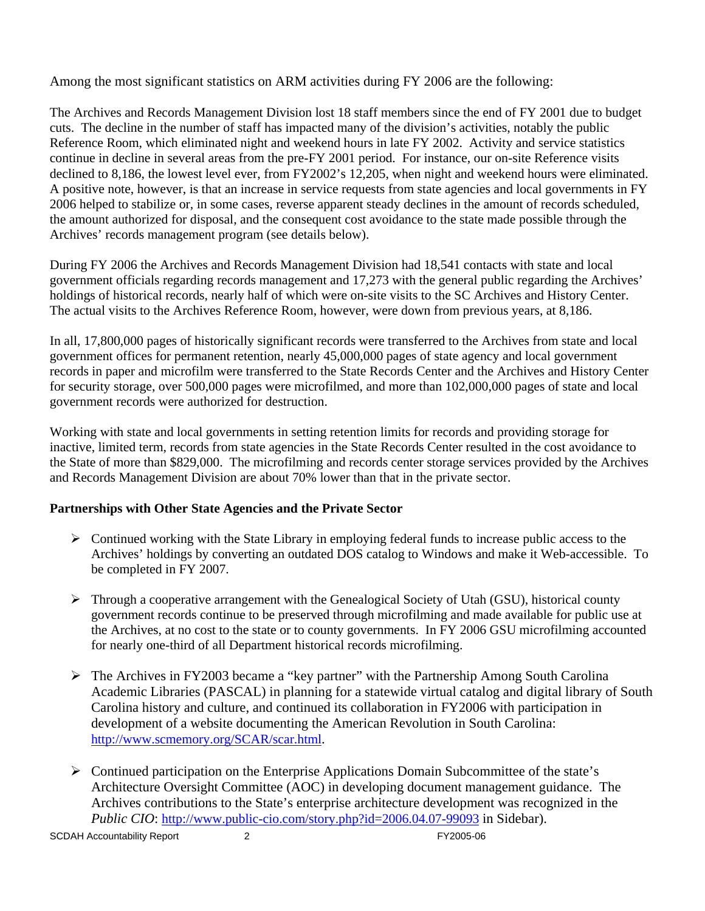Among the most significant statistics on ARM activities during FY 2006 are the following:

The Archives and Records Management Division lost 18 staff members since the end of FY 2001 due to budget cuts. The decline in the number of staff has impacted many of the division's activities, notably the public Reference Room, which eliminated night and weekend hours in late FY 2002. Activity and service statistics continue in decline in several areas from the pre-FY 2001 period. For instance, our on-site Reference visits declined to 8,186, the lowest level ever, from FY2002's 12,205, when night and weekend hours were eliminated. A positive note, however, is that an increase in service requests from state agencies and local governments in FY 2006 helped to stabilize or, in some cases, reverse apparent steady declines in the amount of records scheduled, the amount authorized for disposal, and the consequent cost avoidance to the state made possible through the Archives' records management program (see details below).

During FY 2006 the Archives and Records Management Division had 18,541 contacts with state and local government officials regarding records management and 17,273 with the general public regarding the Archives' holdings of historical records, nearly half of which were on-site visits to the SC Archives and History Center. The actual visits to the Archives Reference Room, however, were down from previous years, at 8,186.

In all, 17,800,000 pages of historically significant records were transferred to the Archives from state and local government offices for permanent retention, nearly 45,000,000 pages of state agency and local government records in paper and microfilm were transferred to the State Records Center and the Archives and History Center for security storage, over 500,000 pages were microfilmed, and more than 102,000,000 pages of state and local government records were authorized for destruction.

Working with state and local governments in setting retention limits for records and providing storage for inactive, limited term, records from state agencies in the State Records Center resulted in the cost avoidance to the State of more than $829,000. The microfilming and records center storage services provided by the Archives and Records Management Division are about 70% lower than that in the private sector.

**Partnerships with Other State Agencies and the Private Sector**

- Continued working with the State Library in employing federal funds to increase public access to the Archives' holdings by converting an outdated DOS catalog to Windows and make it Web-accessible. To be completed in FY 2007.

- Through a cooperative arrangement with the Genealogical Society of Utah (GSU), historical county government records continue to be preserved through microfilming and made available for public use at the Archives, at no cost to the state or to county governments. In FY 2006 GSU microfilming accounted for nearly one-third of all Department historical records microfilming.

- The Archives in FY2003 became a "key partner" with the Partnership Among South Carolina Academic Libraries (PASCAL) in planning for a statewide virtual catalog and digital library of South Carolina history and culture, and continued its collaboration in FY2006 with participation in development of a website documenting the American Revolution in South Carolina: http://www.scmemory.org/SCAR/scar.html.

- Continued participation on the Enterprise Applications Domain Subcommittee of the state's Architecture Oversight Committee (AOC) in developing document management guidance. The Archives contributions to the State's enterprise architecture development was recognized in the *Public CIO*: http://www.public-cio.com/story.php?id=2006.04.07-99093 in Sidebar).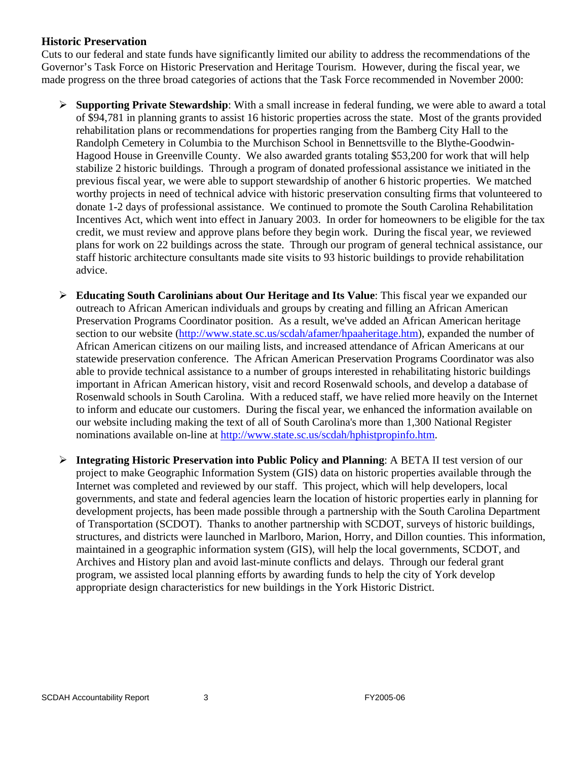## Historic Preservation

Cuts to our federal and state funds have significantly limited our ability to address the recommendations of the Governor's Task Force on Historic Preservation and Heritage Tourism. However, during the fiscal year, we made progress on the three broad categories of actions that the Task Force recommended in November 2000:

- **Supporting Private Stewardship**: With a small increase in federal funding, we were able to award a total of $94,781 in planning grants to assist 16 historic properties across the state. Most of the grants provided rehabilitation plans or recommendations for properties ranging from the Bamberg City Hall to the Randolph Cemetery in Columbia to the Murchison School in Bennettsville to the Blythe-Goodwin-Hagood House in Greenville County. We also awarded grants totaling $53,200 for work that will help stabilize 2 historic buildings. Through a program of donated professional assistance we initiated in the previous fiscal year, we were able to support stewardship of another 6 historic properties. We matched worthy projects in need of technical advice with historic preservation consulting firms that volunteered to donate 1-2 days of professional assistance. We continued to promote the South Carolina Rehabilitation Incentives Act, which went into effect in January 2003. In order for homeowners to be eligible for the tax credit, we must review and approve plans before they begin work. During the fiscal year, we reviewed plans for work on 22 buildings across the state. Through our program of general technical assistance, our staff historic architecture consultants made site visits to 93 historic buildings to provide rehabilitation advice.

- **Educating South Carolinians about Our Heritage and Its Value**: This fiscal year we expanded our outreach to African American individuals and groups by creating and filling an African American Preservation Programs Coordinator position. As a result, we've added an African American heritage section to our website (http://www.state.sc.us/scdah/afamer/hpaaheritage.htm), expanded the number of African American citizens on our mailing lists, and increased attendance of African Americans at our statewide preservation conference. The African American Preservation Programs Coordinator was also able to provide technical assistance to a number of groups interested in rehabilitating historic buildings important in African American history, visit and record Rosenwald schools, and develop a database of Rosenwald schools in South Carolina. With a reduced staff, we have relied more heavily on the Internet to inform and educate our customers. During the fiscal year, we enhanced the information available on our website including making the text of all of South Carolina's more than 1,300 National Register nominations available on-line at http://www.state.sc.us/scdah/hphistpropinfo.htm.

- **Integrating Historic Preservation into Public Policy and Planning**: A BETA II test version of our project to make Geographic Information System (GIS) data on historic properties available through the Internet was completed and reviewed by our staff. This project, which will help developers, local governments, and state and federal agencies learn the location of historic properties early in planning for development projects, has been made possible through a partnership with the South Carolina Department of Transportation (SCDOT). Thanks to another partnership with SCDOT, surveys of historic buildings, structures, and districts were launched in Marlboro, Marion, Horry, and Dillon counties. This information, maintained in a geographic information system (GIS), will help the local governments, SCDOT, and Archives and History plan and avoid last-minute conflicts and delays. Through our federal grant program, we assisted local planning efforts by awarding funds to help the city of York develop appropriate design characteristics for new buildings in the York Historic District.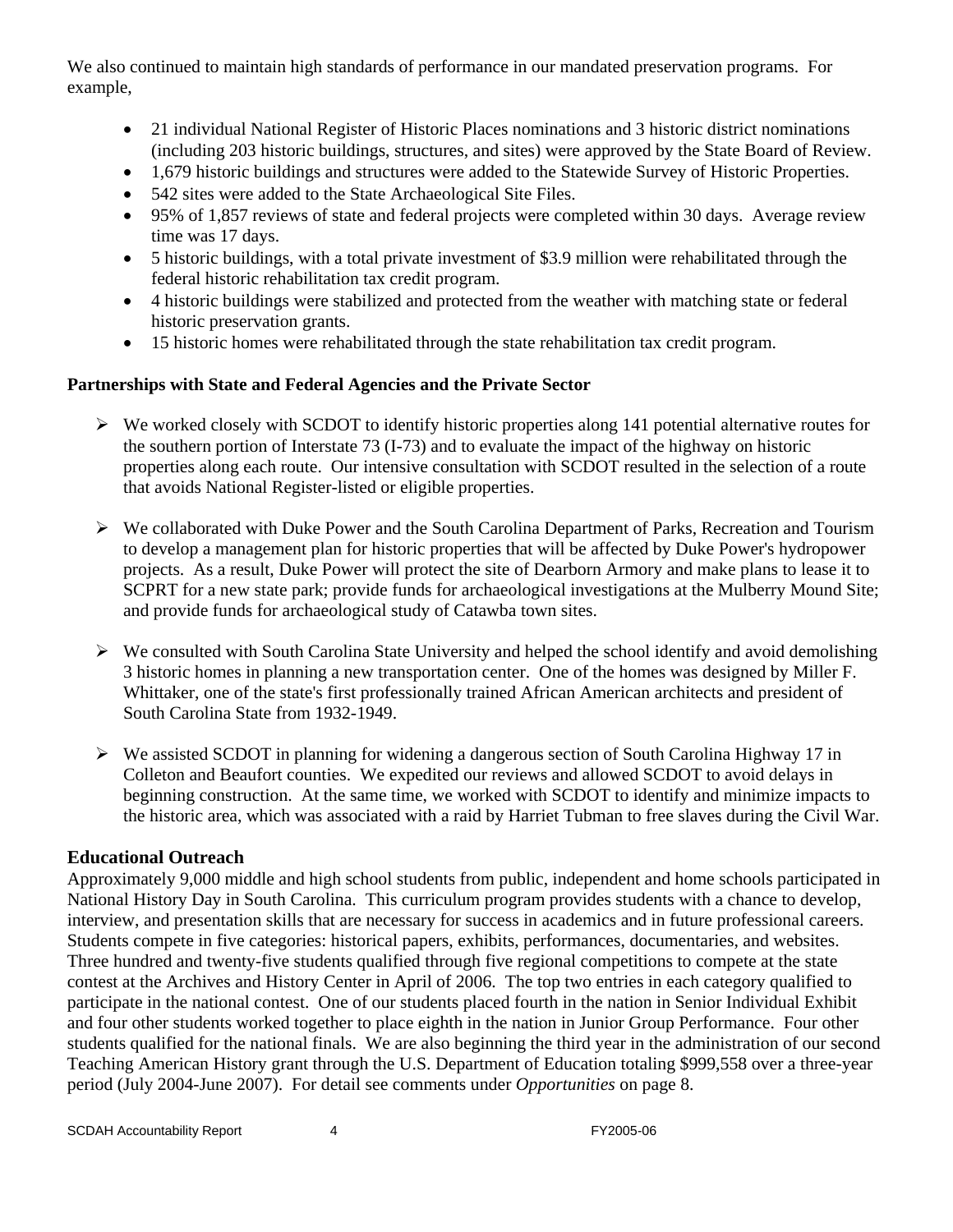We also continued to maintain high standards of performance in our mandated preservation programs. For example,

- 21 individual National Register of Historic Places nominations and 3 historic district nominations (including 203 historic buildings, structures, and sites) were approved by the State Board of Review.
- 1,679 historic buildings and structures were added to the Statewide Survey of Historic Properties.
- 542 sites were added to the State Archaeological Site Files.
- 95% of 1,857 reviews of state and federal projects were completed within 30 days. Average review time was 17 days.
- 5 historic buildings, with a total private investment of $3.9 million were rehabilitated through the federal historic rehabilitation tax credit program.
- 4 historic buildings were stabilized and protected from the weather with matching state or federal historic preservation grants.
- 15 historic homes were rehabilitated through the state rehabilitation tax credit program.

**Partnerships with State and Federal Agencies and the Private Sector**

- We worked closely with SCDOT to identify historic properties along 141 potential alternative routes for the southern portion of Interstate 73 (I-73) and to evaluate the impact of the highway on historic properties along each route. Our intensive consultation with SCDOT resulted in the selection of a route that avoids National Register-listed or eligible properties.

- We collaborated with Duke Power and the South Carolina Department of Parks, Recreation and Tourism to develop a management plan for historic properties that will be affected by Duke Power's hydropower projects. As a result, Duke Power will protect the site of Dearborn Armory and make plans to lease it to SCPRT for a new state park; provide funds for archaeological investigations at the Mulberry Mound Site; and provide funds for archaeological study of Catawba town sites.

- We consulted with South Carolina State University and helped the school identify and avoid demolishing 3 historic homes in planning a new transportation center. One of the homes was designed by Miller F. Whittaker, one of the state's first professionally trained African American architects and president of South Carolina State from 1932-1949.

- We assisted SCDOT in planning for widening a dangerous section of South Carolina Highway 17 in Colleton and Beaufort counties. We expedited our reviews and allowed SCDOT to avoid delays in beginning construction. At the same time, we worked with SCDOT to identify and minimize impacts to the historic area, which was associated with a raid by Harriet Tubman to free slaves during the Civil War.

## Educational Outreach

Approximately 9,000 middle and high school students from public, independent and home schools participated in National History Day in South Carolina. This curriculum program provides students with a chance to develop, interview, and presentation skills that are necessary for success in academics and in future professional careers. Students compete in five categories: historical papers, exhibits, performances, documentaries, and websites. Three hundred and twenty-five students qualified through five regional competitions to compete at the state contest at the Archives and History Center in April of 2006. The top two entries in each category qualified to participate in the national contest. One of our students placed fourth in the nation in Senior Individual Exhibit and four other students worked together to place eighth in the nation in Junior Group Performance. Four other students qualified for the national finals. We are also beginning the third year in the administration of our second Teaching American History grant through the U.S. Department of Education totaling $999,558 over a three-year period (July 2004-June 2007). For detail see comments under *Opportunities* on page 8.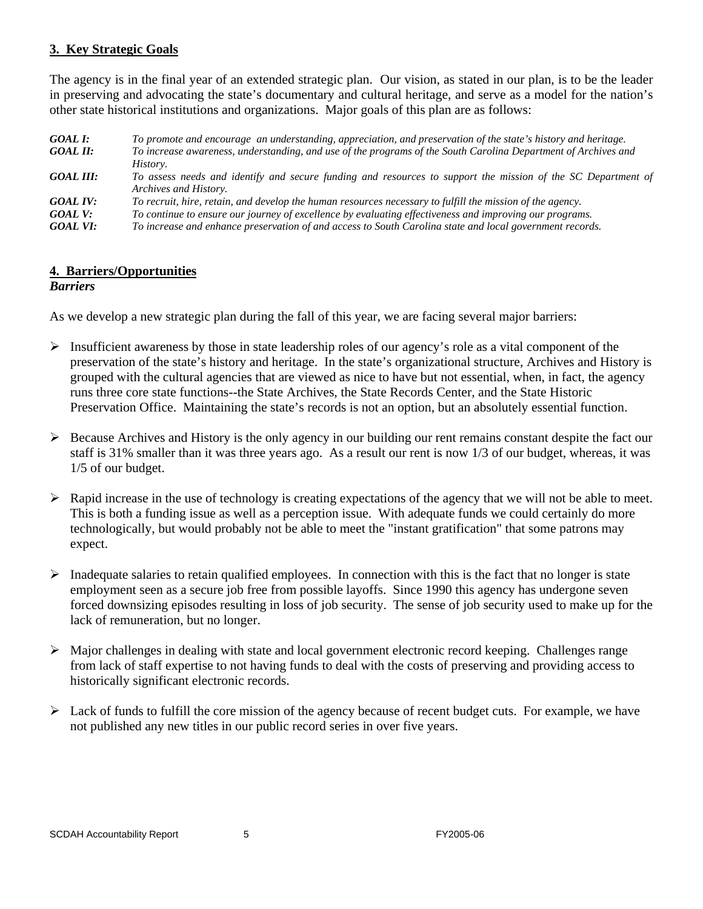## 3. Key Strategic Goals

The agency is in the final year of an extended strategic plan. Our vision, as stated in our plan, is to be the leader in preserving and advocating the state's documentary and cultural heritage, and serve as a model for the nation's other state historical institutions and organizations. Major goals of this plan are as follows:

***GOAL I:*** *To promote and encourage an understanding, appreciation, and preservation of the state's history and heritage.*
***GOAL II:*** *To increase awareness, understanding, and use of the programs of the South Carolina Department of Archives and History.*
***GOAL III:*** *To assess needs and identify and secure funding and resources to support the mission of the SC Department of Archives and History.*
***GOAL IV:*** *To recruit, hire, retain, and develop the human resources necessary to fulfill the mission of the agency.*
***GOAL V:*** *To continue to ensure our journey of excellence by evaluating effectiveness and improving our programs.*
***GOAL VI:*** *To increase and enhance preservation of and access to South Carolina state and local government records.*

## 4. Barriers/Opportunities

***Barriers***

As we develop a new strategic plan during the fall of this year, we are facing several major barriers:

- Insufficient awareness by those in state leadership roles of our agency's role as a vital component of the preservation of the state's history and heritage. In the state's organizational structure, Archives and History is grouped with the cultural agencies that are viewed as nice to have but not essential, when, in fact, the agency runs three core state functions--the State Archives, the State Records Center, and the State Historic Preservation Office. Maintaining the state's records is not an option, but an absolutely essential function.

- Because Archives and History is the only agency in our building our rent remains constant despite the fact our staff is 31% smaller than it was three years ago. As a result our rent is now 1/3 of our budget, whereas, it was 1/5 of our budget.

- Rapid increase in the use of technology is creating expectations of the agency that we will not be able to meet. This is both a funding issue as well as a perception issue. With adequate funds we could certainly do more technologically, but would probably not be able to meet the "instant gratification" that some patrons may expect.

- Inadequate salaries to retain qualified employees. In connection with this is the fact that no longer is state employment seen as a secure job free from possible layoffs. Since 1990 this agency has undergone seven forced downsizing episodes resulting in loss of job security. The sense of job security used to make up for the lack of remuneration, but no longer.

- Major challenges in dealing with state and local government electronic record keeping. Challenges range from lack of staff expertise to not having funds to deal with the costs of preserving and providing access to historically significant electronic records.

- Lack of funds to fulfill the core mission of the agency because of recent budget cuts. For example, we have not published any new titles in our public record series in over five years.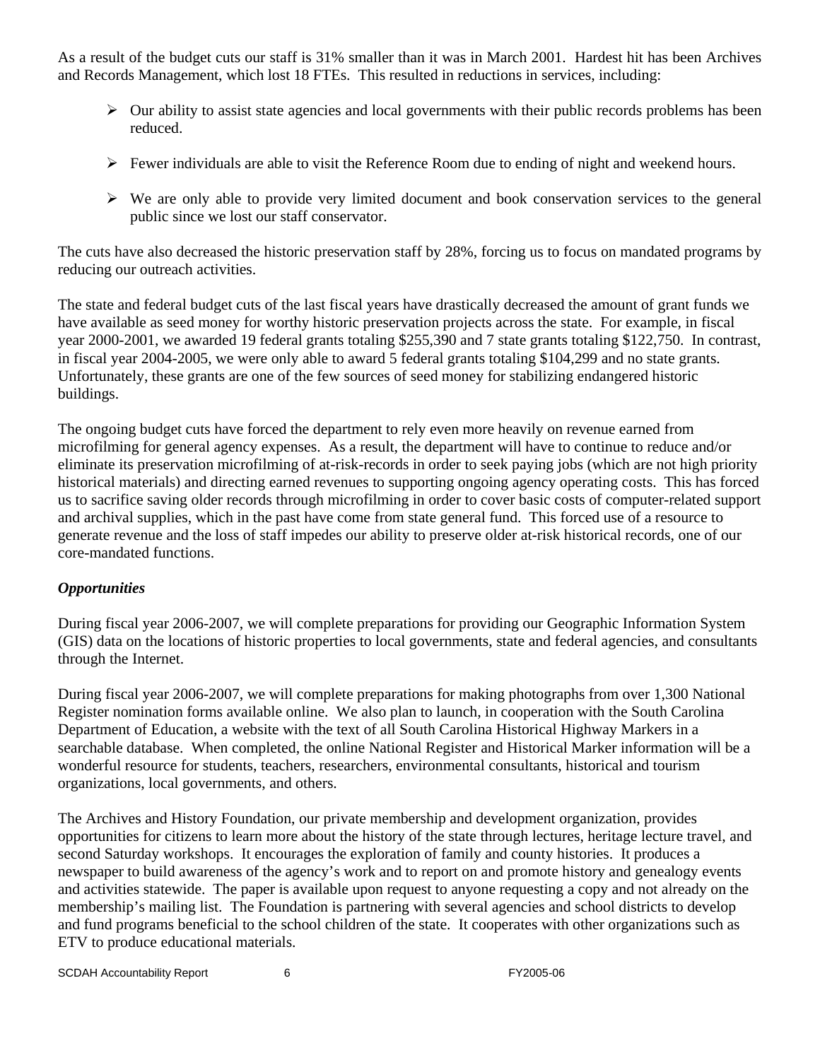As a result of the budget cuts our staff is 31% smaller than it was in March 2001. Hardest hit has been Archives and Records Management, which lost 18 FTEs. This resulted in reductions in services, including:

- Our ability to assist state agencies and local governments with their public records problems has been reduced.
- Fewer individuals are able to visit the Reference Room due to ending of night and weekend hours.
- We are only able to provide very limited document and book conservation services to the general public since we lost our staff conservator.

The cuts have also decreased the historic preservation staff by 28%, forcing us to focus on mandated programs by reducing our outreach activities.

The state and federal budget cuts of the last fiscal years have drastically decreased the amount of grant funds we have available as seed money for worthy historic preservation projects across the state. For example, in fiscal year 2000-2001, we awarded 19 federal grants totaling $255,390 and 7 state grants totaling $122,750. In contrast, in fiscal year 2004-2005, we were only able to award 5 federal grants totaling $104,299 and no state grants. Unfortunately, these grants are one of the few sources of seed money for stabilizing endangered historic buildings.

The ongoing budget cuts have forced the department to rely even more heavily on revenue earned from microfilming for general agency expenses. As a result, the department will have to continue to reduce and/or eliminate its preservation microfilming of at-risk-records in order to seek paying jobs (which are not high priority historical materials) and directing earned revenues to supporting ongoing agency operating costs. This has forced us to sacrifice saving older records through microfilming in order to cover basic costs of computer-related support and archival supplies, which in the past have come from state general fund. This forced use of a resource to generate revenue and the loss of staff impedes our ability to preserve older at-risk historical records, one of our core-mandated functions.

***Opportunities***

During fiscal year 2006-2007, we will complete preparations for providing our Geographic Information System (GIS) data on the locations of historic properties to local governments, state and federal agencies, and consultants through the Internet.

During fiscal year 2006-2007, we will complete preparations for making photographs from over 1,300 National Register nomination forms available online. We also plan to launch, in cooperation with the South Carolina Department of Education, a website with the text of all South Carolina Historical Highway Markers in a searchable database. When completed, the online National Register and Historical Marker information will be a wonderful resource for students, teachers, researchers, environmental consultants, historical and tourism organizations, local governments, and others.

The Archives and History Foundation, our private membership and development organization, provides opportunities for citizens to learn more about the history of the state through lectures, heritage lecture travel, and second Saturday workshops. It encourages the exploration of family and county histories. It produces a newspaper to build awareness of the agency's work and to report on and promote history and genealogy events and activities statewide. The paper is available upon request to anyone requesting a copy and not already on the membership's mailing list. The Foundation is partnering with several agencies and school districts to develop and fund programs beneficial to the school children of the state. It cooperates with other organizations such as ETV to produce educational materials.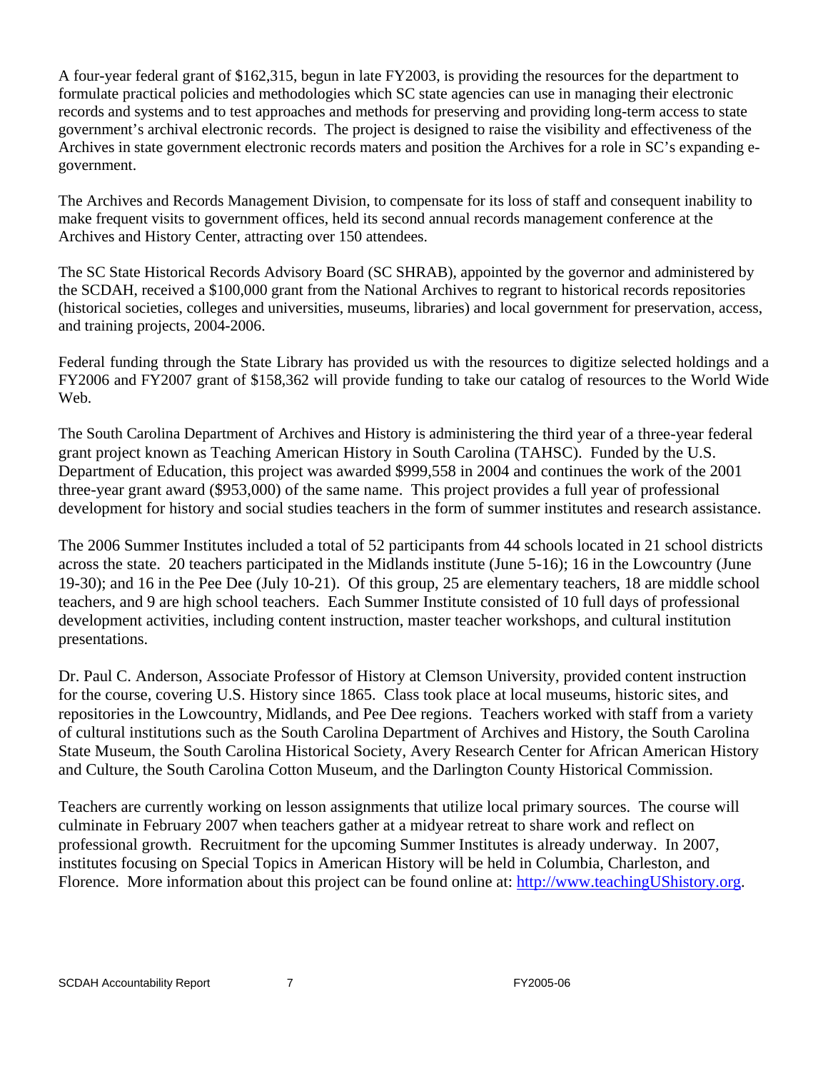A four-year federal grant of $162,315, begun in late FY2003, is providing the resources for the department to formulate practical policies and methodologies which SC state agencies can use in managing their electronic records and systems and to test approaches and methods for preserving and providing long-term access to state government's archival electronic records. The project is designed to raise the visibility and effectiveness of the Archives in state government electronic records maters and position the Archives for a role in SC's expanding e-government.

The Archives and Records Management Division, to compensate for its loss of staff and consequent inability to make frequent visits to government offices, held its second annual records management conference at the Archives and History Center, attracting over 150 attendees.

The SC State Historical Records Advisory Board (SC SHRAB), appointed by the governor and administered by the SCDAH, received a $100,000 grant from the National Archives to regrant to historical records repositories (historical societies, colleges and universities, museums, libraries) and local government for preservation, access, and training projects, 2004-2006.

Federal funding through the State Library has provided us with the resources to digitize selected holdings and a FY2006 and FY2007 grant of $158,362 will provide funding to take our catalog of resources to the World Wide Web.

The South Carolina Department of Archives and History is administering the third year of a three-year federal grant project known as Teaching American History in South Carolina (TAHSC). Funded by the U.S. Department of Education, this project was awarded $999,558 in 2004 and continues the work of the 2001 three-year grant award ($953,000) of the same name. This project provides a full year of professional development for history and social studies teachers in the form of summer institutes and research assistance.

The 2006 Summer Institutes included a total of 52 participants from 44 schools located in 21 school districts across the state. 20 teachers participated in the Midlands institute (June 5-16); 16 in the Lowcountry (June 19-30); and 16 in the Pee Dee (July 10-21). Of this group, 25 are elementary teachers, 18 are middle school teachers, and 9 are high school teachers. Each Summer Institute consisted of 10 full days of professional development activities, including content instruction, master teacher workshops, and cultural institution presentations.

Dr. Paul C. Anderson, Associate Professor of History at Clemson University, provided content instruction for the course, covering U.S. History since 1865. Class took place at local museums, historic sites, and repositories in the Lowcountry, Midlands, and Pee Dee regions. Teachers worked with staff from a variety of cultural institutions such as the South Carolina Department of Archives and History, the South Carolina State Museum, the South Carolina Historical Society, Avery Research Center for African American History and Culture, the South Carolina Cotton Museum, and the Darlington County Historical Commission.

Teachers are currently working on lesson assignments that utilize local primary sources. The course will culminate in February 2007 when teachers gather at a midyear retreat to share work and reflect on professional growth. Recruitment for the upcoming Summer Institutes is already underway. In 2007, institutes focusing on Special Topics in American History will be held in Columbia, Charleston, and Florence. More information about this project can be found online at: [http://www.teachingUShistory.org](http://www.teachingUShistory.org).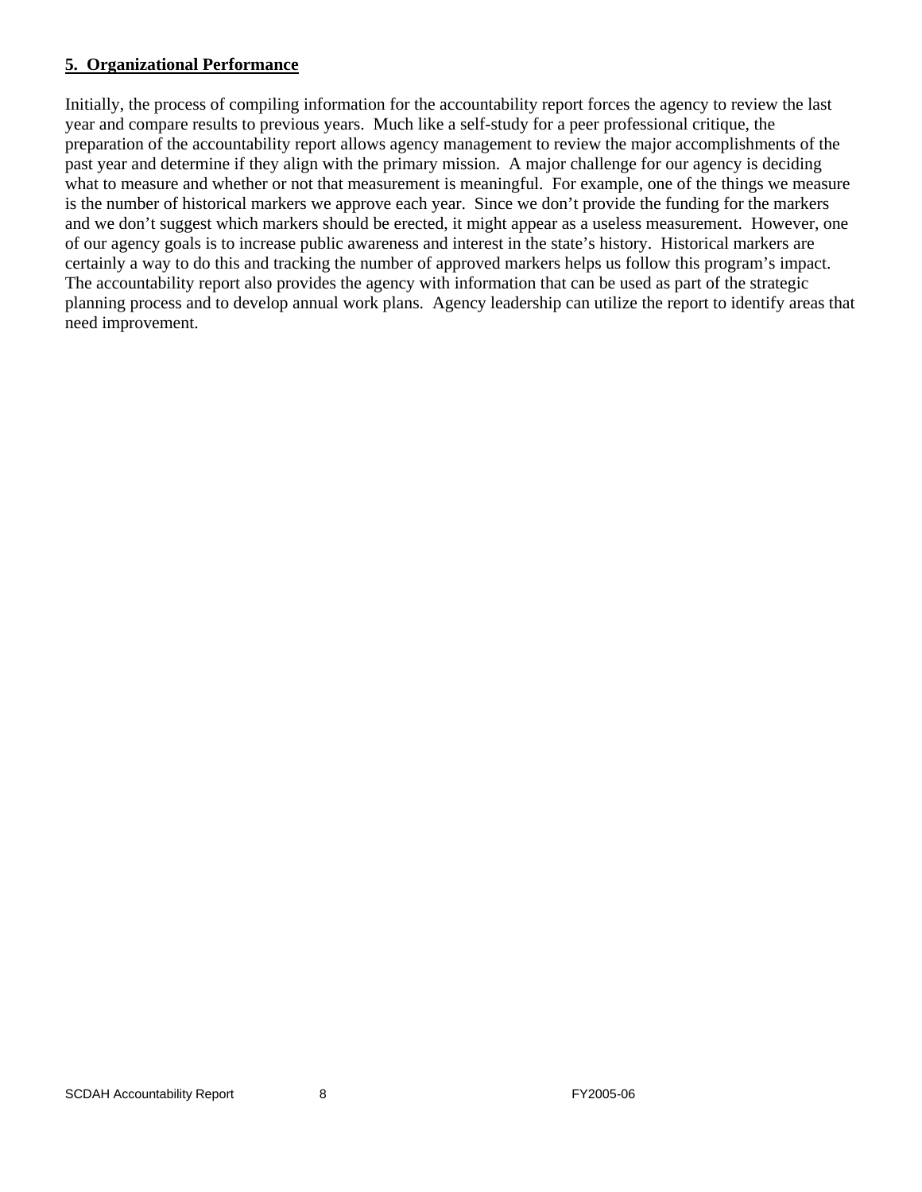## 5. Organizational Performance

Initially, the process of compiling information for the accountability report forces the agency to review the last year and compare results to previous years. Much like a self-study for a peer professional critique, the preparation of the accountability report allows agency management to review the major accomplishments of the past year and determine if they align with the primary mission. A major challenge for our agency is deciding what to measure and whether or not that measurement is meaningful. For example, one of the things we measure is the number of historical markers we approve each year. Since we don't provide the funding for the markers and we don't suggest which markers should be erected, it might appear as a useless measurement. However, one of our agency goals is to increase public awareness and interest in the state's history. Historical markers are certainly a way to do this and tracking the number of approved markers helps us follow this program's impact. The accountability report also provides the agency with information that can be used as part of the strategic planning process and to develop annual work plans. Agency leadership can utilize the report to identify areas that need improvement.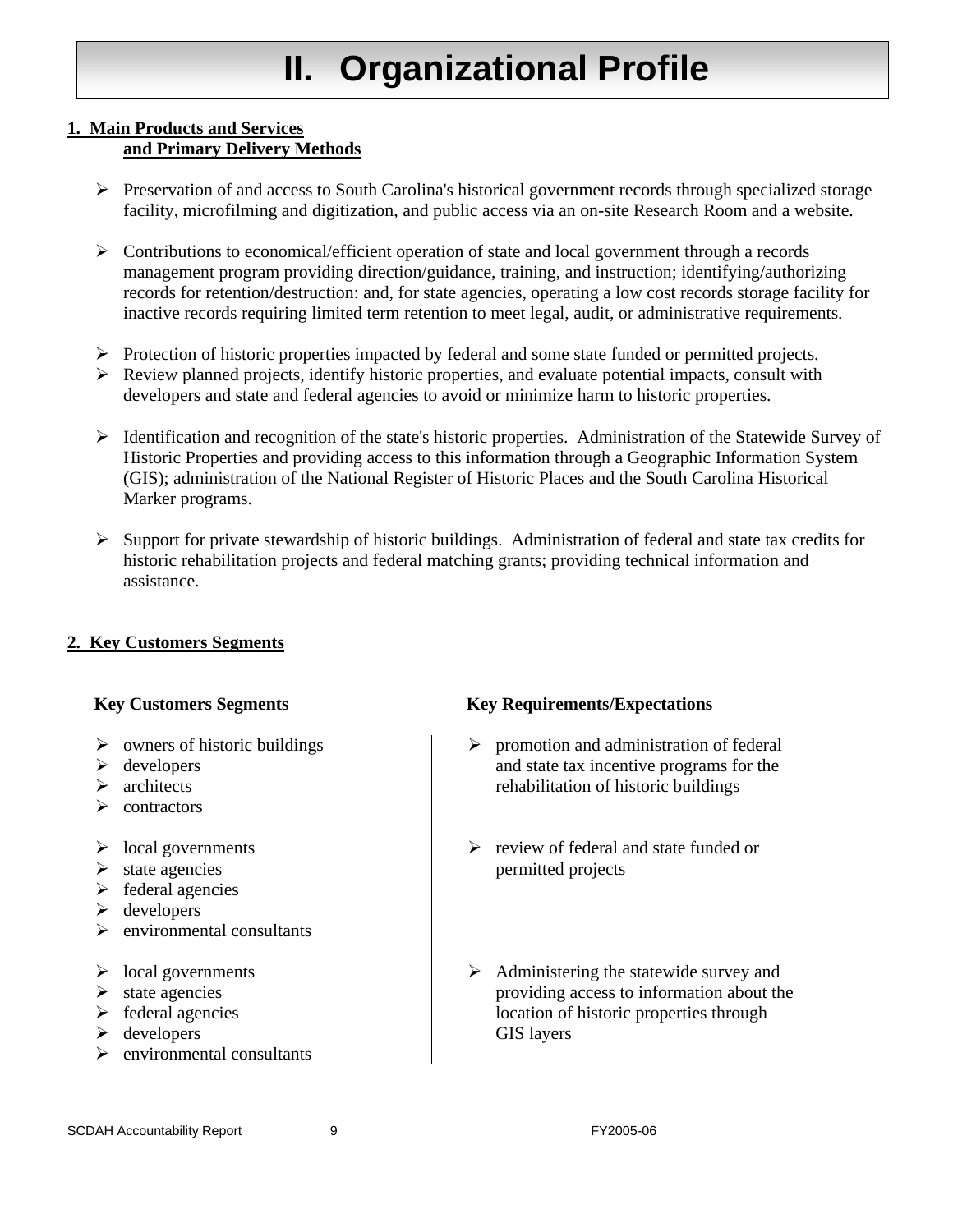# II. Organizational Profile

**1. Main Products and Services and Primary Delivery Methods**

- Preservation of and access to South Carolina's historical government records through specialized storage facility, microfilming and digitization, and public access via an on-site Research Room and a website.

- Contributions to economical/efficient operation of state and local government through a records management program providing direction/guidance, training, and instruction; identifying/authorizing records for retention/destruction: and, for state agencies, operating a low cost records storage facility for inactive records requiring limited term retention to meet legal, audit, or administrative requirements.

- Protection of historic properties impacted by federal and some state funded or permitted projects.
- Review planned projects, identify historic properties, and evaluate potential impacts, consult with developers and state and federal agencies to avoid or minimize harm to historic properties.

- Identification and recognition of the state's historic properties. Administration of the Statewide Survey of Historic Properties and providing access to this information through a Geographic Information System (GIS); administration of the National Register of Historic Places and the South Carolina Historical Marker programs.

- Support for private stewardship of historic buildings. Administration of federal and state tax credits for historic rehabilitation projects and federal matching grants; providing technical information and assistance.

**2. Key Customers Segments**

| Key Customers Segments | Key Requirements/Expectations |
| --- | --- |
| owners of historic buildings<br>developers<br>architects<br>contractors | promotion and administration of federal and state tax incentive programs for the rehabilitation of historic buildings |
| local governments<br>state agencies<br>federal agencies<br>developers<br>environmental consultants | review of federal and state funded or permitted projects |
| local governments<br>state agencies<br>federal agencies<br>developers<br>environmental consultants | Administering the statewide survey and providing access to information about the location of historic properties through GIS layers |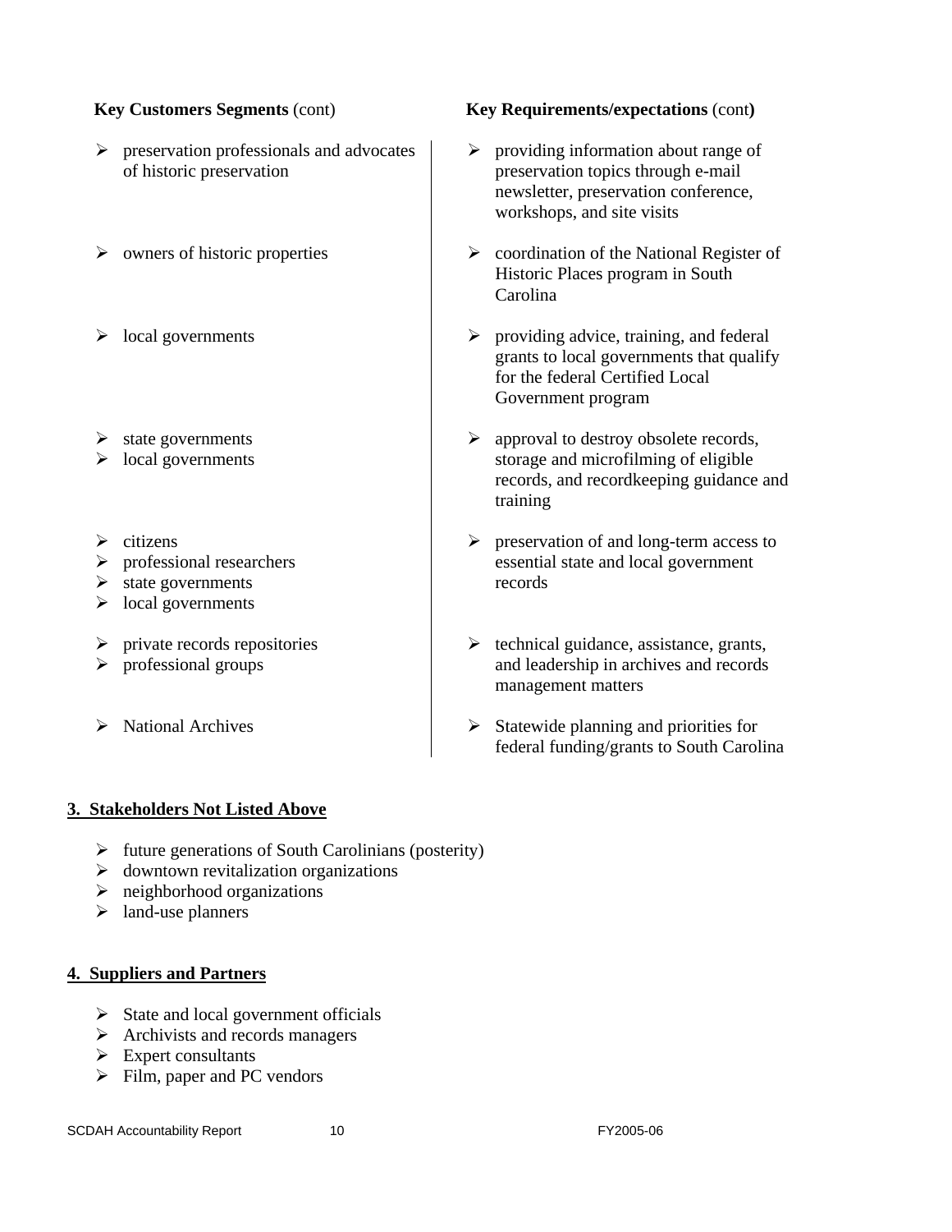| **Key Customers Segments** (cont) | **Key Requirements/expectations** (cont**)** |
|---|---|
| ➢ preservation professionals and advocates of historic preservation | ➢ providing information about range of preservation topics through e-mail newsletter, preservation conference, workshops, and site visits |
| ➢ owners of historic properties | ➢ coordination of the National Register of Historic Places program in South Carolina |
| ➢ local governments | ➢ providing advice, training, and federal grants to local governments that qualify for the federal Certified Local Government program |
| ➢ state governments<br>➢ local governments | ➢ approval to destroy obsolete records, storage and microfilming of eligible records, and recordkeeping guidance and training |
| ➢ citizens<br>➢ professional researchers<br>➢ state governments<br>➢ local governments | ➢ preservation of and long-term access to essential state and local government records |
| ➢ private records repositories<br>➢ professional groups | ➢ technical guidance, assistance, grants, and leadership in archives and records management matters |
| ➢ National Archives | ➢ Statewide planning and priorities for federal funding/grants to South Carolina |

## 3. Stakeholders Not Listed Above

- future generations of South Carolinians (posterity)
- downtown revitalization organizations
- neighborhood organizations
- land-use planners

## 4. Suppliers and Partners

- State and local government officials
- Archivists and records managers
- Expert consultants
- Film, paper and PC vendors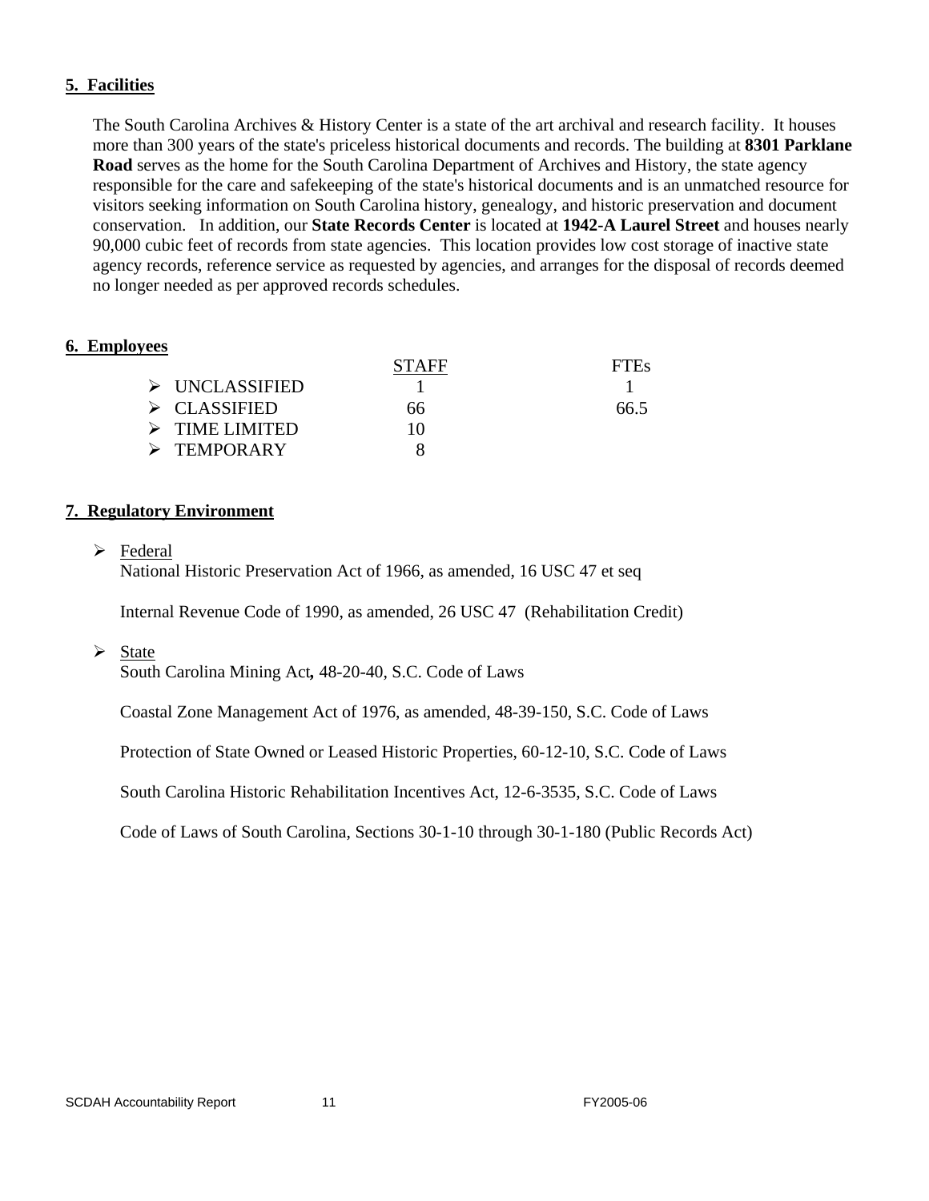## 5. Facilities

The South Carolina Archives & History Center is a state of the art archival and research facility. It houses more than 300 years of the state's priceless historical documents and records. The building at **8301 Parklane Road** serves as the home for the South Carolina Department of Archives and History, the state agency responsible for the care and safekeeping of the state's historical documents and is an unmatched resource for visitors seeking information on South Carolina history, genealogy, and historic preservation and document conservation. In addition, our **State Records Center** is located at **1942-A Laurel Street** and houses nearly 90,000 cubic feet of records from state agencies. This location provides low cost storage of inactive state agency records, reference service as requested by agencies, and arranges for the disposal of records deemed no longer needed as per approved records schedules.

## 6. Employees

| | STAFF | FTEs |
|---|---|---|
| ➢ UNCLASSIFIED | 1 | 1 |
| ➢ CLASSIFIED | 66 | 66.5 |
| ➢ TIME LIMITED | 10 | |
| ➢ TEMPORARY | 8 | |

## 7. Regulatory Environment

- Federal

  National Historic Preservation Act of 1966, as amended, 16 USC 47 et seq

  Internal Revenue Code of 1990, as amended, 26 USC 47 (Rehabilitation Credit)

- State

  South Carolina Mining Act, 48-20-40, S.C. Code of Laws

  Coastal Zone Management Act of 1976, as amended, 48-39-150, S.C. Code of Laws

  Protection of State Owned or Leased Historic Properties, 60-12-10, S.C. Code of Laws

  South Carolina Historic Rehabilitation Incentives Act, 12-6-3535, S.C. Code of Laws

  Code of Laws of South Carolina, Sections 30-1-10 through 30-1-180 (Public Records Act)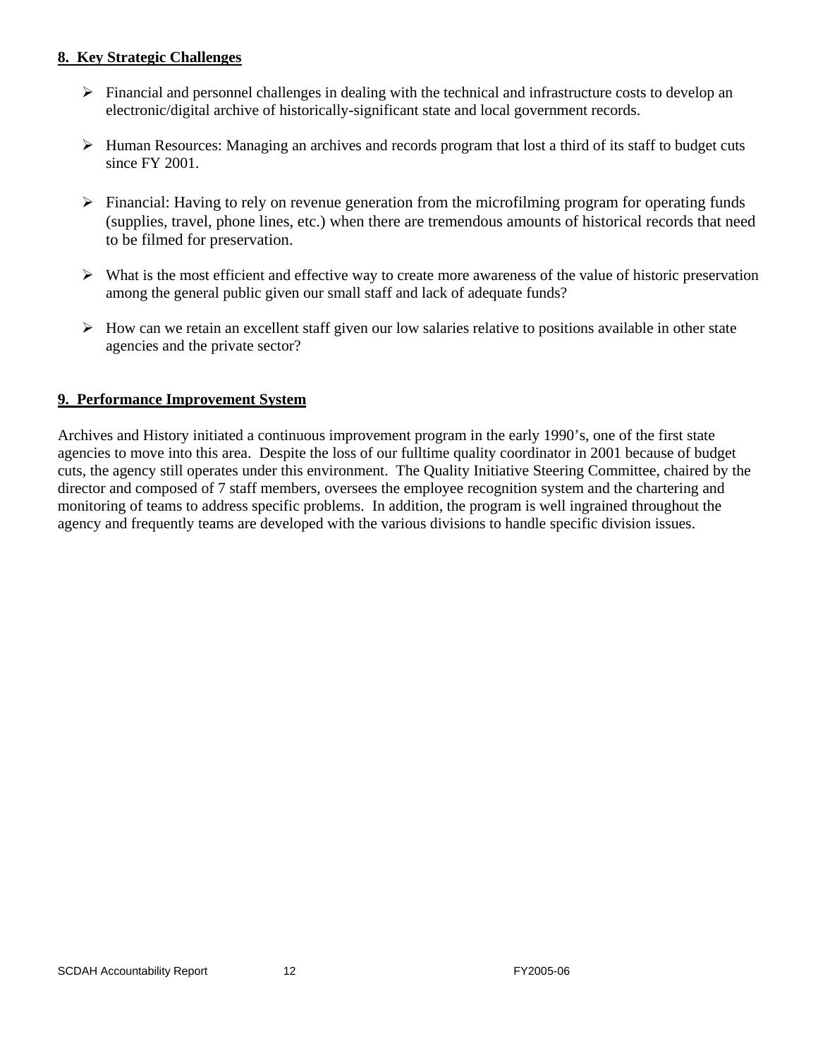## 8. Key Strategic Challenges

- Financial and personnel challenges in dealing with the technical and infrastructure costs to develop an electronic/digital archive of historically-significant state and local government records.
- Human Resources: Managing an archives and records program that lost a third of its staff to budget cuts since FY 2001.
- Financial: Having to rely on revenue generation from the microfilming program for operating funds (supplies, travel, phone lines, etc.) when there are tremendous amounts of historical records that need to be filmed for preservation.
- What is the most efficient and effective way to create more awareness of the value of historic preservation among the general public given our small staff and lack of adequate funds?
- How can we retain an excellent staff given our low salaries relative to positions available in other state agencies and the private sector?

## 9. Performance Improvement System

Archives and History initiated a continuous improvement program in the early 1990's, one of the first state agencies to move into this area. Despite the loss of our fulltime quality coordinator in 2001 because of budget cuts, the agency still operates under this environment. The Quality Initiative Steering Committee, chaired by the director and composed of 7 staff members, oversees the employee recognition system and the chartering and monitoring of teams to address specific problems. In addition, the program is well ingrained throughout the agency and frequently teams are developed with the various divisions to handle specific division issues.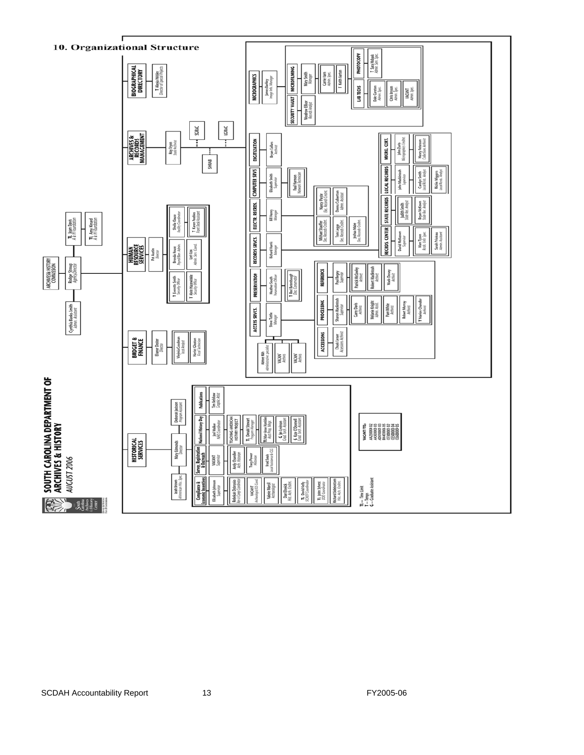## 10. Organizational Structure

**SOUTH CAROLINA DEPARTMENT OF ARCHIVES & HISTORY**
*AUGUST 2006*

- ARCHIVES & HISTORY COMMISSION
  - Rodger Stroup, *Agency Director*
    - Cynthia Banks Smith, *Admin. Assistant*
    - TL Jean Davis, *A & H Foundation*
    - TL Amy Kinard, *A & H Foundation*

**BUDGET & FINANCE**
- Elanor Dotter, *Director*
  - Virginia Goodman, *Fiscal Analyst*
  - Harriet Gleaton, *Fiscal Technician*

**HUMAN RESOURCE SERVICES**
- Pat Austin, *Director*
  - T Everette Smith, *Security Officer*
  - T Alvin Hazenwinkle, *Security Officer*
  - Brenda Rouse, *Payroll/Ben. Admin.*
  - Lori Cox, *Admin. Serv. Coord.*
  - Sheila Clause, *Facility Coordinator*
  - T Karen Peebles, *Front Desk Assistant*

**ARCHIVES & RECORDS MANAGEMENT**
- Roy Tryon, *State Archivist*
  - SCRAC
  - LGRAC
  - SHRAB

**BIOGRAPHICAL DIRECTORY**
- T Alexia Helsley, *Director of Special Projects*

**ACCESS SRVCS.**
- Steve Tuttle, *Manager*
  - Aimee Ritz, *Administrative Specialist*
  - VACANT, *Archivist*
  - VACANT, *Archivist*
  - **ACCESSIONS**
    - Chuck Lesser, *Accessions Archivist*
  - **PROCESSING**
    - Sharon Mackintosh, *Supervisor*
      - Garry Davis, *Archivist*
      - Melanie Knight, *Admin. Asst.*
      - Pam White, *Archivist*
      - Robert Murray, *Archivist*
      - T Marion Chandler, *Archivist*
  - **REFERENCE**
    - Paul Begley, *Supervisor*
      - Patrick McCawley, *Archivist*
      - Robert MacIntosh, *Archivist*
      - Noah Doney, *Archivist*

**PRESERVATION**
- Heather South, *Preservation Officer*
  - T Bet Bennebaugh, *Doc. Conservator*

**RECORDS SRVCS**
- Richard Harris, *Manager*
  - **RECORDS CENTER**
    - David McKeown, *Supervisor*
      - Marc Tyson, *Rcds. Cntr. Spec.*
      - Sarah Prioleau, *Admin. Assistant*
  - **STATE RECORDS**
    - Judith Smith, *State Rec. Analyst*
    - Bryan McKown, *State Rec. Analyst*
  - **LOCAL RECORDS**
    - John Mackintosh, *Supervisor*
      - Carolyn Smith, *Local Rcds. Analyst*
      - Rickie Wiggers, *Local Rcds. Analyst*
  - **MICRO. CERT.**
    - John Zurlo, *Micrographics Cnsltnt.*
    - Henry Peterson, *Collections Archivist*

**ELECTR. RECRDS.**
- Bill Henry, *Manager*
  - Michael Stauffer, *Elec. Records Cnsltnt.*
  - Nancy Piester, *Elec. Records Cnsltnt.*
  - Tom Legge, *Elec. Records Cnsltnt.*
  - Donna Culbertson, *Admin. Assistant*
  - Joshua Mace, *Elec. Records Cnsltnt.*

**CMPUTER SRVS**
- Elizabeth Smith, *Supervisor*
  - Paul Harmon, *Network Technician*

**DIGITIZATION**
- Bryan Collars, *Archivist*

**MICROGRAPHICS**
- James Barkley, *Image Info. Manager*
  - **SECURITY VAULT**
    - Woodrow Elliott, *Records Analyst*
  - **MICROFILMING**
    - Mary Smith, *Manager*
      - Carrie Ham, *Admin. Spec.*
      - T Keith Sartain
  - **LAB TECHS**
    - Dale Canteen, *Admin. Spec.*
    - Chris Bryson, *Admin. Spec.*
    - VACANT, *Admin. Spec.*
  - **PHOTOCOPY**
    - T Sara Hoback, *Admin. Serv. Spec.*

**HISTORICAL SERVICES**
- Mary Edmonds, *Director*
  - Leah Brown, *Afroamerican Hist. Spec.*
  - Deborah Jackson, *Program Assistant*
  - **Compliance & Economic Incentives**
    - Elizabeth Johnson, *Supervisor*
    - Rebekah Dobrasko, *Rev. & Comp. Coordinator*
    - VACANT, *Archaeologist/CG Coord.*
    - Valerie Marcil, *Archaeologist*
    - Dan Elswick, *Hist. Arch. Cnsltnt.*
    - TL David Kelly, *SCDOT Coordinator*
    - TL John Sylvest, *DSC Coordinator*
    - Richard Sidebottom, *Hist. Arch. Cnsltnt.*
  - **Survey, Registration & Outreach**
    - VACANT, *Supervisor*
    - Andy Chandler, *Arch. Historian*
    - Tracy Power, *Historian*
    - Brad Sauls, *Local Assistance & CLG*
  - **National History Day**
    - Joel Walker, *NHD Coordinator*
    - TEACHING AMERICAN HISTORY PROJECT
      - TL Donald Stewart, *Program Manager*
      - TL Mar Anne Hamblen, *Asst Prog. Mngr.*
      - G Jet Levinson, *Grad. Tech. Assistant*
      - G Kate O'Donnell, *Grad. Tech. Assistant*
  - **Publications**
    - Tim Belshaw, *Graphic Artist*

**VACANT FTEs**
AA250004 02
AA300003 03
AD010003 03
BH400006 05
CE080002 05
CE500003 04
CE600009 05

TL – Time Limit
T – Temps
G – Graduate Assistant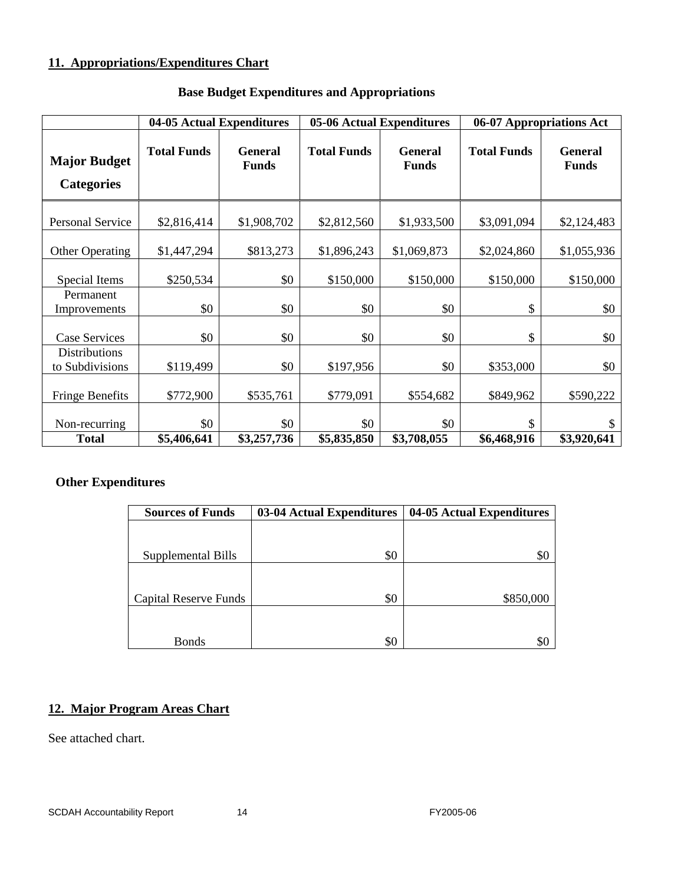## 11. Appropriations/Expenditures Chart

**Base Budget Expenditures and Appropriations**

| | 04-05 Actual Expenditures | | 05-06 Actual Expenditures | | 06-07 Appropriations Act | |
|---|---|---|---|---|---|---|
| **Major Budget Categories** | **Total Funds** | **General Funds** | **Total Funds** | **General Funds** | **Total Funds** | **General Funds** |
| Personal Service | $2,816,414 | $1,908,702 | $2,812,560 | $1,933,500 | $3,091,094 | $2,124,483 |
| Other Operating | $1,447,294 | $813,273 | $1,896,243 | $1,069,873 | $2,024,860 | $1,055,936 |
| Special Items | $250,534 | $0 | $150,000 | $150,000 | $150,000 | $150,000 |
| Permanent Improvements | $0 | $0 | $0 | $0 | $ | $0 |
| Case Services | $0 | $0 | $0 | $0 | $ | $0 |
| Distributions to Subdivisions | $119,499 | $0 | $197,956 | $0 | $353,000 | $0 |
| Fringe Benefits | $772,900 | $535,761 | $779,091 | $554,682 | $849,962 | $590,222 |
| Non-recurring | $0 | $0 | $0 | $0 | $ | $ |
| **Total** | **$5,406,641** | **$3,257,736** | **$5,835,850** | **$3,708,055** | **$6,468,916** | **$3,920,641** |

**Other Expenditures**

| Sources of Funds | 03-04 Actual Expenditures | 04-05 Actual Expenditures |
|---|---|---|
| Supplemental Bills | $0 | $0 |
| Capital Reserve Funds | $0 | $850,000 |
| Bonds | $0 | $0 |

## 12. Major Program Areas Chart

See attached chart.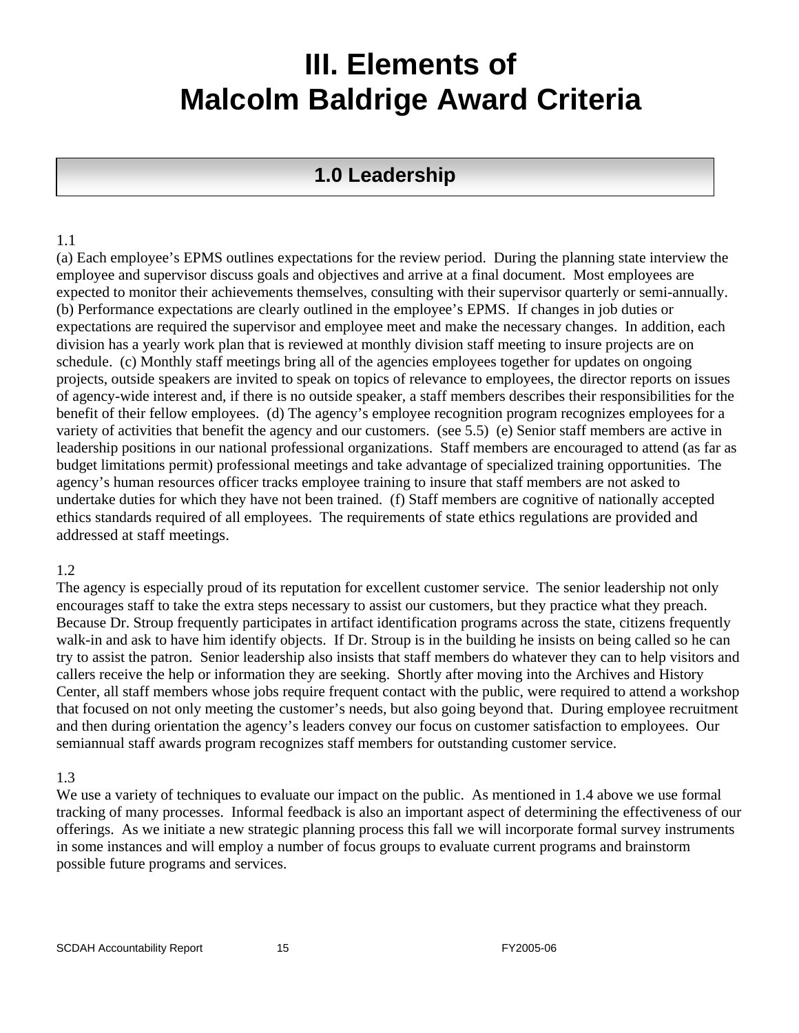# III. Elements of Malcolm Baldrige Award Criteria

## 1.0 Leadership

1.1

(a) Each employee's EPMS outlines expectations for the review period. During the planning state interview the employee and supervisor discuss goals and objectives and arrive at a final document. Most employees are expected to monitor their achievements themselves, consulting with their supervisor quarterly or semi-annually. (b) Performance expectations are clearly outlined in the employee's EPMS. If changes in job duties or expectations are required the supervisor and employee meet and make the necessary changes. In addition, each division has a yearly work plan that is reviewed at monthly division staff meeting to insure projects are on schedule. (c) Monthly staff meetings bring all of the agencies employees together for updates on ongoing projects, outside speakers are invited to speak on topics of relevance to employees, the director reports on issues of agency-wide interest and, if there is no outside speaker, a staff members describes their responsibilities for the benefit of their fellow employees. (d) The agency's employee recognition program recognizes employees for a variety of activities that benefit the agency and our customers. (see 5.5) (e) Senior staff members are active in leadership positions in our national professional organizations. Staff members are encouraged to attend (as far as budget limitations permit) professional meetings and take advantage of specialized training opportunities. The agency's human resources officer tracks employee training to insure that staff members are not asked to undertake duties for which they have not been trained. (f) Staff members are cognitive of nationally accepted ethics standards required of all employees. The requirements of state ethics regulations are provided and addressed at staff meetings.

1.2

The agency is especially proud of its reputation for excellent customer service. The senior leadership not only encourages staff to take the extra steps necessary to assist our customers, but they practice what they preach. Because Dr. Stroup frequently participates in artifact identification programs across the state, citizens frequently walk-in and ask to have him identify objects. If Dr. Stroup is in the building he insists on being called so he can try to assist the patron. Senior leadership also insists that staff members do whatever they can to help visitors and callers receive the help or information they are seeking. Shortly after moving into the Archives and History Center, all staff members whose jobs require frequent contact with the public, were required to attend a workshop that focused on not only meeting the customer's needs, but also going beyond that. During employee recruitment and then during orientation the agency's leaders convey our focus on customer satisfaction to employees. Our semiannual staff awards program recognizes staff members for outstanding customer service.

1.3

We use a variety of techniques to evaluate our impact on the public. As mentioned in 1.4 above we use formal tracking of many processes. Informal feedback is also an important aspect of determining the effectiveness of our offerings. As we initiate a new strategic planning process this fall we will incorporate formal survey instruments in some instances and will employ a number of focus groups to evaluate current programs and brainstorm possible future programs and services.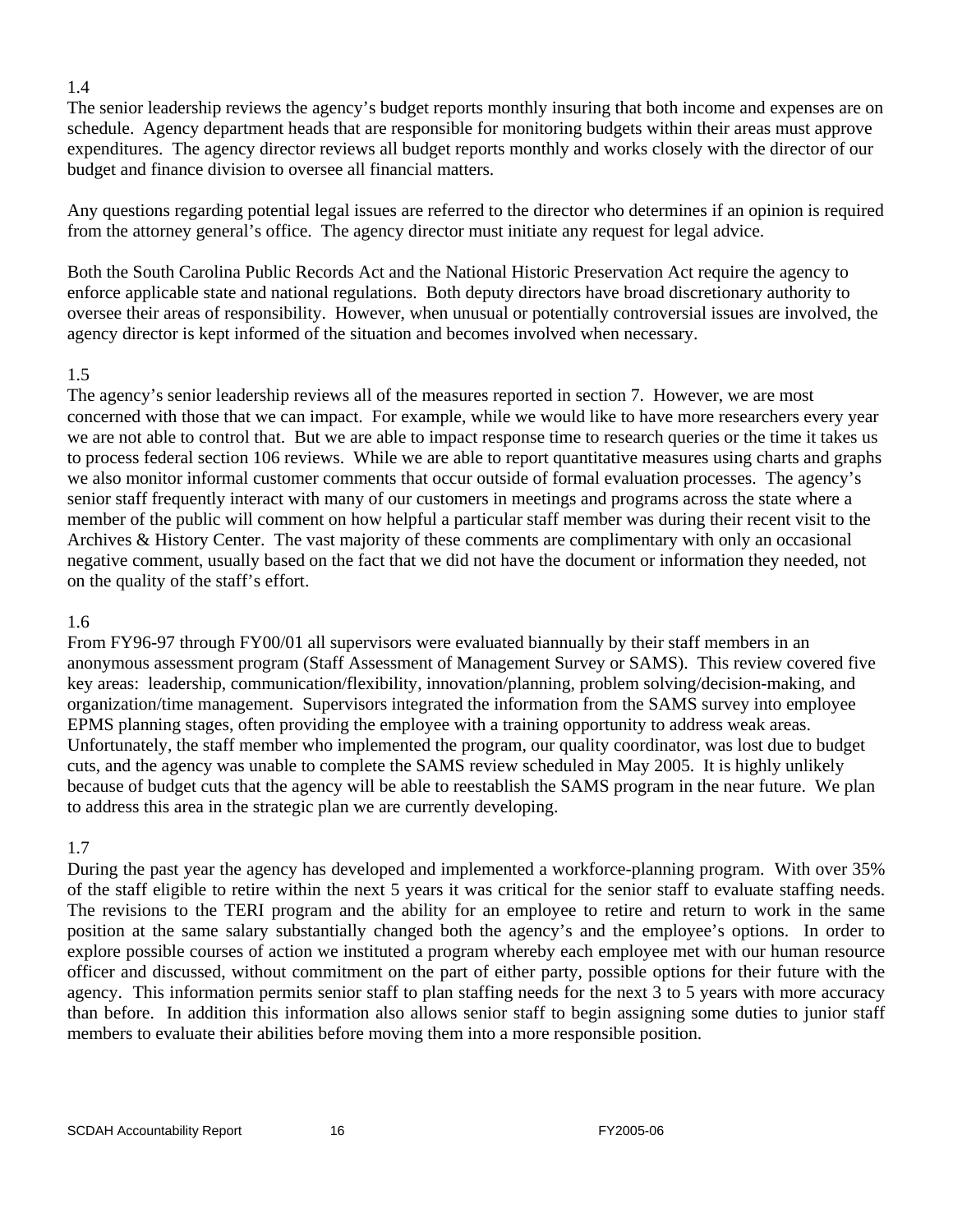1.4

The senior leadership reviews the agency's budget reports monthly insuring that both income and expenses are on schedule. Agency department heads that are responsible for monitoring budgets within their areas must approve expenditures. The agency director reviews all budget reports monthly and works closely with the director of our budget and finance division to oversee all financial matters.

Any questions regarding potential legal issues are referred to the director who determines if an opinion is required from the attorney general's office. The agency director must initiate any request for legal advice.

Both the South Carolina Public Records Act and the National Historic Preservation Act require the agency to enforce applicable state and national regulations. Both deputy directors have broad discretionary authority to oversee their areas of responsibility. However, when unusual or potentially controversial issues are involved, the agency director is kept informed of the situation and becomes involved when necessary.

1.5

The agency's senior leadership reviews all of the measures reported in section 7. However, we are most concerned with those that we can impact. For example, while we would like to have more researchers every year we are not able to control that. But we are able to impact response time to research queries or the time it takes us to process federal section 106 reviews. While we are able to report quantitative measures using charts and graphs we also monitor informal customer comments that occur outside of formal evaluation processes. The agency's senior staff frequently interact with many of our customers in meetings and programs across the state where a member of the public will comment on how helpful a particular staff member was during their recent visit to the Archives & History Center. The vast majority of these comments are complimentary with only an occasional negative comment, usually based on the fact that we did not have the document or information they needed, not on the quality of the staff's effort.

1.6

From FY96-97 through FY00/01 all supervisors were evaluated biannually by their staff members in an anonymous assessment program (Staff Assessment of Management Survey or SAMS). This review covered five key areas: leadership, communication/flexibility, innovation/planning, problem solving/decision-making, and organization/time management. Supervisors integrated the information from the SAMS survey into employee EPMS planning stages, often providing the employee with a training opportunity to address weak areas. Unfortunately, the staff member who implemented the program, our quality coordinator, was lost due to budget cuts, and the agency was unable to complete the SAMS review scheduled in May 2005. It is highly unlikely because of budget cuts that the agency will be able to reestablish the SAMS program in the near future. We plan to address this area in the strategic plan we are currently developing.

1.7

During the past year the agency has developed and implemented a workforce-planning program. With over 35% of the staff eligible to retire within the next 5 years it was critical for the senior staff to evaluate staffing needs. The revisions to the TERI program and the ability for an employee to retire and return to work in the same position at the same salary substantially changed both the agency's and the employee's options. In order to explore possible courses of action we instituted a program whereby each employee met with our human resource officer and discussed, without commitment on the part of either party, possible options for their future with the agency. This information permits senior staff to plan staffing needs for the next 3 to 5 years with more accuracy than before. In addition this information also allows senior staff to begin assigning some duties to junior staff members to evaluate their abilities before moving them into a more responsible position.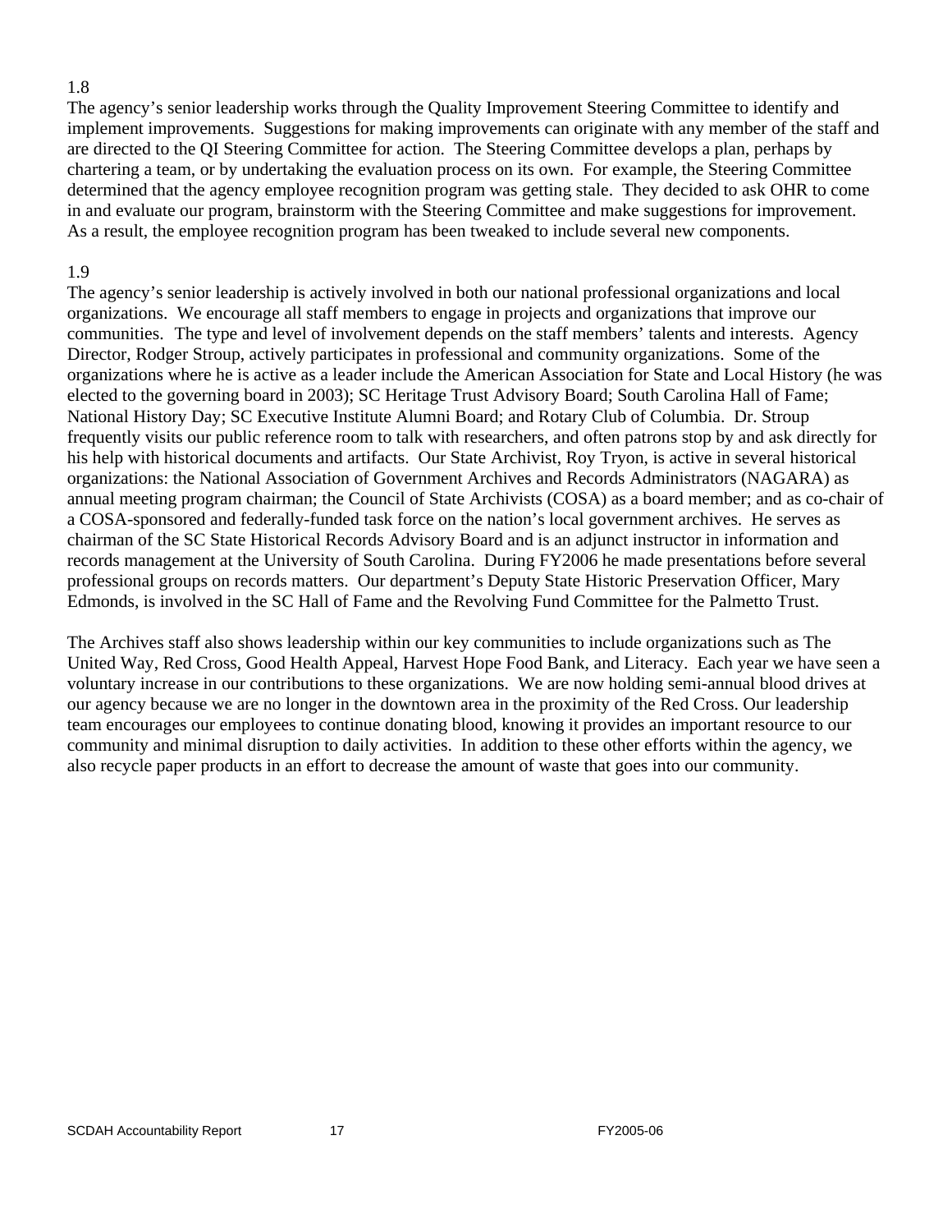1.8

The agency's senior leadership works through the Quality Improvement Steering Committee to identify and implement improvements. Suggestions for making improvements can originate with any member of the staff and are directed to the QI Steering Committee for action. The Steering Committee develops a plan, perhaps by chartering a team, or by undertaking the evaluation process on its own. For example, the Steering Committee determined that the agency employee recognition program was getting stale. They decided to ask OHR to come in and evaluate our program, brainstorm with the Steering Committee and make suggestions for improvement. As a result, the employee recognition program has been tweaked to include several new components.

1.9

The agency's senior leadership is actively involved in both our national professional organizations and local organizations. We encourage all staff members to engage in projects and organizations that improve our communities. The type and level of involvement depends on the staff members' talents and interests. Agency Director, Rodger Stroup, actively participates in professional and community organizations. Some of the organizations where he is active as a leader include the American Association for State and Local History (he was elected to the governing board in 2003); SC Heritage Trust Advisory Board; South Carolina Hall of Fame; National History Day; SC Executive Institute Alumni Board; and Rotary Club of Columbia. Dr. Stroup frequently visits our public reference room to talk with researchers, and often patrons stop by and ask directly for his help with historical documents and artifacts. Our State Archivist, Roy Tryon, is active in several historical organizations: the National Association of Government Archives and Records Administrators (NAGARA) as annual meeting program chairman; the Council of State Archivists (COSA) as a board member; and as co-chair of a COSA-sponsored and federally-funded task force on the nation's local government archives. He serves as chairman of the SC State Historical Records Advisory Board and is an adjunct instructor in information and records management at the University of South Carolina. During FY2006 he made presentations before several professional groups on records matters. Our department's Deputy State Historic Preservation Officer, Mary Edmonds, is involved in the SC Hall of Fame and the Revolving Fund Committee for the Palmetto Trust.

The Archives staff also shows leadership within our key communities to include organizations such as The United Way, Red Cross, Good Health Appeal, Harvest Hope Food Bank, and Literacy. Each year we have seen a voluntary increase in our contributions to these organizations. We are now holding semi-annual blood drives at our agency because we are no longer in the downtown area in the proximity of the Red Cross. Our leadership team encourages our employees to continue donating blood, knowing it provides an important resource to our community and minimal disruption to daily activities. In addition to these other efforts within the agency, we also recycle paper products in an effort to decrease the amount of waste that goes into our community.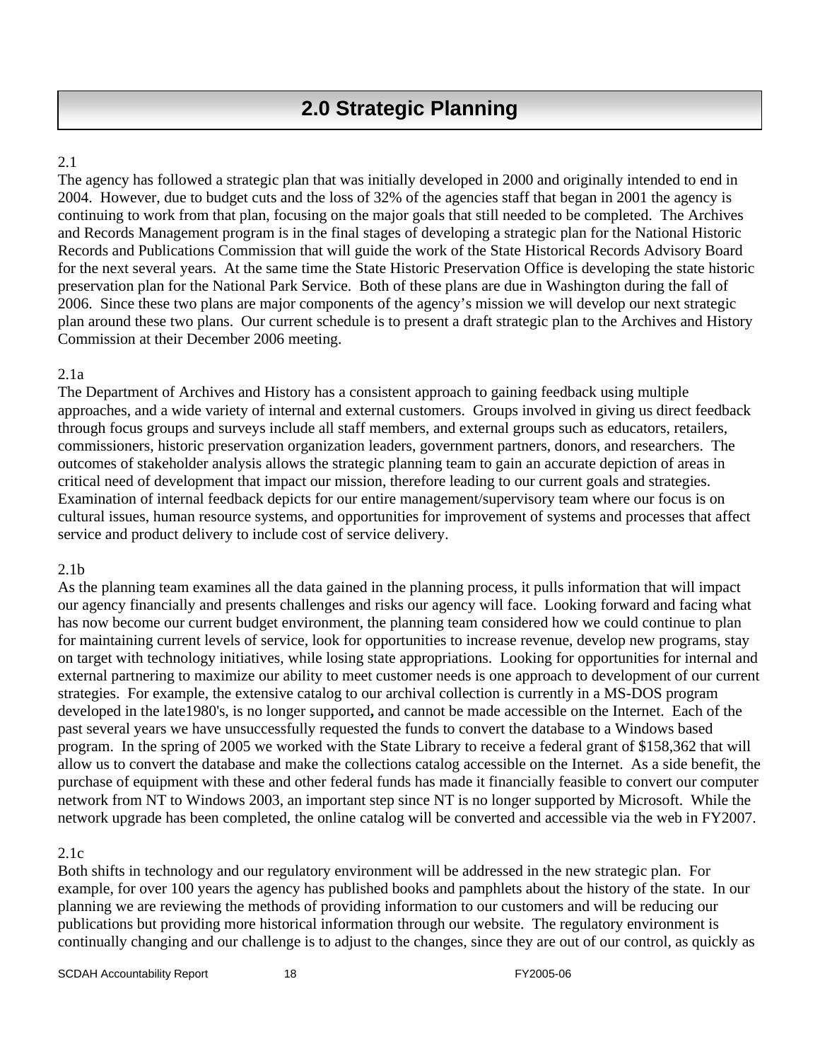# 2.0 Strategic Planning

2.1

The agency has followed a strategic plan that was initially developed in 2000 and originally intended to end in 2004. However, due to budget cuts and the loss of 32% of the agencies staff that began in 2001 the agency is continuing to work from that plan, focusing on the major goals that still needed to be completed. The Archives and Records Management program is in the final stages of developing a strategic plan for the National Historic Records and Publications Commission that will guide the work of the State Historical Records Advisory Board for the next several years. At the same time the State Historic Preservation Office is developing the state historic preservation plan for the National Park Service. Both of these plans are due in Washington during the fall of 2006. Since these two plans are major components of the agency's mission we will develop our next strategic plan around these two plans. Our current schedule is to present a draft strategic plan to the Archives and History Commission at their December 2006 meeting.

2.1a

The Department of Archives and History has a consistent approach to gaining feedback using multiple approaches, and a wide variety of internal and external customers. Groups involved in giving us direct feedback through focus groups and surveys include all staff members, and external groups such as educators, retailers, commissioners, historic preservation organization leaders, government partners, donors, and researchers. The outcomes of stakeholder analysis allows the strategic planning team to gain an accurate depiction of areas in critical need of development that impact our mission, therefore leading to our current goals and strategies. Examination of internal feedback depicts for our entire management/supervisory team where our focus is on cultural issues, human resource systems, and opportunities for improvement of systems and processes that affect service and product delivery to include cost of service delivery.

2.1b

As the planning team examines all the data gained in the planning process, it pulls information that will impact our agency financially and presents challenges and risks our agency will face. Looking forward and facing what has now become our current budget environment, the planning team considered how we could continue to plan for maintaining current levels of service, look for opportunities to increase revenue, develop new programs, stay on target with technology initiatives, while losing state appropriations. Looking for opportunities for internal and external partnering to maximize our ability to meet customer needs is one approach to development of our current strategies. For example, the extensive catalog to our archival collection is currently in a MS-DOS program developed in the late1980's, is no longer supported**,** and cannot be made accessible on the Internet. Each of the past several years we have unsuccessfully requested the funds to convert the database to a Windows based program. In the spring of 2005 we worked with the State Library to receive a federal grant of $158,362 that will allow us to convert the database and make the collections catalog accessible on the Internet. As a side benefit, the purchase of equipment with these and other federal funds has made it financially feasible to convert our computer network from NT to Windows 2003, an important step since NT is no longer supported by Microsoft. While the network upgrade has been completed, the online catalog will be converted and accessible via the web in FY2007.

2.1c

Both shifts in technology and our regulatory environment will be addressed in the new strategic plan. For example, for over 100 years the agency has published books and pamphlets about the history of the state. In our planning we are reviewing the methods of providing information to our customers and will be reducing our publications but providing more historical information through our website. The regulatory environment is continually changing and our challenge is to adjust to the changes, since they are out of our control, as quickly as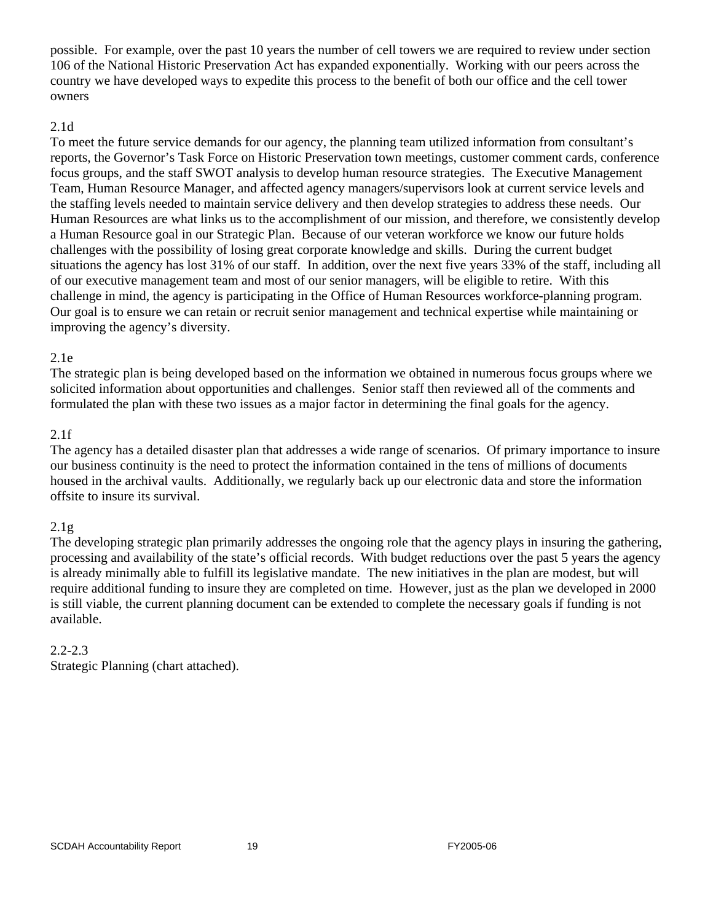possible. For example, over the past 10 years the number of cell towers we are required to review under section 106 of the National Historic Preservation Act has expanded exponentially. Working with our peers across the country we have developed ways to expedite this process to the benefit of both our office and the cell tower owners

2.1d

To meet the future service demands for our agency, the planning team utilized information from consultant's reports, the Governor's Task Force on Historic Preservation town meetings, customer comment cards, conference focus groups, and the staff SWOT analysis to develop human resource strategies. The Executive Management Team, Human Resource Manager, and affected agency managers/supervisors look at current service levels and the staffing levels needed to maintain service delivery and then develop strategies to address these needs. Our Human Resources are what links us to the accomplishment of our mission, and therefore, we consistently develop a Human Resource goal in our Strategic Plan. Because of our veteran workforce we know our future holds challenges with the possibility of losing great corporate knowledge and skills. During the current budget situations the agency has lost 31% of our staff. In addition, over the next five years 33% of the staff, including all of our executive management team and most of our senior managers, will be eligible to retire. With this challenge in mind, the agency is participating in the Office of Human Resources workforce-planning program. Our goal is to ensure we can retain or recruit senior management and technical expertise while maintaining or improving the agency's diversity.

2.1e

The strategic plan is being developed based on the information we obtained in numerous focus groups where we solicited information about opportunities and challenges. Senior staff then reviewed all of the comments and formulated the plan with these two issues as a major factor in determining the final goals for the agency.

2.1f

The agency has a detailed disaster plan that addresses a wide range of scenarios. Of primary importance to insure our business continuity is the need to protect the information contained in the tens of millions of documents housed in the archival vaults. Additionally, we regularly back up our electronic data and store the information offsite to insure its survival.

2.1g

The developing strategic plan primarily addresses the ongoing role that the agency plays in insuring the gathering, processing and availability of the state's official records. With budget reductions over the past 5 years the agency is already minimally able to fulfill its legislative mandate. The new initiatives in the plan are modest, but will require additional funding to insure they are completed on time. However, just as the plan we developed in 2000 is still viable, the current planning document can be extended to complete the necessary goals if funding is not available.

2.2-2.3

Strategic Planning (chart attached).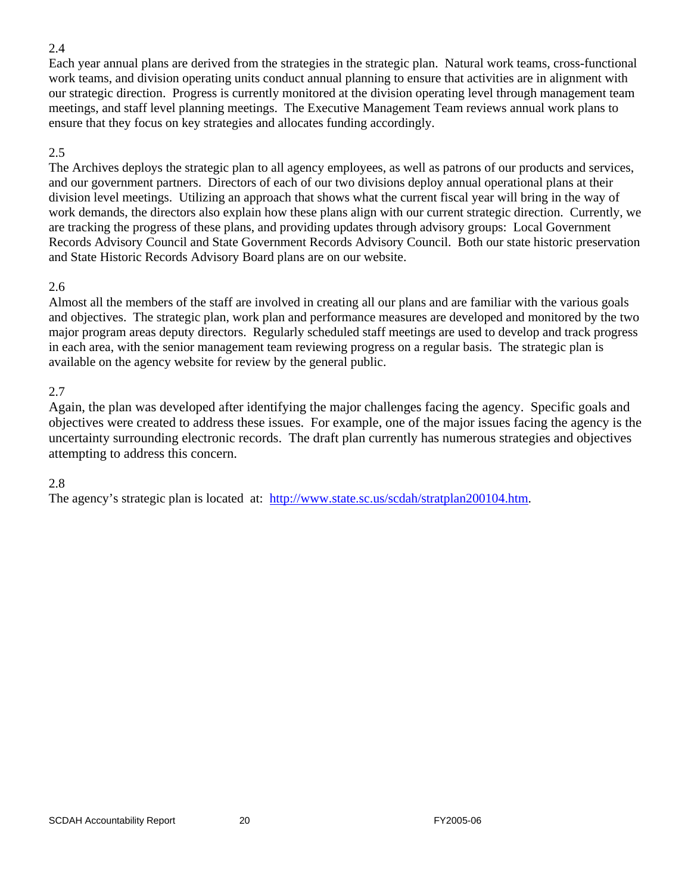2.4

Each year annual plans are derived from the strategies in the strategic plan. Natural work teams, cross-functional work teams, and division operating units conduct annual planning to ensure that activities are in alignment with our strategic direction. Progress is currently monitored at the division operating level through management team meetings, and staff level planning meetings. The Executive Management Team reviews annual work plans to ensure that they focus on key strategies and allocates funding accordingly.

2.5

The Archives deploys the strategic plan to all agency employees, as well as patrons of our products and services, and our government partners. Directors of each of our two divisions deploy annual operational plans at their division level meetings. Utilizing an approach that shows what the current fiscal year will bring in the way of work demands, the directors also explain how these plans align with our current strategic direction. Currently, we are tracking the progress of these plans, and providing updates through advisory groups: Local Government Records Advisory Council and State Government Records Advisory Council. Both our state historic preservation and State Historic Records Advisory Board plans are on our website.

2.6

Almost all the members of the staff are involved in creating all our plans and are familiar with the various goals and objectives. The strategic plan, work plan and performance measures are developed and monitored by the two major program areas deputy directors. Regularly scheduled staff meetings are used to develop and track progress in each area, with the senior management team reviewing progress on a regular basis. The strategic plan is available on the agency website for review by the general public.

2.7

Again, the plan was developed after identifying the major challenges facing the agency. Specific goals and objectives were created to address these issues. For example, one of the major issues facing the agency is the uncertainty surrounding electronic records. The draft plan currently has numerous strategies and objectives attempting to address this concern.

2.8

The agency's strategic plan is located at: [http://www.state.sc.us/scdah/stratplan200104.htm](http://www.state.sc.us/scdah/stratplan200104.htm).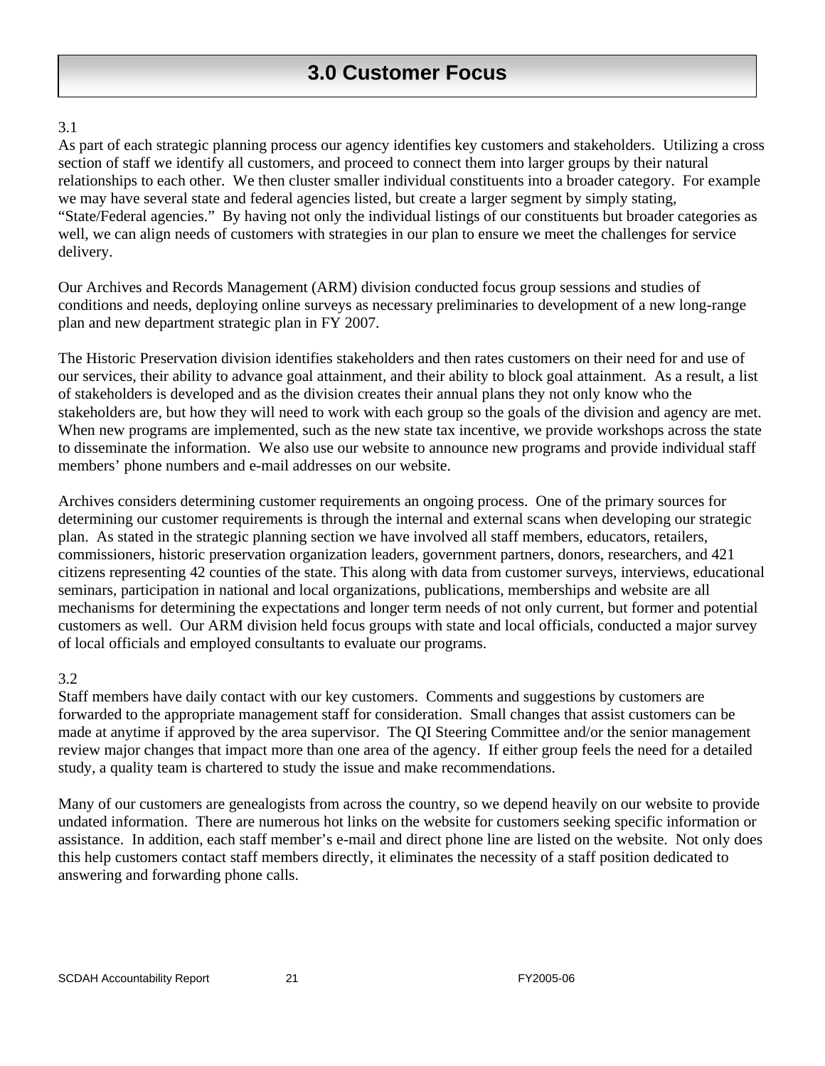# 3.0 Customer Focus

3.1

As part of each strategic planning process our agency identifies key customers and stakeholders. Utilizing a cross section of staff we identify all customers, and proceed to connect them into larger groups by their natural relationships to each other. We then cluster smaller individual constituents into a broader category. For example we may have several state and federal agencies listed, but create a larger segment by simply stating, "State/Federal agencies." By having not only the individual listings of our constituents but broader categories as well, we can align needs of customers with strategies in our plan to ensure we meet the challenges for service delivery.

Our Archives and Records Management (ARM) division conducted focus group sessions and studies of conditions and needs, deploying online surveys as necessary preliminaries to development of a new long-range plan and new department strategic plan in FY 2007.

The Historic Preservation division identifies stakeholders and then rates customers on their need for and use of our services, their ability to advance goal attainment, and their ability to block goal attainment. As a result, a list of stakeholders is developed and as the division creates their annual plans they not only know who the stakeholders are, but how they will need to work with each group so the goals of the division and agency are met. When new programs are implemented, such as the new state tax incentive, we provide workshops across the state to disseminate the information. We also use our website to announce new programs and provide individual staff members' phone numbers and e-mail addresses on our website.

Archives considers determining customer requirements an ongoing process. One of the primary sources for determining our customer requirements is through the internal and external scans when developing our strategic plan. As stated in the strategic planning section we have involved all staff members, educators, retailers, commissioners, historic preservation organization leaders, government partners, donors, researchers, and 421 citizens representing 42 counties of the state. This along with data from customer surveys, interviews, educational seminars, participation in national and local organizations, publications, memberships and website are all mechanisms for determining the expectations and longer term needs of not only current, but former and potential customers as well. Our ARM division held focus groups with state and local officials, conducted a major survey of local officials and employed consultants to evaluate our programs.

3.2

Staff members have daily contact with our key customers. Comments and suggestions by customers are forwarded to the appropriate management staff for consideration. Small changes that assist customers can be made at anytime if approved by the area supervisor. The QI Steering Committee and/or the senior management review major changes that impact more than one area of the agency. If either group feels the need for a detailed study, a quality team is chartered to study the issue and make recommendations.

Many of our customers are genealogists from across the country, so we depend heavily on our website to provide undated information. There are numerous hot links on the website for customers seeking specific information or assistance. In addition, each staff member's e-mail and direct phone line are listed on the website. Not only does this help customers contact staff members directly, it eliminates the necessity of a staff position dedicated to answering and forwarding phone calls.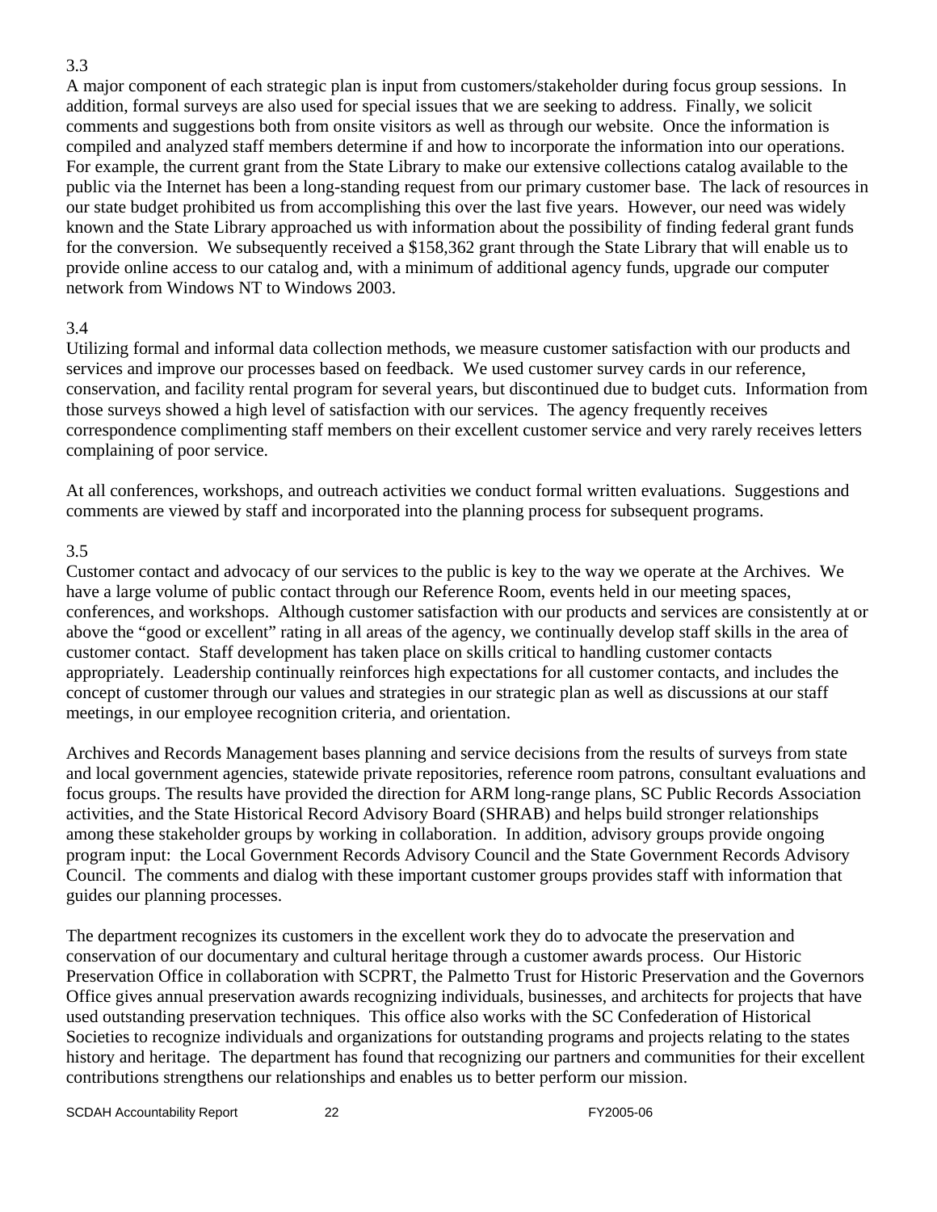3.3

A major component of each strategic plan is input from customers/stakeholder during focus group sessions. In addition, formal surveys are also used for special issues that we are seeking to address. Finally, we solicit comments and suggestions both from onsite visitors as well as through our website. Once the information is compiled and analyzed staff members determine if and how to incorporate the information into our operations. For example, the current grant from the State Library to make our extensive collections catalog available to the public via the Internet has been a long-standing request from our primary customer base. The lack of resources in our state budget prohibited us from accomplishing this over the last five years. However, our need was widely known and the State Library approached us with information about the possibility of finding federal grant funds for the conversion. We subsequently received a $158,362 grant through the State Library that will enable us to provide online access to our catalog and, with a minimum of additional agency funds, upgrade our computer network from Windows NT to Windows 2003.

3.4

Utilizing formal and informal data collection methods, we measure customer satisfaction with our products and services and improve our processes based on feedback. We used customer survey cards in our reference, conservation, and facility rental program for several years, but discontinued due to budget cuts. Information from those surveys showed a high level of satisfaction with our services. The agency frequently receives correspondence complimenting staff members on their excellent customer service and very rarely receives letters complaining of poor service.

At all conferences, workshops, and outreach activities we conduct formal written evaluations. Suggestions and comments are viewed by staff and incorporated into the planning process for subsequent programs.

3.5

Customer contact and advocacy of our services to the public is key to the way we operate at the Archives. We have a large volume of public contact through our Reference Room, events held in our meeting spaces, conferences, and workshops. Although customer satisfaction with our products and services are consistently at or above the "good or excellent" rating in all areas of the agency, we continually develop staff skills in the area of customer contact. Staff development has taken place on skills critical to handling customer contacts appropriately. Leadership continually reinforces high expectations for all customer contacts, and includes the concept of customer through our values and strategies in our strategic plan as well as discussions at our staff meetings, in our employee recognition criteria, and orientation.

Archives and Records Management bases planning and service decisions from the results of surveys from state and local government agencies, statewide private repositories, reference room patrons, consultant evaluations and focus groups. The results have provided the direction for ARM long-range plans, SC Public Records Association activities, and the State Historical Record Advisory Board (SHRAB) and helps build stronger relationships among these stakeholder groups by working in collaboration. In addition, advisory groups provide ongoing program input: the Local Government Records Advisory Council and the State Government Records Advisory Council. The comments and dialog with these important customer groups provides staff with information that guides our planning processes.

The department recognizes its customers in the excellent work they do to advocate the preservation and conservation of our documentary and cultural heritage through a customer awards process. Our Historic Preservation Office in collaboration with SCPRT, the Palmetto Trust for Historic Preservation and the Governors Office gives annual preservation awards recognizing individuals, businesses, and architects for projects that have used outstanding preservation techniques. This office also works with the SC Confederation of Historical Societies to recognize individuals and organizations for outstanding programs and projects relating to the states history and heritage. The department has found that recognizing our partners and communities for their excellent contributions strengthens our relationships and enables us to better perform our mission.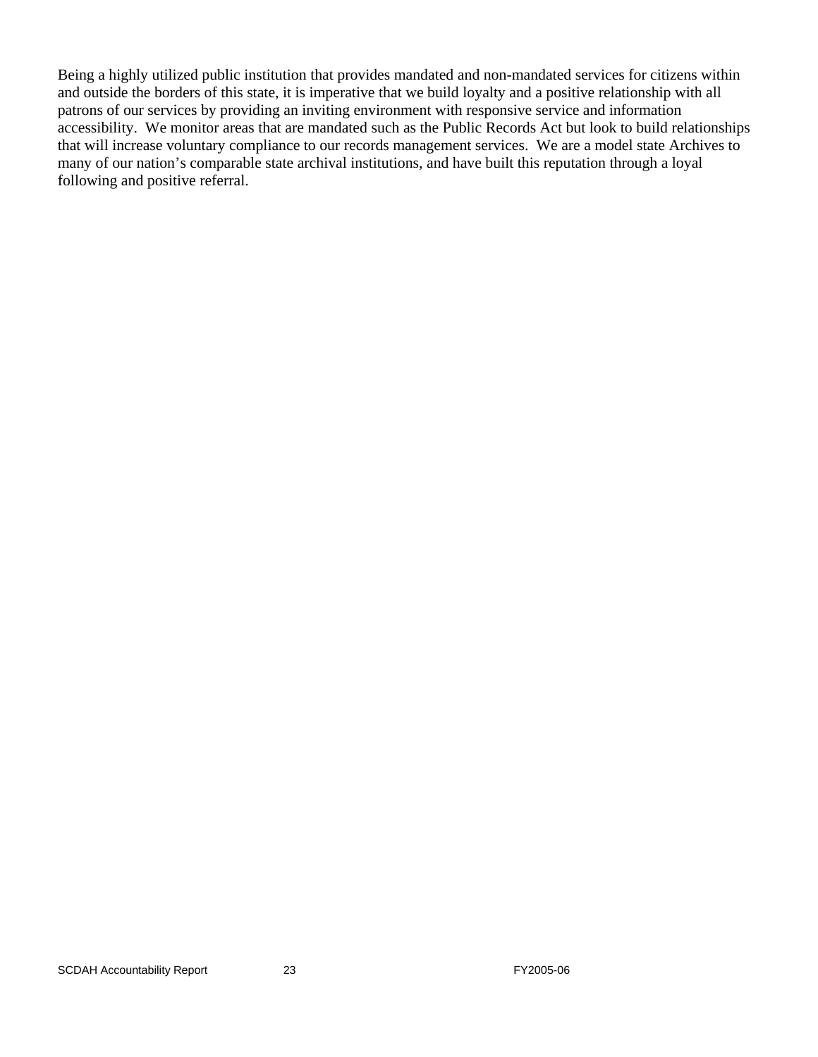Being a highly utilized public institution that provides mandated and non-mandated services for citizens within and outside the borders of this state, it is imperative that we build loyalty and a positive relationship with all patrons of our services by providing an inviting environment with responsive service and information accessibility. We monitor areas that are mandated such as the Public Records Act but look to build relationships that will increase voluntary compliance to our records management services. We are a model state Archives to many of our nation's comparable state archival institutions, and have built this reputation through a loyal following and positive referral.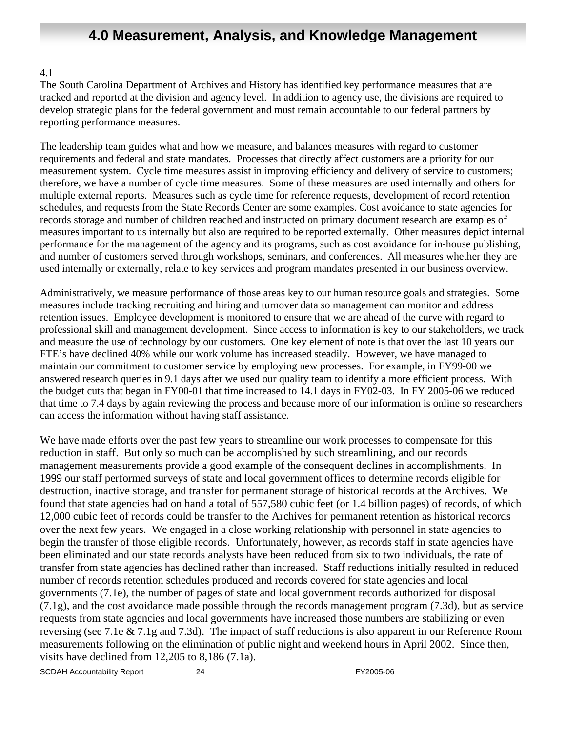# 4.0 Measurement, Analysis, and Knowledge Management

4.1

The South Carolina Department of Archives and History has identified key performance measures that are tracked and reported at the division and agency level. In addition to agency use, the divisions are required to develop strategic plans for the federal government and must remain accountable to our federal partners by reporting performance measures.

The leadership team guides what and how we measure, and balances measures with regard to customer requirements and federal and state mandates. Processes that directly affect customers are a priority for our measurement system. Cycle time measures assist in improving efficiency and delivery of service to customers; therefore, we have a number of cycle time measures. Some of these measures are used internally and others for multiple external reports. Measures such as cycle time for reference requests, development of record retention schedules, and requests from the State Records Center are some examples. Cost avoidance to state agencies for records storage and number of children reached and instructed on primary document research are examples of measures important to us internally but also are required to be reported externally. Other measures depict internal performance for the management of the agency and its programs, such as cost avoidance for in-house publishing, and number of customers served through workshops, seminars, and conferences. All measures whether they are used internally or externally, relate to key services and program mandates presented in our business overview.

Administratively, we measure performance of those areas key to our human resource goals and strategies. Some measures include tracking recruiting and hiring and turnover data so management can monitor and address retention issues. Employee development is monitored to ensure that we are ahead of the curve with regard to professional skill and management development. Since access to information is key to our stakeholders, we track and measure the use of technology by our customers. One key element of note is that over the last 10 years our FTE's have declined 40% while our work volume has increased steadily. However, we have managed to maintain our commitment to customer service by employing new processes. For example, in FY99-00 we answered research queries in 9.1 days after we used our quality team to identify a more efficient process. With the budget cuts that began in FY00-01 that time increased to 14.1 days in FY02-03. In FY 2005-06 we reduced that time to 7.4 days by again reviewing the process and because more of our information is online so researchers can access the information without having staff assistance.

We have made efforts over the past few years to streamline our work processes to compensate for this reduction in staff. But only so much can be accomplished by such streamlining, and our records management measurements provide a good example of the consequent declines in accomplishments. In 1999 our staff performed surveys of state and local government offices to determine records eligible for destruction, inactive storage, and transfer for permanent storage of historical records at the Archives. We found that state agencies had on hand a total of 557,580 cubic feet (or 1.4 billion pages) of records, of which 12,000 cubic feet of records could be transfer to the Archives for permanent retention as historical records over the next few years. We engaged in a close working relationship with personnel in state agencies to begin the transfer of those eligible records. Unfortunately, however, as records staff in state agencies have been eliminated and our state records analysts have been reduced from six to two individuals, the rate of transfer from state agencies has declined rather than increased. Staff reductions initially resulted in reduced number of records retention schedules produced and records covered for state agencies and local governments (7.1e), the number of pages of state and local government records authorized for disposal (7.1g), and the cost avoidance made possible through the records management program (7.3d), but as service requests from state agencies and local governments have increased those numbers are stabilizing or even reversing (see 7.1e & 7.1g and 7.3d). The impact of staff reductions is also apparent in our Reference Room measurements following on the elimination of public night and weekend hours in April 2002. Since then, visits have declined from 12,205 to 8,186 (7.1a).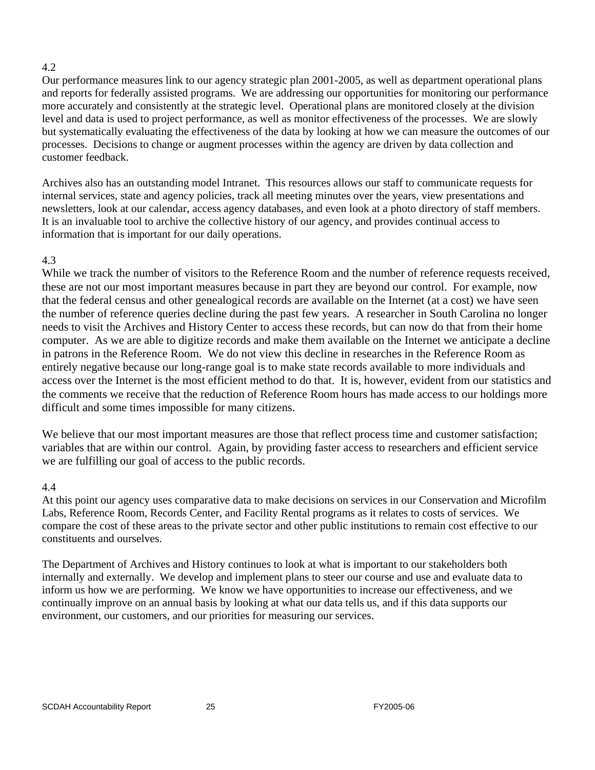4.2

Our performance measures link to our agency strategic plan 2001-2005, as well as department operational plans and reports for federally assisted programs. We are addressing our opportunities for monitoring our performance more accurately and consistently at the strategic level. Operational plans are monitored closely at the division level and data is used to project performance, as well as monitor effectiveness of the processes. We are slowly but systematically evaluating the effectiveness of the data by looking at how we can measure the outcomes of our processes. Decisions to change or augment processes within the agency are driven by data collection and customer feedback.

Archives also has an outstanding model Intranet. This resources allows our staff to communicate requests for internal services, state and agency policies, track all meeting minutes over the years, view presentations and newsletters, look at our calendar, access agency databases, and even look at a photo directory of staff members. It is an invaluable tool to archive the collective history of our agency, and provides continual access to information that is important for our daily operations.

4.3

While we track the number of visitors to the Reference Room and the number of reference requests received, these are not our most important measures because in part they are beyond our control. For example, now that the federal census and other genealogical records are available on the Internet (at a cost) we have seen the number of reference queries decline during the past few years. A researcher in South Carolina no longer needs to visit the Archives and History Center to access these records, but can now do that from their home computer. As we are able to digitize records and make them available on the Internet we anticipate a decline in patrons in the Reference Room. We do not view this decline in researches in the Reference Room as entirely negative because our long-range goal is to make state records available to more individuals and access over the Internet is the most efficient method to do that. It is, however, evident from our statistics and the comments we receive that the reduction of Reference Room hours has made access to our holdings more difficult and some times impossible for many citizens.

We believe that our most important measures are those that reflect process time and customer satisfaction; variables that are within our control. Again, by providing faster access to researchers and efficient service we are fulfilling our goal of access to the public records.

4.4

At this point our agency uses comparative data to make decisions on services in our Conservation and Microfilm Labs, Reference Room, Records Center, and Facility Rental programs as it relates to costs of services. We compare the cost of these areas to the private sector and other public institutions to remain cost effective to our constituents and ourselves.

The Department of Archives and History continues to look at what is important to our stakeholders both internally and externally. We develop and implement plans to steer our course and use and evaluate data to inform us how we are performing. We know we have opportunities to increase our effectiveness, and we continually improve on an annual basis by looking at what our data tells us, and if this data supports our environment, our customers, and our priorities for measuring our services.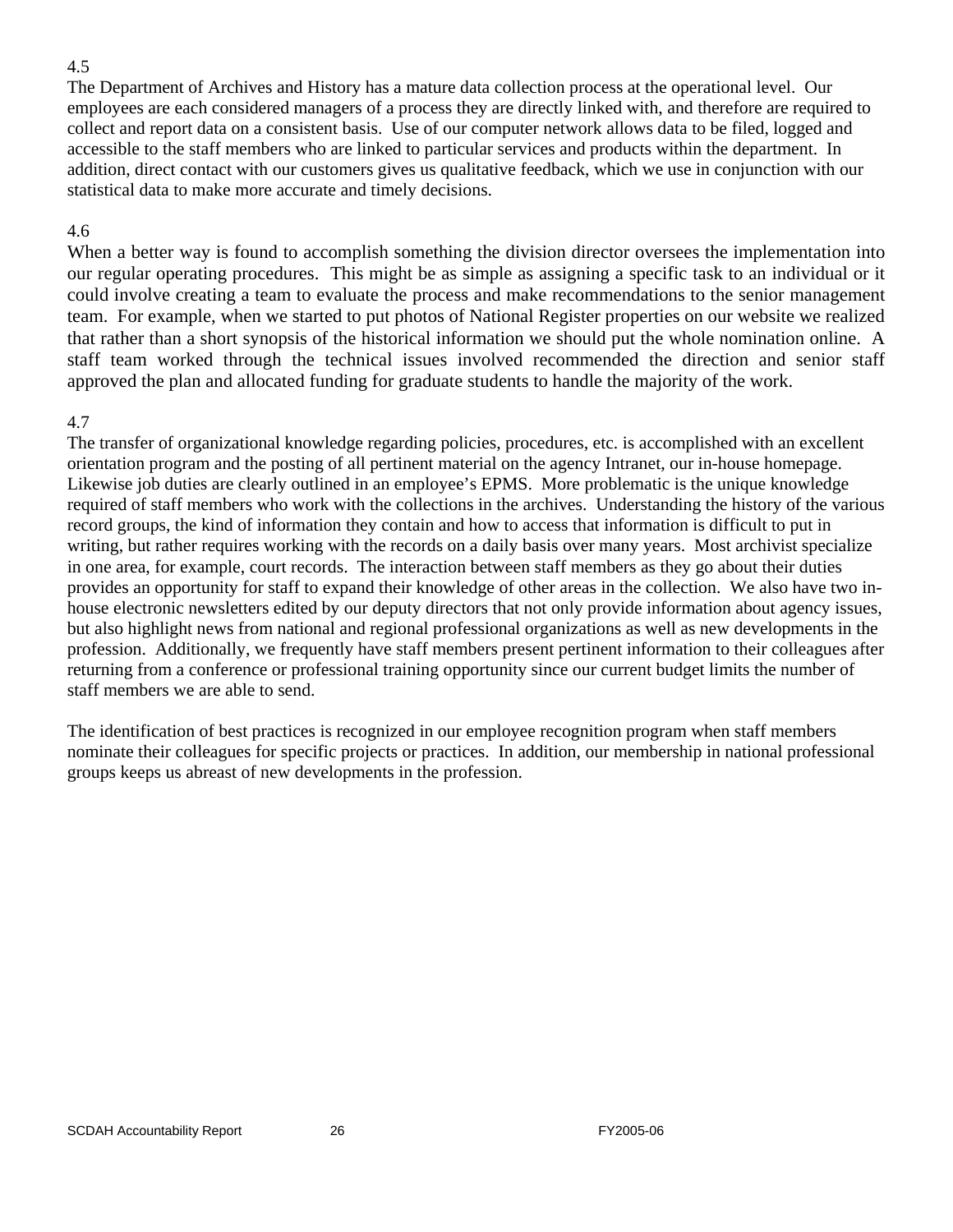4.5

The Department of Archives and History has a mature data collection process at the operational level. Our employees are each considered managers of a process they are directly linked with, and therefore are required to collect and report data on a consistent basis. Use of our computer network allows data to be filed, logged and accessible to the staff members who are linked to particular services and products within the department. In addition, direct contact with our customers gives us qualitative feedback, which we use in conjunction with our statistical data to make more accurate and timely decisions.

4.6

When a better way is found to accomplish something the division director oversees the implementation into our regular operating procedures. This might be as simple as assigning a specific task to an individual or it could involve creating a team to evaluate the process and make recommendations to the senior management team. For example, when we started to put photos of National Register properties on our website we realized that rather than a short synopsis of the historical information we should put the whole nomination online. A staff team worked through the technical issues involved recommended the direction and senior staff approved the plan and allocated funding for graduate students to handle the majority of the work.

4.7

The transfer of organizational knowledge regarding policies, procedures, etc. is accomplished with an excellent orientation program and the posting of all pertinent material on the agency Intranet, our in-house homepage. Likewise job duties are clearly outlined in an employee's EPMS. More problematic is the unique knowledge required of staff members who work with the collections in the archives. Understanding the history of the various record groups, the kind of information they contain and how to access that information is difficult to put in writing, but rather requires working with the records on a daily basis over many years. Most archivist specialize in one area, for example, court records. The interaction between staff members as they go about their duties provides an opportunity for staff to expand their knowledge of other areas in the collection. We also have two in-house electronic newsletters edited by our deputy directors that not only provide information about agency issues, but also highlight news from national and regional professional organizations as well as new developments in the profession. Additionally, we frequently have staff members present pertinent information to their colleagues after returning from a conference or professional training opportunity since our current budget limits the number of staff members we are able to send.

The identification of best practices is recognized in our employee recognition program when staff members nominate their colleagues for specific projects or practices. In addition, our membership in national professional groups keeps us abreast of new developments in the profession.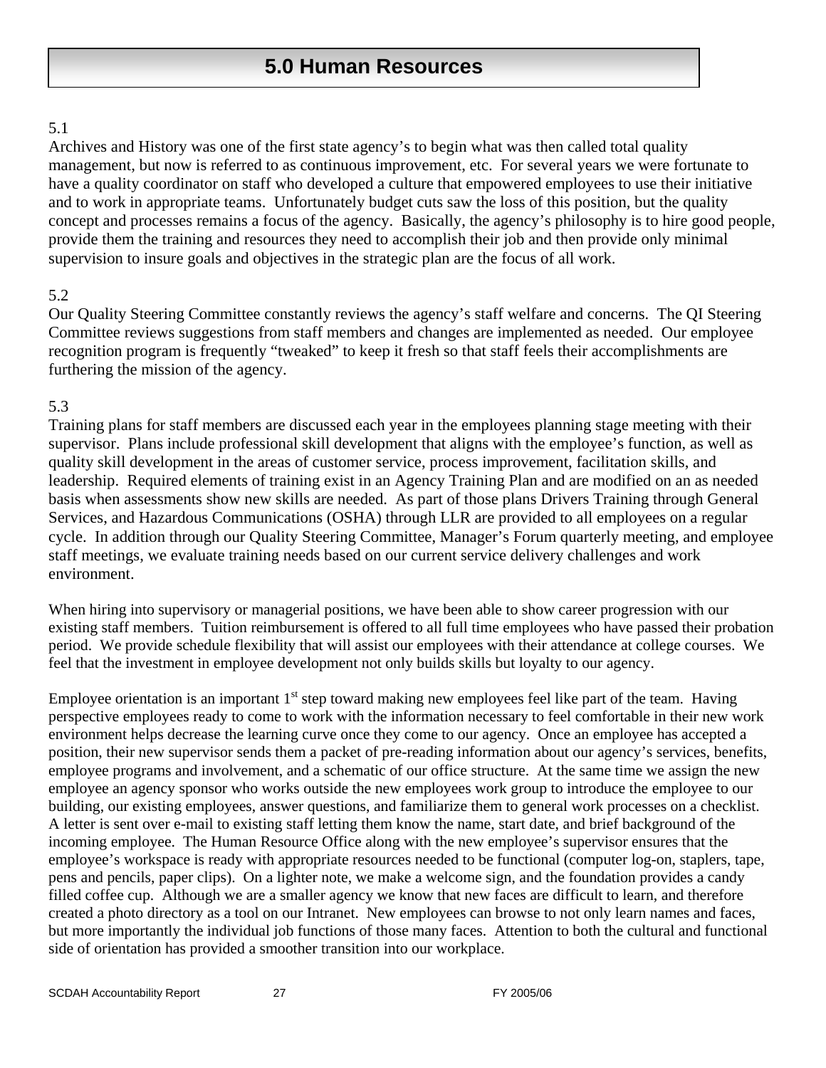# 5.0 Human Resources

5.1

Archives and History was one of the first state agency's to begin what was then called total quality management, but now is referred to as continuous improvement, etc. For several years we were fortunate to have a quality coordinator on staff who developed a culture that empowered employees to use their initiative and to work in appropriate teams. Unfortunately budget cuts saw the loss of this position, but the quality concept and processes remains a focus of the agency. Basically, the agency's philosophy is to hire good people, provide them the training and resources they need to accomplish their job and then provide only minimal supervision to insure goals and objectives in the strategic plan are the focus of all work.

5.2

Our Quality Steering Committee constantly reviews the agency's staff welfare and concerns. The QI Steering Committee reviews suggestions from staff members and changes are implemented as needed. Our employee recognition program is frequently "tweaked" to keep it fresh so that staff feels their accomplishments are furthering the mission of the agency.

5.3

Training plans for staff members are discussed each year in the employees planning stage meeting with their supervisor. Plans include professional skill development that aligns with the employee's function, as well as quality skill development in the areas of customer service, process improvement, facilitation skills, and leadership. Required elements of training exist in an Agency Training Plan and are modified on an as needed basis when assessments show new skills are needed. As part of those plans Drivers Training through General Services, and Hazardous Communications (OSHA) through LLR are provided to all employees on a regular cycle. In addition through our Quality Steering Committee, Manager's Forum quarterly meeting, and employee staff meetings, we evaluate training needs based on our current service delivery challenges and work environment.

When hiring into supervisory or managerial positions, we have been able to show career progression with our existing staff members. Tuition reimbursement is offered to all full time employees who have passed their probation period. We provide schedule flexibility that will assist our employees with their attendance at college courses. We feel that the investment in employee development not only builds skills but loyalty to our agency.

Employee orientation is an important 1st step toward making new employees feel like part of the team. Having perspective employees ready to come to work with the information necessary to feel comfortable in their new work environment helps decrease the learning curve once they come to our agency. Once an employee has accepted a position, their new supervisor sends them a packet of pre-reading information about our agency's services, benefits, employee programs and involvement, and a schematic of our office structure. At the same time we assign the new employee an agency sponsor who works outside the new employees work group to introduce the employee to our building, our existing employees, answer questions, and familiarize them to general work processes on a checklist. A letter is sent over e-mail to existing staff letting them know the name, start date, and brief background of the incoming employee. The Human Resource Office along with the new employee's supervisor ensures that the employee's workspace is ready with appropriate resources needed to be functional (computer log-on, staplers, tape, pens and pencils, paper clips). On a lighter note, we make a welcome sign, and the foundation provides a candy filled coffee cup. Although we are a smaller agency we know that new faces are difficult to learn, and therefore created a photo directory as a tool on our Intranet. New employees can browse to not only learn names and faces, but more importantly the individual job functions of those many faces. Attention to both the cultural and functional side of orientation has provided a smoother transition into our workplace.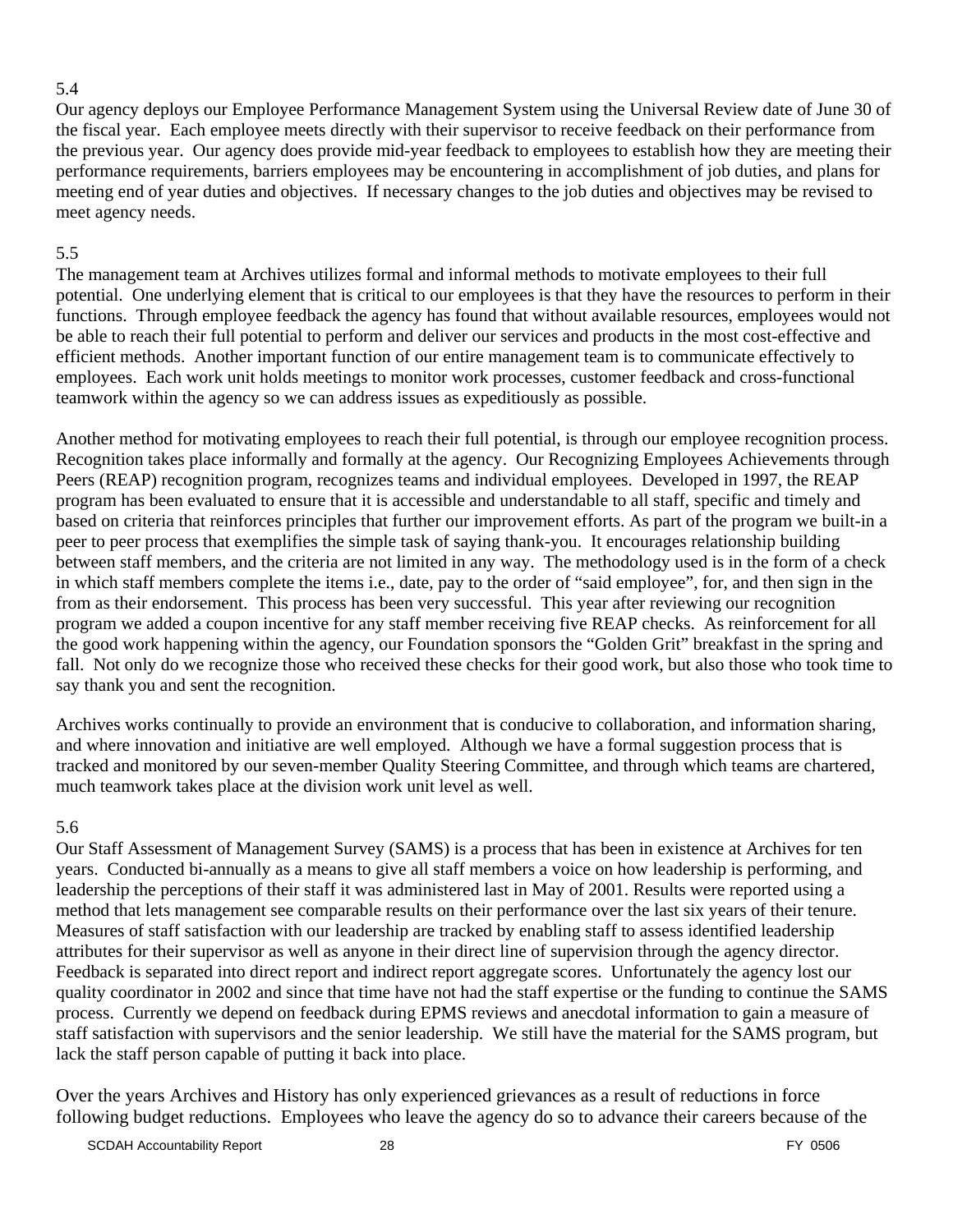5.4

Our agency deploys our Employee Performance Management System using the Universal Review date of June 30 of the fiscal year. Each employee meets directly with their supervisor to receive feedback on their performance from the previous year. Our agency does provide mid-year feedback to employees to establish how they are meeting their performance requirements, barriers employees may be encountering in accomplishment of job duties, and plans for meeting end of year duties and objectives. If necessary changes to the job duties and objectives may be revised to meet agency needs.

5.5

The management team at Archives utilizes formal and informal methods to motivate employees to their full potential. One underlying element that is critical to our employees is that they have the resources to perform in their functions. Through employee feedback the agency has found that without available resources, employees would not be able to reach their full potential to perform and deliver our services and products in the most cost-effective and efficient methods. Another important function of our entire management team is to communicate effectively to employees. Each work unit holds meetings to monitor work processes, customer feedback and cross-functional teamwork within the agency so we can address issues as expeditiously as possible.

Another method for motivating employees to reach their full potential, is through our employee recognition process. Recognition takes place informally and formally at the agency. Our Recognizing Employees Achievements through Peers (REAP) recognition program, recognizes teams and individual employees. Developed in 1997, the REAP program has been evaluated to ensure that it is accessible and understandable to all staff, specific and timely and based on criteria that reinforces principles that further our improvement efforts. As part of the program we built-in a peer to peer process that exemplifies the simple task of saying thank-you. It encourages relationship building between staff members, and the criteria are not limited in any way. The methodology used is in the form of a check in which staff members complete the items i.e., date, pay to the order of "said employee", for, and then sign in the from as their endorsement. This process has been very successful. This year after reviewing our recognition program we added a coupon incentive for any staff member receiving five REAP checks. As reinforcement for all the good work happening within the agency, our Foundation sponsors the "Golden Grit" breakfast in the spring and fall. Not only do we recognize those who received these checks for their good work, but also those who took time to say thank you and sent the recognition.

Archives works continually to provide an environment that is conducive to collaboration, and information sharing, and where innovation and initiative are well employed. Although we have a formal suggestion process that is tracked and monitored by our seven-member Quality Steering Committee, and through which teams are chartered, much teamwork takes place at the division work unit level as well.

5.6

Our Staff Assessment of Management Survey (SAMS) is a process that has been in existence at Archives for ten years. Conducted bi-annually as a means to give all staff members a voice on how leadership is performing, and leadership the perceptions of their staff it was administered last in May of 2001. Results were reported using a method that lets management see comparable results on their performance over the last six years of their tenure. Measures of staff satisfaction with our leadership are tracked by enabling staff to assess identified leadership attributes for their supervisor as well as anyone in their direct line of supervision through the agency director. Feedback is separated into direct report and indirect report aggregate scores. Unfortunately the agency lost our quality coordinator in 2002 and since that time have not had the staff expertise or the funding to continue the SAMS process. Currently we depend on feedback during EPMS reviews and anecdotal information to gain a measure of staff satisfaction with supervisors and the senior leadership. We still have the material for the SAMS program, but lack the staff person capable of putting it back into place.

Over the years Archives and History has only experienced grievances as a result of reductions in force following budget reductions. Employees who leave the agency do so to advance their careers because of the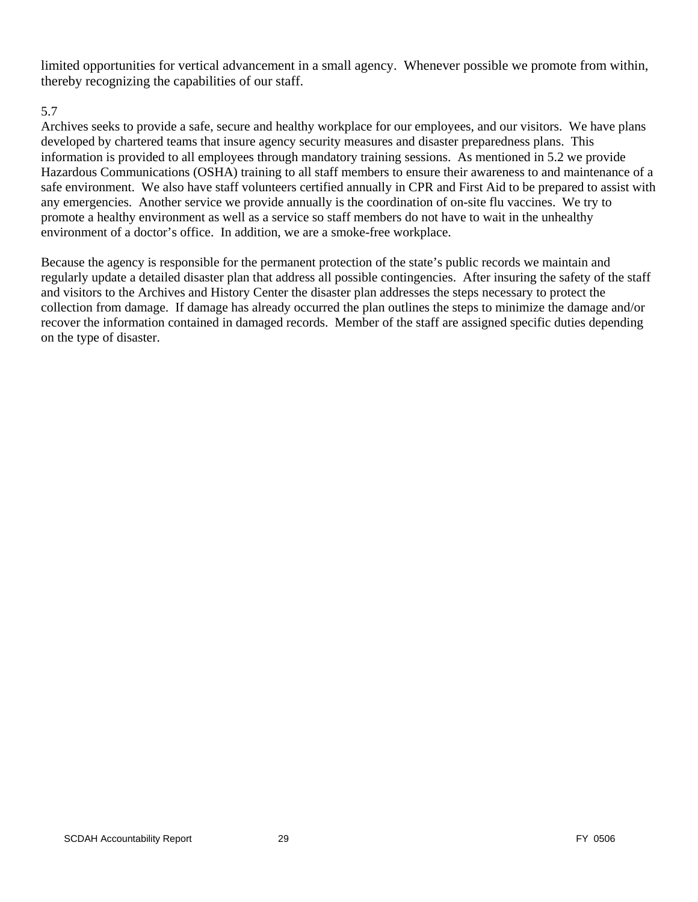limited opportunities for vertical advancement in a small agency. Whenever possible we promote from within, thereby recognizing the capabilities of our staff.

5.7

Archives seeks to provide a safe, secure and healthy workplace for our employees, and our visitors. We have plans developed by chartered teams that insure agency security measures and disaster preparedness plans. This information is provided to all employees through mandatory training sessions. As mentioned in 5.2 we provide Hazardous Communications (OSHA) training to all staff members to ensure their awareness to and maintenance of a safe environment. We also have staff volunteers certified annually in CPR and First Aid to be prepared to assist with any emergencies. Another service we provide annually is the coordination of on-site flu vaccines. We try to promote a healthy environment as well as a service so staff members do not have to wait in the unhealthy environment of a doctor's office. In addition, we are a smoke-free workplace.

Because the agency is responsible for the permanent protection of the state's public records we maintain and regularly update a detailed disaster plan that address all possible contingencies. After insuring the safety of the staff and visitors to the Archives and History Center the disaster plan addresses the steps necessary to protect the collection from damage. If damage has already occurred the plan outlines the steps to minimize the damage and/or recover the information contained in damaged records. Member of the staff are assigned specific duties depending on the type of disaster.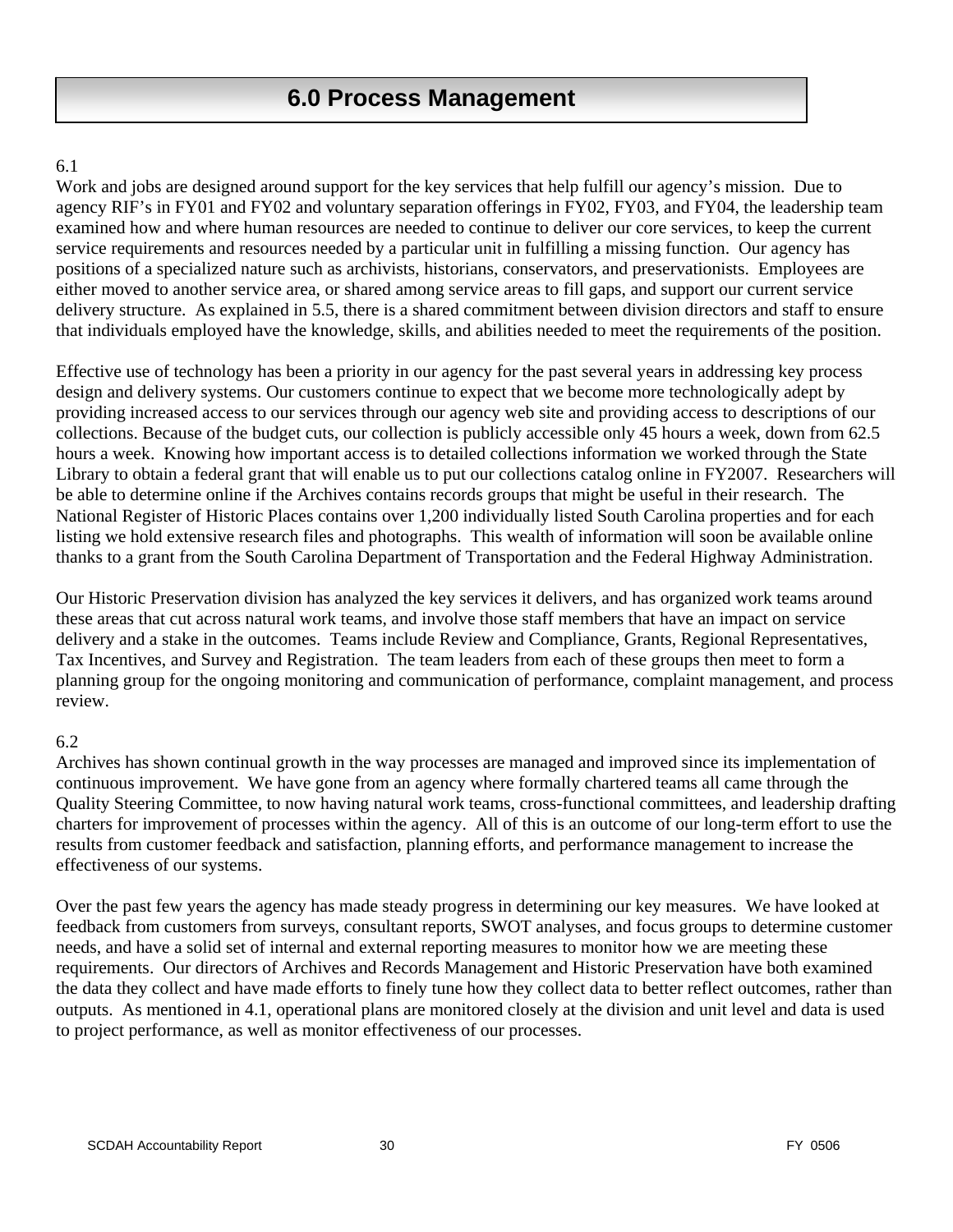# 6.0 Process Management

6.1

Work and jobs are designed around support for the key services that help fulfill our agency's mission. Due to agency RIF's in FY01 and FY02 and voluntary separation offerings in FY02, FY03, and FY04, the leadership team examined how and where human resources are needed to continue to deliver our core services, to keep the current service requirements and resources needed by a particular unit in fulfilling a missing function. Our agency has positions of a specialized nature such as archivists, historians, conservators, and preservationists. Employees are either moved to another service area, or shared among service areas to fill gaps, and support our current service delivery structure. As explained in 5.5, there is a shared commitment between division directors and staff to ensure that individuals employed have the knowledge, skills, and abilities needed to meet the requirements of the position.

Effective use of technology has been a priority in our agency for the past several years in addressing key process design and delivery systems. Our customers continue to expect that we become more technologically adept by providing increased access to our services through our agency web site and providing access to descriptions of our collections. Because of the budget cuts, our collection is publicly accessible only 45 hours a week, down from 62.5 hours a week. Knowing how important access is to detailed collections information we worked through the State Library to obtain a federal grant that will enable us to put our collections catalog online in FY2007. Researchers will be able to determine online if the Archives contains records groups that might be useful in their research. The National Register of Historic Places contains over 1,200 individually listed South Carolina properties and for each listing we hold extensive research files and photographs. This wealth of information will soon be available online thanks to a grant from the South Carolina Department of Transportation and the Federal Highway Administration.

Our Historic Preservation division has analyzed the key services it delivers, and has organized work teams around these areas that cut across natural work teams, and involve those staff members that have an impact on service delivery and a stake in the outcomes. Teams include Review and Compliance, Grants, Regional Representatives, Tax Incentives, and Survey and Registration. The team leaders from each of these groups then meet to form a planning group for the ongoing monitoring and communication of performance, complaint management, and process review.

6.2

Archives has shown continual growth in the way processes are managed and improved since its implementation of continuous improvement. We have gone from an agency where formally chartered teams all came through the Quality Steering Committee, to now having natural work teams, cross-functional committees, and leadership drafting charters for improvement of processes within the agency. All of this is an outcome of our long-term effort to use the results from customer feedback and satisfaction, planning efforts, and performance management to increase the effectiveness of our systems.

Over the past few years the agency has made steady progress in determining our key measures. We have looked at feedback from customers from surveys, consultant reports, SWOT analyses, and focus groups to determine customer needs, and have a solid set of internal and external reporting measures to monitor how we are meeting these requirements. Our directors of Archives and Records Management and Historic Preservation have both examined the data they collect and have made efforts to finely tune how they collect data to better reflect outcomes, rather than outputs. As mentioned in 4.1, operational plans are monitored closely at the division and unit level and data is used to project performance, as well as monitor effectiveness of our processes.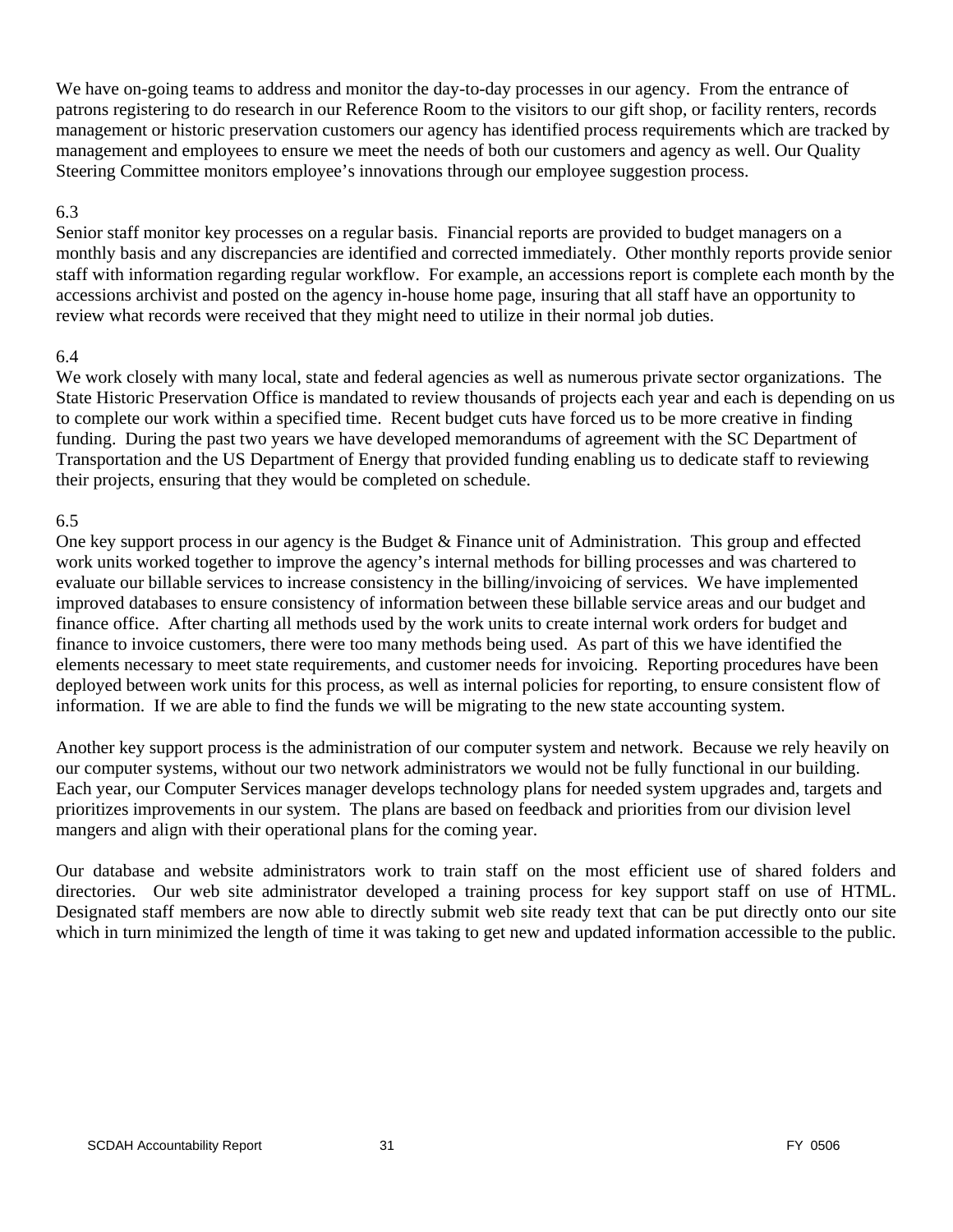We have on-going teams to address and monitor the day-to-day processes in our agency. From the entrance of patrons registering to do research in our Reference Room to the visitors to our gift shop, or facility renters, records management or historic preservation customers our agency has identified process requirements which are tracked by management and employees to ensure we meet the needs of both our customers and agency as well. Our Quality Steering Committee monitors employee's innovations through our employee suggestion process.

6.3

Senior staff monitor key processes on a regular basis. Financial reports are provided to budget managers on a monthly basis and any discrepancies are identified and corrected immediately. Other monthly reports provide senior staff with information regarding regular workflow. For example, an accessions report is complete each month by the accessions archivist and posted on the agency in-house home page, insuring that all staff have an opportunity to review what records were received that they might need to utilize in their normal job duties.

6.4

We work closely with many local, state and federal agencies as well as numerous private sector organizations. The State Historic Preservation Office is mandated to review thousands of projects each year and each is depending on us to complete our work within a specified time. Recent budget cuts have forced us to be more creative in finding funding. During the past two years we have developed memorandums of agreement with the SC Department of Transportation and the US Department of Energy that provided funding enabling us to dedicate staff to reviewing their projects, ensuring that they would be completed on schedule.

6.5

One key support process in our agency is the Budget & Finance unit of Administration. This group and effected work units worked together to improve the agency's internal methods for billing processes and was chartered to evaluate our billable services to increase consistency in the billing/invoicing of services. We have implemented improved databases to ensure consistency of information between these billable service areas and our budget and finance office. After charting all methods used by the work units to create internal work orders for budget and finance to invoice customers, there were too many methods being used. As part of this we have identified the elements necessary to meet state requirements, and customer needs for invoicing. Reporting procedures have been deployed between work units for this process, as well as internal policies for reporting, to ensure consistent flow of information. If we are able to find the funds we will be migrating to the new state accounting system.

Another key support process is the administration of our computer system and network. Because we rely heavily on our computer systems, without our two network administrators we would not be fully functional in our building. Each year, our Computer Services manager develops technology plans for needed system upgrades and, targets and prioritizes improvements in our system. The plans are based on feedback and priorities from our division level mangers and align with their operational plans for the coming year.

Our database and website administrators work to train staff on the most efficient use of shared folders and directories. Our web site administrator developed a training process for key support staff on use of HTML. Designated staff members are now able to directly submit web site ready text that can be put directly onto our site which in turn minimized the length of time it was taking to get new and updated information accessible to the public.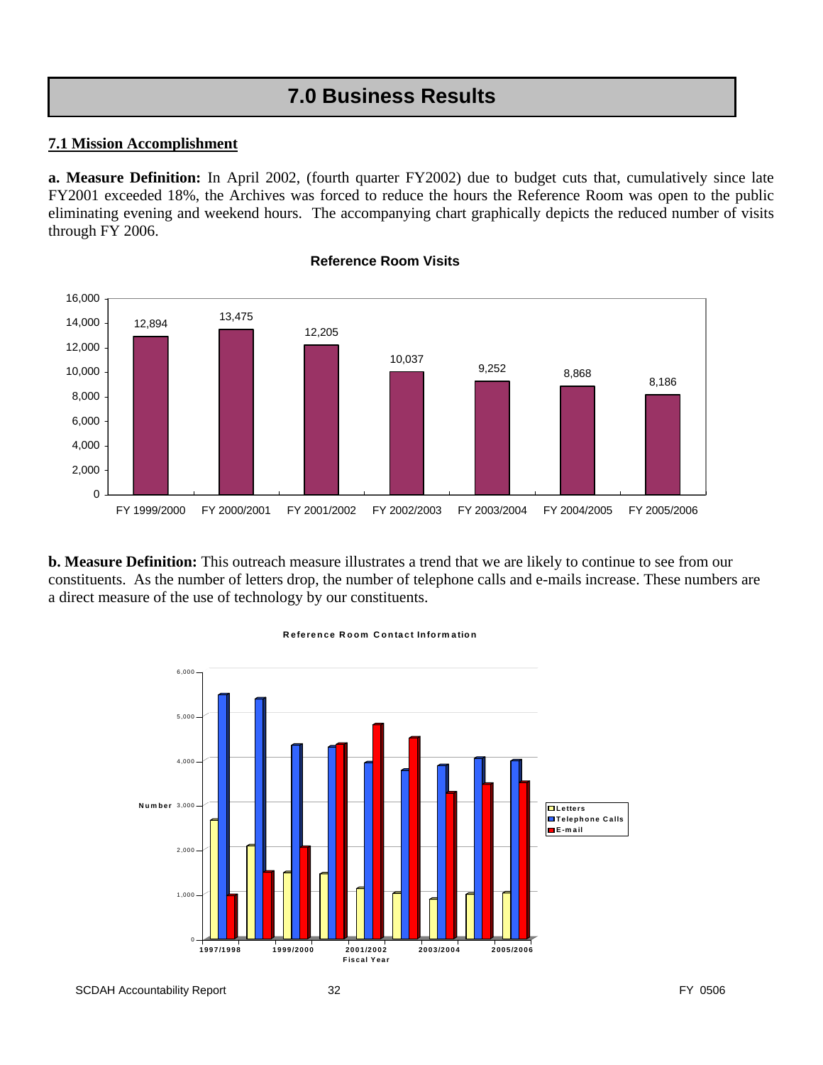# 7.0 Business Results

## 7.1 Mission Accomplishment

**a. Measure Definition:** In April 2002, (fourth quarter FY2002) due to budget cuts that, cumulatively since late FY2001 exceeded 18%, the Archives was forced to reduce the hours the Reference Room was open to the public eliminating evening and weekend hours. The accompanying chart graphically depicts the reduced number of visits through FY 2006.

**Reference Room Visits**

| Fiscal Year | Visits |
|---|---|
| FY 1999/2000 | 12,894 |
| FY 2000/2001 | 13,475 |
| FY 2001/2002 | 12,205 |
| FY 2002/2003 | 10,037 |
| FY 2003/2004 | 9,252 |
| FY 2004/2005 | 8,868 |
| FY 2005/2006 | 8,186 |

**b. Measure Definition:** This outreach measure illustrates a trend that we are likely to continue to see from our constituents. As the number of letters drop, the number of telephone calls and e-mails increase. These numbers are a direct measure of the use of technology by our constituents.

**Reference Room Contact Information**

(Chart: Number of Letters, Telephone Calls, and E-mail by Fiscal Year, 1997/1998 through 2005/2006)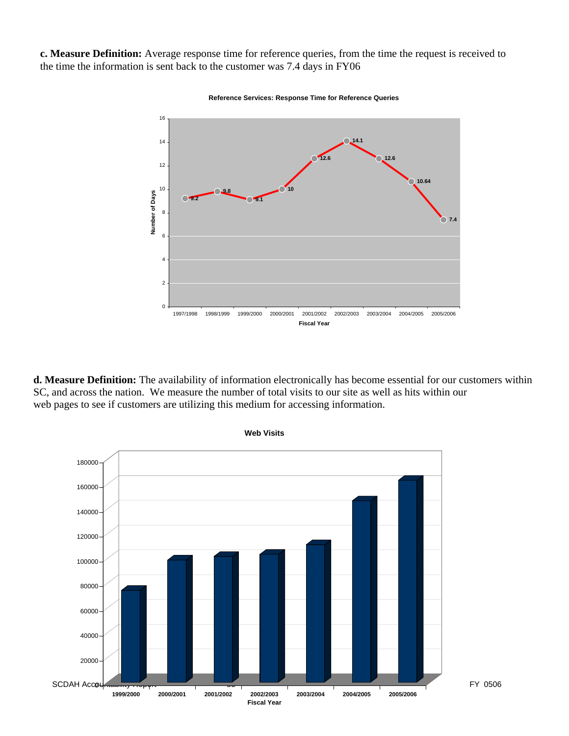**c. Measure Definition:** Average response time for reference queries, from the time the request is received to the time the information is sent back to the customer was 7.4 days in FY06

**Reference Services: Response Time for Reference Queries**

| Fiscal Year | Number of Days |
|---|---|
| 1997/1998 | 9.2 |
| 1998/1999 | 9.8 |
| 1999/2000 | 9.1 |
| 2000/2001 | 10 |
| 2001/2002 | 12.6 |
| 2002/2003 | 14.1 |
| 2003/2004 | 12.6 |
| 2004/2005 | 10.64 |
| 2005/2006 | 7.4 |

**d. Measure Definition:** The availability of information electronically has become essential for our customers within SC, and across the nation. We measure the number of total visits to our site as well as hits within our web pages to see if customers are utilizing this medium for accessing information.

**Web Visits**

Fiscal Year: 1999/2000, 2000/2001, 2001/2002, 2002/2003, 2003/2004, 2004/2005, 2005/2006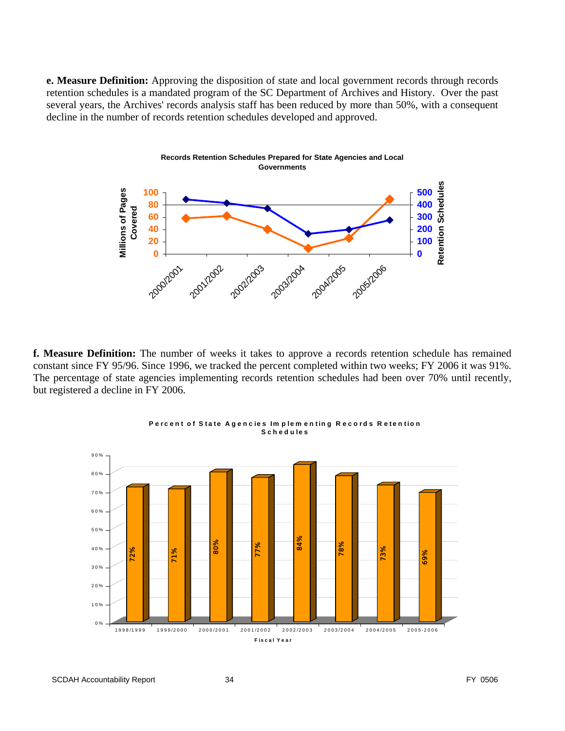**e. Measure Definition:** Approving the disposition of state and local government records through records retention schedules is a mandated program of the SC Department of Archives and History. Over the past several years, the Archives' records analysis staff has been reduced by more than 50%, with a consequent decline in the number of records retention schedules developed and approved.

**Records Retention Schedules Prepared for State Agencies and Local Governments**

**f. Measure Definition:** The number of weeks it takes to approve a records retention schedule has remained constant since FY 95/96. Since 1996, we tracked the percent completed within two weeks; FY 2006 it was 91%. The percentage of state agencies implementing records retention schedules had been over 70% until recently, but registered a decline in FY 2006.

**Percent of State Agencies Implementing Records Retention Schedules**

| Fiscal Year | Percent |
|---|---|
| 1998/1999 | 72% |
| 1999/2000 | 71% |
| 2000/2001 | 80% |
| 2001/2002 | 77% |
| 2002/2003 | 84% |
| 2003/2004 | 78% |
| 2004/2005 | 73% |
| 2005-2006 | 69% |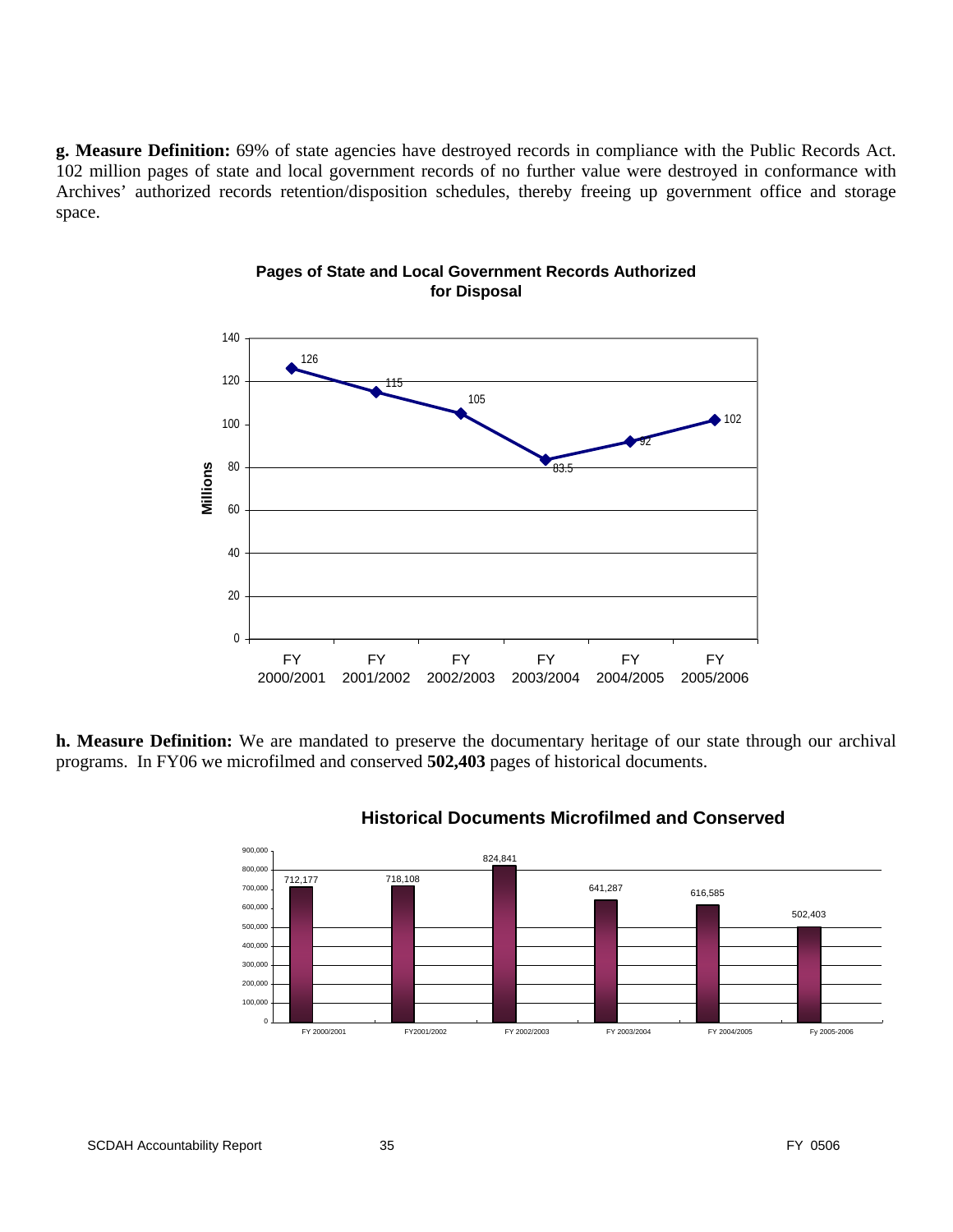**g. Measure Definition:** 69% of state agencies have destroyed records in compliance with the Public Records Act. 102 million pages of state and local government records of no further value were destroyed in conformance with Archives' authorized records retention/disposition schedules, thereby freeing up government office and storage space.

**Pages of State and Local Government Records Authorized for Disposal**

| Fiscal Year | Millions |
|---|---|
| FY 2000/2001 | 126 |
| FY 2001/2002 | 115 |
| FY 2002/2003 | 105 |
| FY 2003/2004 | 83.5 |
| FY 2004/2005 | 92 |
| FY 2005/2006 | 102 |

**h. Measure Definition:** We are mandated to preserve the documentary heritage of our state through our archival programs. In FY06 we microfilmed and conserved **502,403** pages of historical documents.

**Historical Documents Microfilmed and Conserved**

| Fiscal Year | Pages |
|---|---|
| FY 2000/2001 | 712,177 |
| FY2001/2002 | 718,108 |
| FY 2002/2003 | 824,841 |
| FY 2003/2004 | 641,287 |
| FY 2004/2005 | 616,585 |
| Fy 2005-2006 | 502,403 |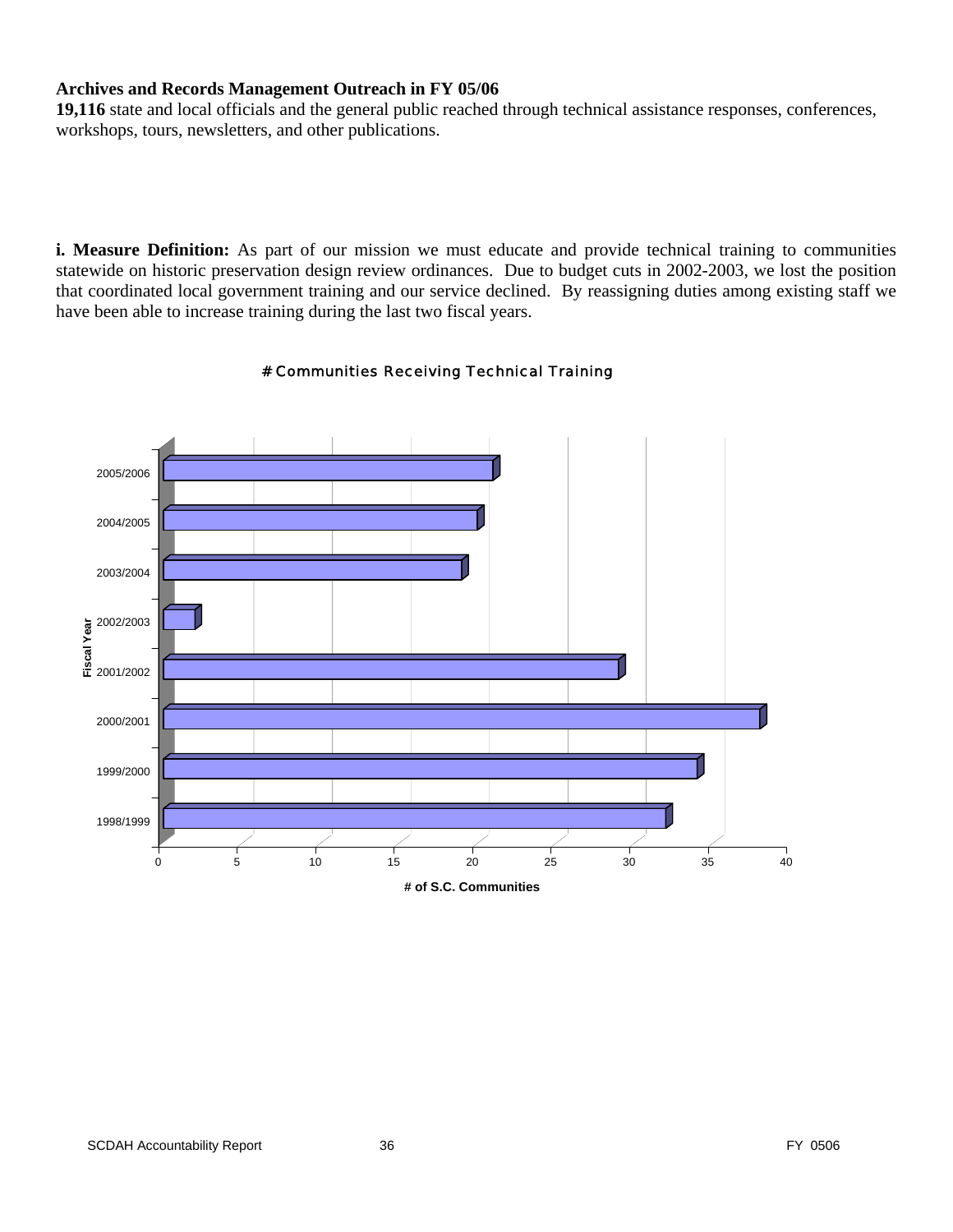**Archives and Records Management Outreach in FY 05/06**
**19,116** state and local officials and the general public reached through technical assistance responses, conferences, workshops, tours, newsletters, and other publications.

**i. Measure Definition:** As part of our mission we must educate and provide technical training to communities statewide on historic preservation design review ordinances. Due to budget cuts in 2002-2003, we lost the position that coordinated local government training and our service declined. By reassigning duties among existing staff we have been able to increase training during the last two fiscal years.

**# Communities Receiving Technical Training**

| Fiscal Year | # of S.C. Communities |
|---|---|
| 1998/1999 | 32 |
| 1999/2000 | 34 |
| 2000/2001 | 38 |
| 2001/2002 | 29 |
| 2002/2003 | 2 |
| 2003/2004 | 19 |
| 2004/2005 | 20 |
| 2005/2006 | 21 |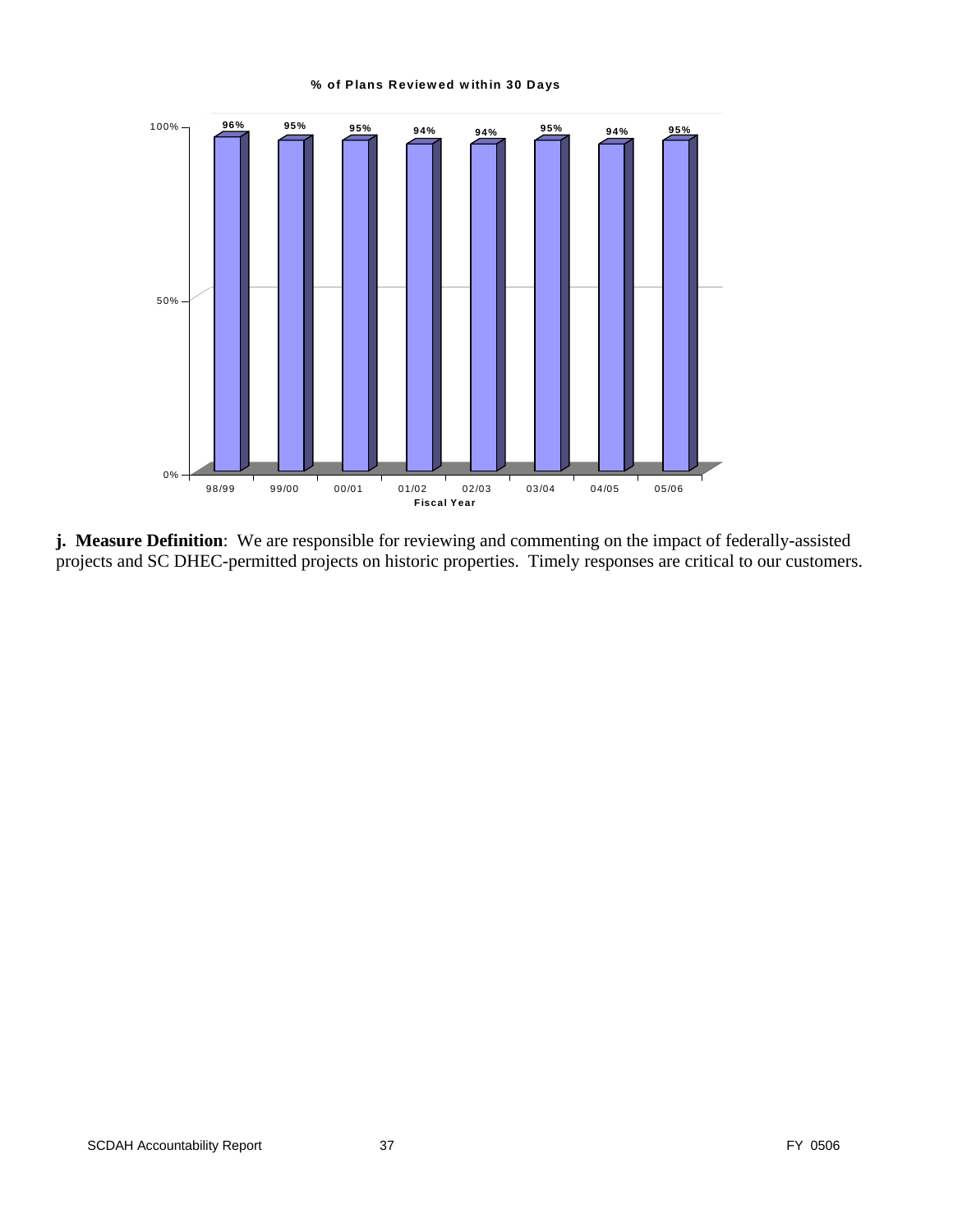**% of Plans Reviewed within 30 Days**

| Fiscal Year | % of Plans Reviewed within 30 Days |
|---|---|
| 98/99 | 96% |
| 99/00 | 95% |
| 00/01 | 95% |
| 01/02 | 94% |
| 02/03 | 94% |
| 03/04 | 95% |
| 04/05 | 94% |
| 05/06 | 95% |

**j. Measure Definition**: We are responsible for reviewing and commenting on the impact of federally-assisted projects and SC DHEC-permitted projects on historic properties. Timely responses are critical to our customers.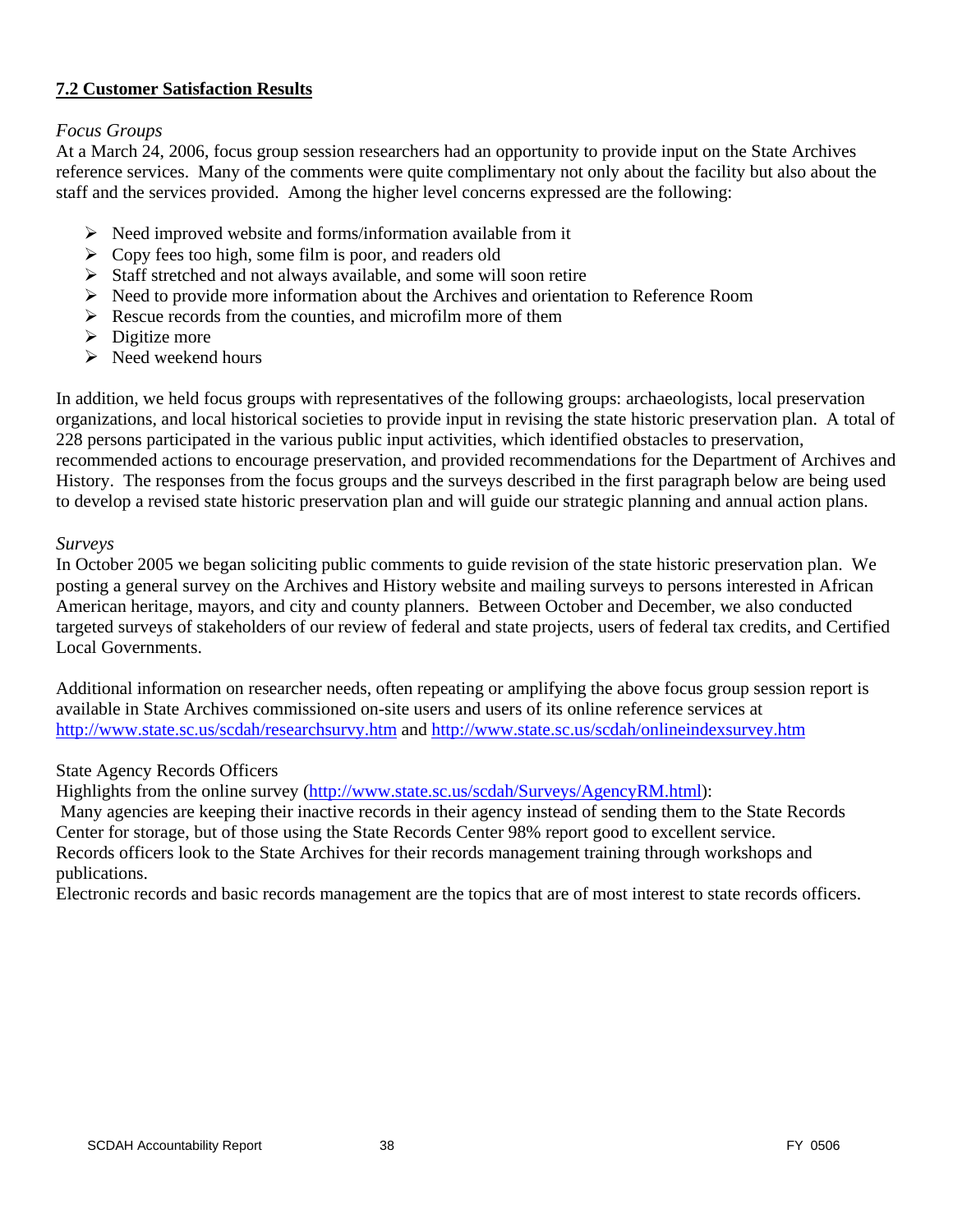## 7.2 Customer Satisfaction Results

*Focus Groups*

At a March 24, 2006, focus group session researchers had an opportunity to provide input on the State Archives reference services. Many of the comments were quite complimentary not only about the facility but also about the staff and the services provided. Among the higher level concerns expressed are the following:

- Need improved website and forms/information available from it
- Copy fees too high, some film is poor, and readers old
- Staff stretched and not always available, and some will soon retire
- Need to provide more information about the Archives and orientation to Reference Room
- Rescue records from the counties, and microfilm more of them
- Digitize more
- Need weekend hours

In addition, we held focus groups with representatives of the following groups: archaeologists, local preservation organizations, and local historical societies to provide input in revising the state historic preservation plan. A total of 228 persons participated in the various public input activities, which identified obstacles to preservation, recommended actions to encourage preservation, and provided recommendations for the Department of Archives and History. The responses from the focus groups and the surveys described in the first paragraph below are being used to develop a revised state historic preservation plan and will guide our strategic planning and annual action plans.

*Surveys*

In October 2005 we began soliciting public comments to guide revision of the state historic preservation plan. We posting a general survey on the Archives and History website and mailing surveys to persons interested in African American heritage, mayors, and city and county planners. Between October and December, we also conducted targeted surveys of stakeholders of our review of federal and state projects, users of federal tax credits, and Certified Local Governments.

Additional information on researcher needs, often repeating or amplifying the above focus group session report is available in State Archives commissioned on-site users and users of its online reference services at http://www.state.sc.us/scdah/researchsurvy.htm and http://www.state.sc.us/scdah/onlineindexsurvey.htm

State Agency Records Officers

Highlights from the online survey (http://www.state.sc.us/scdah/Surveys/AgencyRM.html):

Many agencies are keeping their inactive records in their agency instead of sending them to the State Records Center for storage, but of those using the State Records Center 98% report good to excellent service.

Records officers look to the State Archives for their records management training through workshops and publications.

Electronic records and basic records management are the topics that are of most interest to state records officers.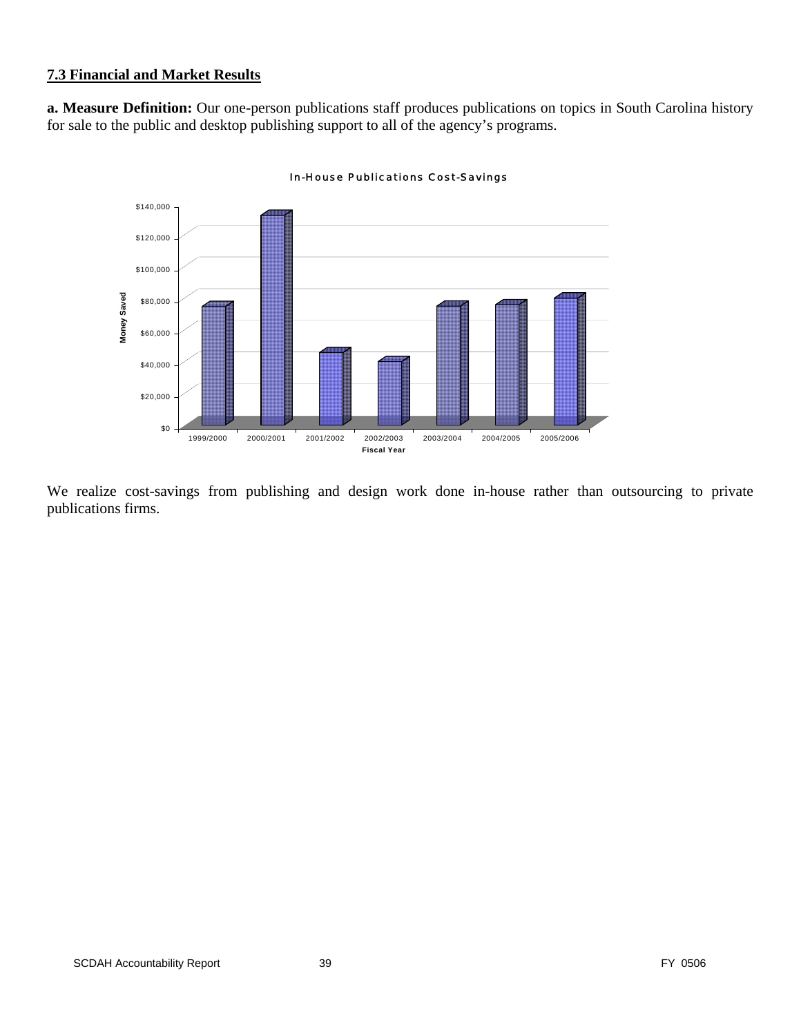**7.3 Financial and Market Results**

**a. Measure Definition:** Our one-person publications staff produces publications on topics in South Carolina history for sale to the public and desktop publishing support to all of the agency's programs.

In-House Publications Cost-Savings

We realize cost-savings from publishing and design work done in-house rather than outsourcing to private publications firms.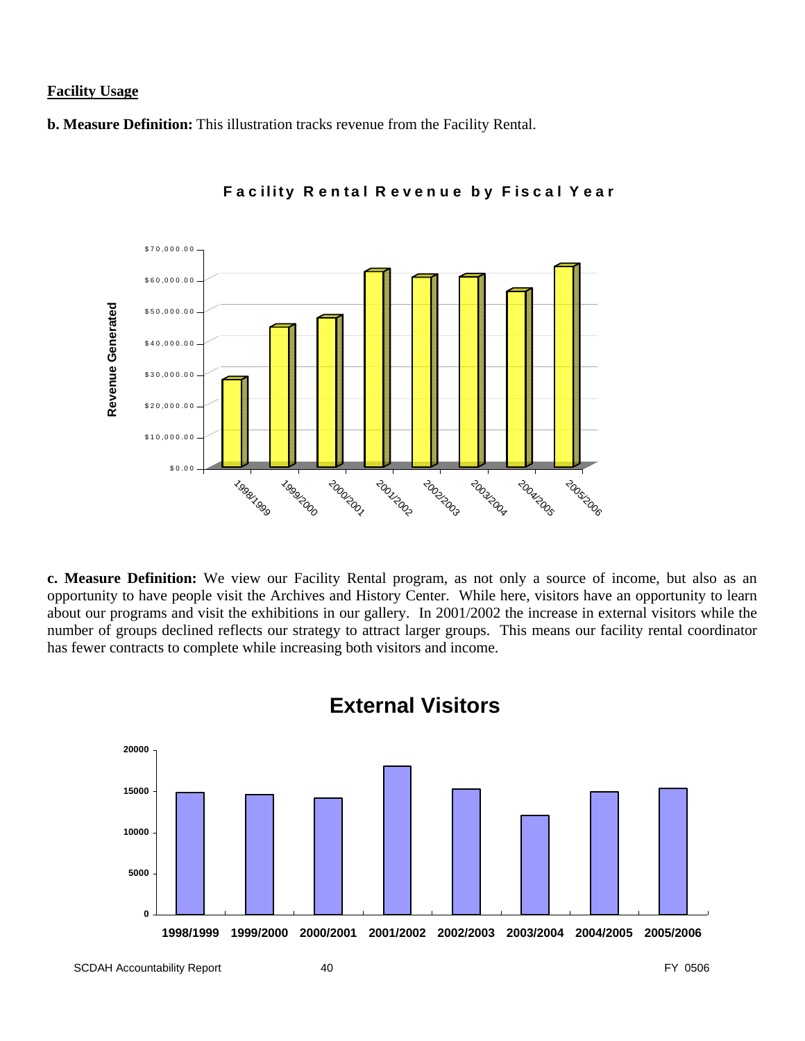**Facility Usage**

**b. Measure Definition:** This illustration tracks revenue from the Facility Rental.

**Facility Rental Revenue by Fiscal Year**

Revenue Generated

$70,000.00
$60,000.00
$50,000.00
$40,000.00
$30,000.00
$20,000.00
$10,000.00
$0.00

1998/1999 1999/2000 2000/2001 2001/2002 2002/2003 2003/2004 2004/2005 2005/2006

**c. Measure Definition:** We view our Facility Rental program, as not only a source of income, but also as an opportunity to have people visit the Archives and History Center. While here, visitors have an opportunity to learn about our programs and visit the exhibitions in our gallery. In 2001/2002 the increase in external visitors while the number of groups declined reflects our strategy to attract larger groups. This means our facility rental coordinator has fewer contracts to complete while increasing both visitors and income.

**External Visitors**

20000
15000
10000
5000
0

1998/1999 1999/2000 2000/2001 2001/2002 2002/2003 2003/2004 2004/2005 2005/2006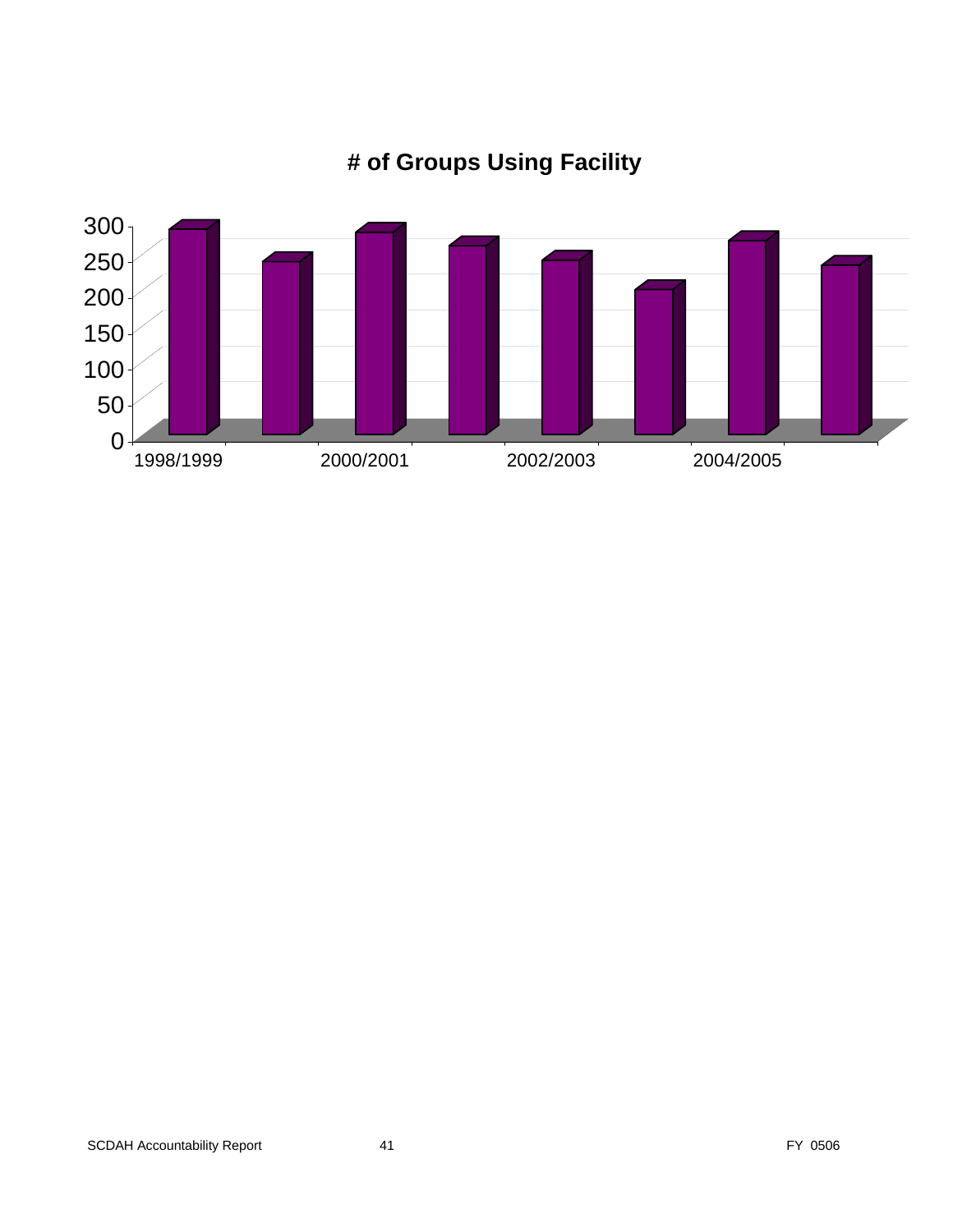**# of Groups Using Facility**

| Year | # of Groups |
|---|---|
| 1998/1999 | ~290 |
| | ~240 |
| 2000/2001 | ~285 |
| | ~265 |
| 2002/2003 | ~245 |
| | ~205 |
| 2004/2005 | ~275 |
| | ~235 |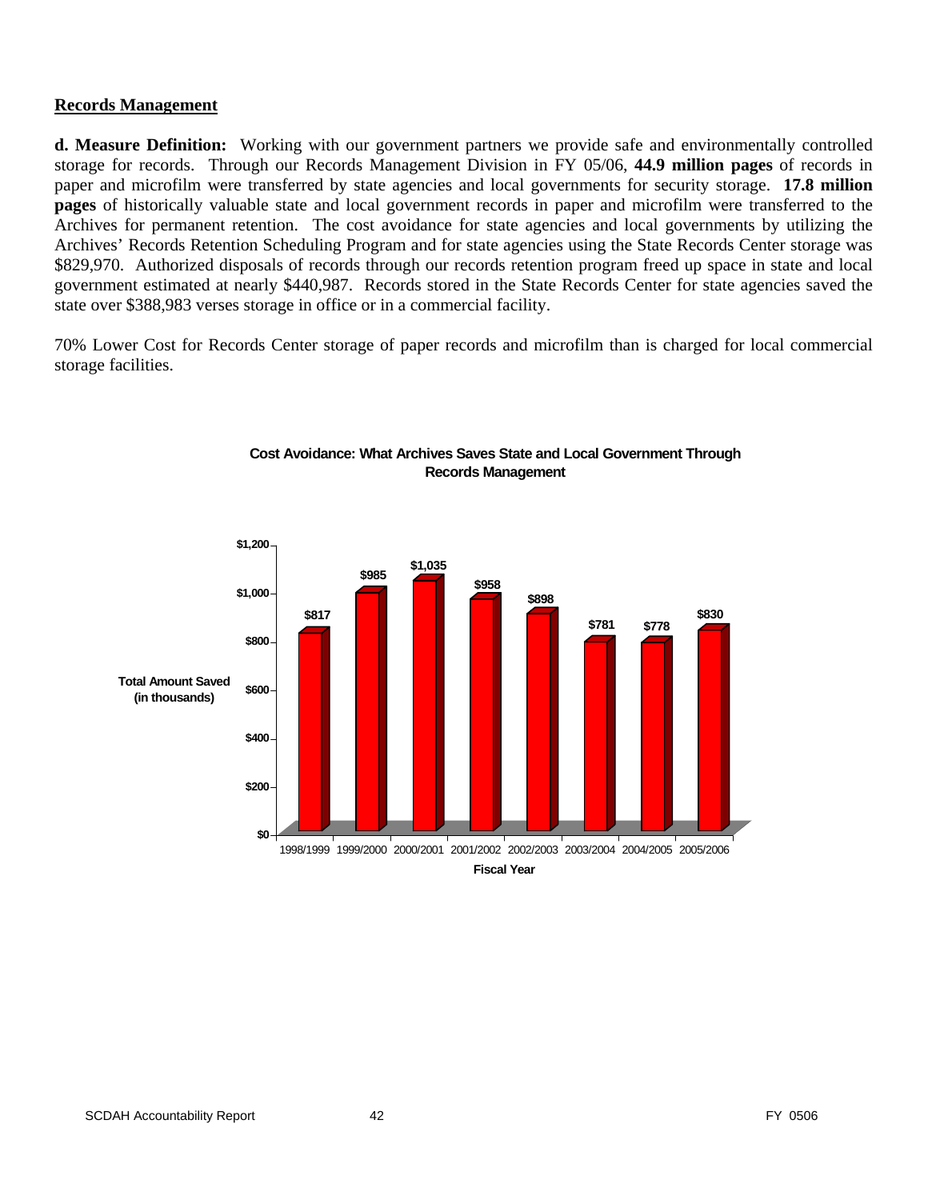## Records Management

**d. Measure Definition:** Working with our government partners we provide safe and environmentally controlled storage for records. Through our Records Management Division in FY 05/06, **44.9 million pages** of records in paper and microfilm were transferred by state agencies and local governments for security storage. **17.8 million pages** of historically valuable state and local government records in paper and microfilm were transferred to the Archives for permanent retention. The cost avoidance for state agencies and local governments by utilizing the Archives' Records Retention Scheduling Program and for state agencies using the State Records Center storage was $829,970. Authorized disposals of records through our records retention program freed up space in state and local government estimated at nearly $440,987. Records stored in the State Records Center for state agencies saved the state over $388,983 verses storage in office or in a commercial facility.

70% Lower Cost for Records Center storage of paper records and microfilm than is charged for local commercial storage facilities.

**Cost Avoidance: What Archives Saves State and Local Government Through Records Management**

| Fiscal Year | Total Amount Saved (in thousands) |
|---|---|
| 1998/1999 | $817 |
| 1999/2000 | $985 |
| 2000/2001 | $1,035 |
| 2001/2002 | $958 |
| 2002/2003 | $898 |
| 2003/2004 | $781 |
| 2004/2005 | $778 |
| 2005/2006 | $830 |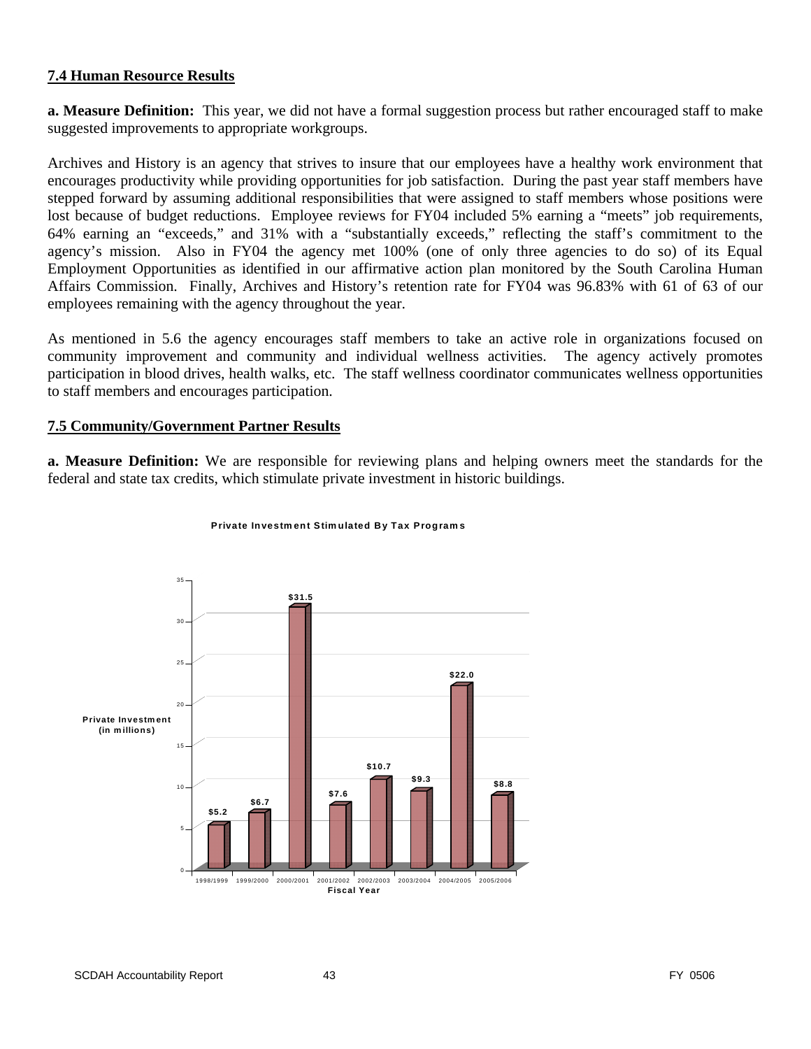## 7.4 Human Resource Results

**a. Measure Definition:** This year, we did not have a formal suggestion process but rather encouraged staff to make suggested improvements to appropriate workgroups.

Archives and History is an agency that strives to insure that our employees have a healthy work environment that encourages productivity while providing opportunities for job satisfaction. During the past year staff members have stepped forward by assuming additional responsibilities that were assigned to staff members whose positions were lost because of budget reductions. Employee reviews for FY04 included 5% earning a "meets" job requirements, 64% earning an "exceeds," and 31% with a "substantially exceeds," reflecting the staff's commitment to the agency's mission. Also in FY04 the agency met 100% (one of only three agencies to do so) of its Equal Employment Opportunities as identified in our affirmative action plan monitored by the South Carolina Human Affairs Commission. Finally, Archives and History's retention rate for FY04 was 96.83% with 61 of 63 of our employees remaining with the agency throughout the year.

As mentioned in 5.6 the agency encourages staff members to take an active role in organizations focused on community improvement and community and individual wellness activities. The agency actively promotes participation in blood drives, health walks, etc. The staff wellness coordinator communicates wellness opportunities to staff members and encourages participation.

## 7.5 Community/Government Partner Results

**a. Measure Definition:** We are responsible for reviewing plans and helping owners meet the standards for the federal and state tax credits, which stimulate private investment in historic buildings.

**Private Investment Stimulated By Tax Programs**

| Fiscal Year | Private Investment (in millions) |
| --- | --- |
| 1998/1999 | $5.2 |
| 1999/2000 | $6.7 |
| 2000/2001 | $31.5 |
| 2001/2002 | $7.6 |
| 2002/2003 | $10.7 |
| 2003/2004 | $9.3 |
| 2004/2005 | $22.0 |
| 2005/2006 | $8.8 |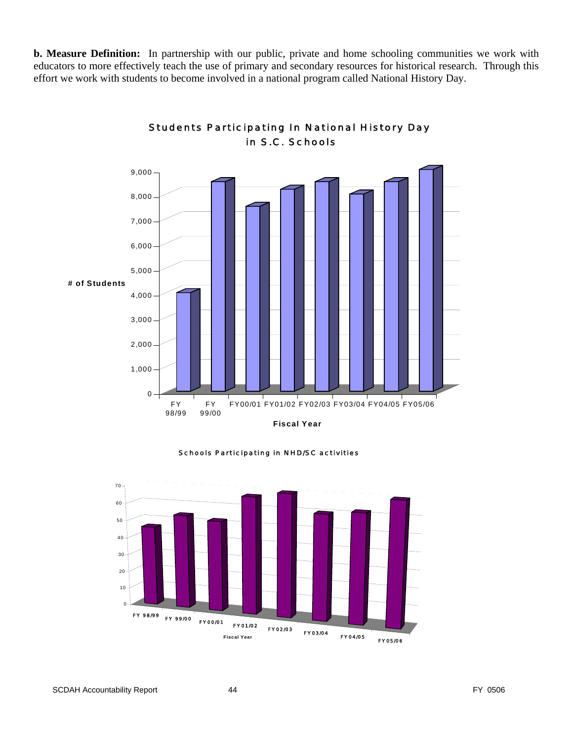**b. Measure Definition:** In partnership with our public, private and home schooling communities we work with educators to more effectively teach the use of primary and secondary resources for historical research. Through this effort we work with students to become involved in a national program called National History Day.

Students Participating In National History Day in S.C. Schools

Schools Participating in NHD/SC activities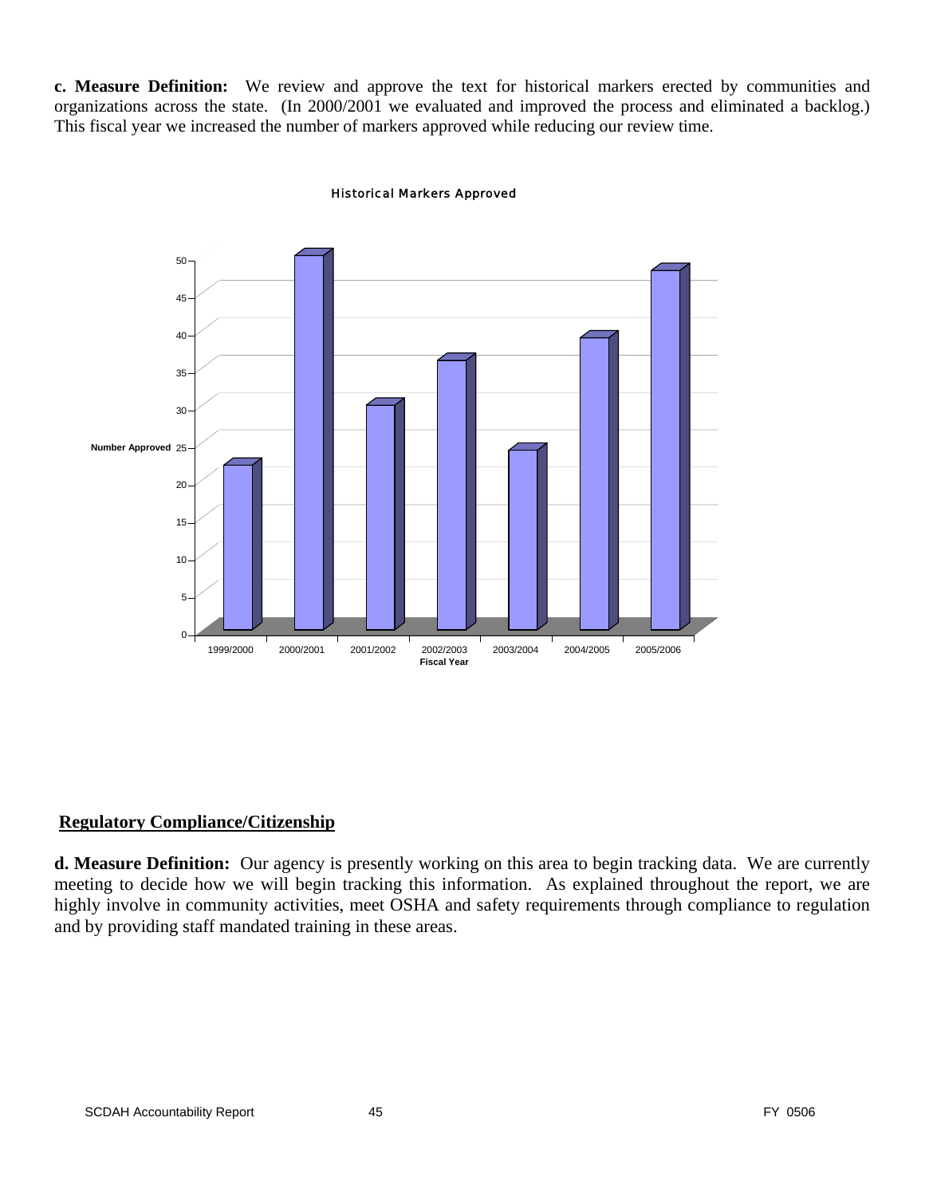**c. Measure Definition:** We review and approve the text for historical markers erected by communities and organizations across the state. (In 2000/2001 we evaluated and improved the process and eliminated a backlog.) This fiscal year we increased the number of markers approved while reducing our review time.

Historical Markers Approved

| Fiscal Year | Number Approved |
|---|---|
| 1999/2000 | 22 |
| 2000/2001 | 50 |
| 2001/2002 | 30 |
| 2002/2003 | 36 |
| 2003/2004 | 24 |
| 2004/2005 | 39 |
| 2005/2006 | 48 |

## Regulatory Compliance/Citizenship

**d. Measure Definition:** Our agency is presently working on this area to begin tracking data. We are currently meeting to decide how we will begin tracking this information. As explained throughout the report, we are highly involve in community activities, meet OSHA and safety requirements through compliance to regulation and by providing staff mandated training in these areas.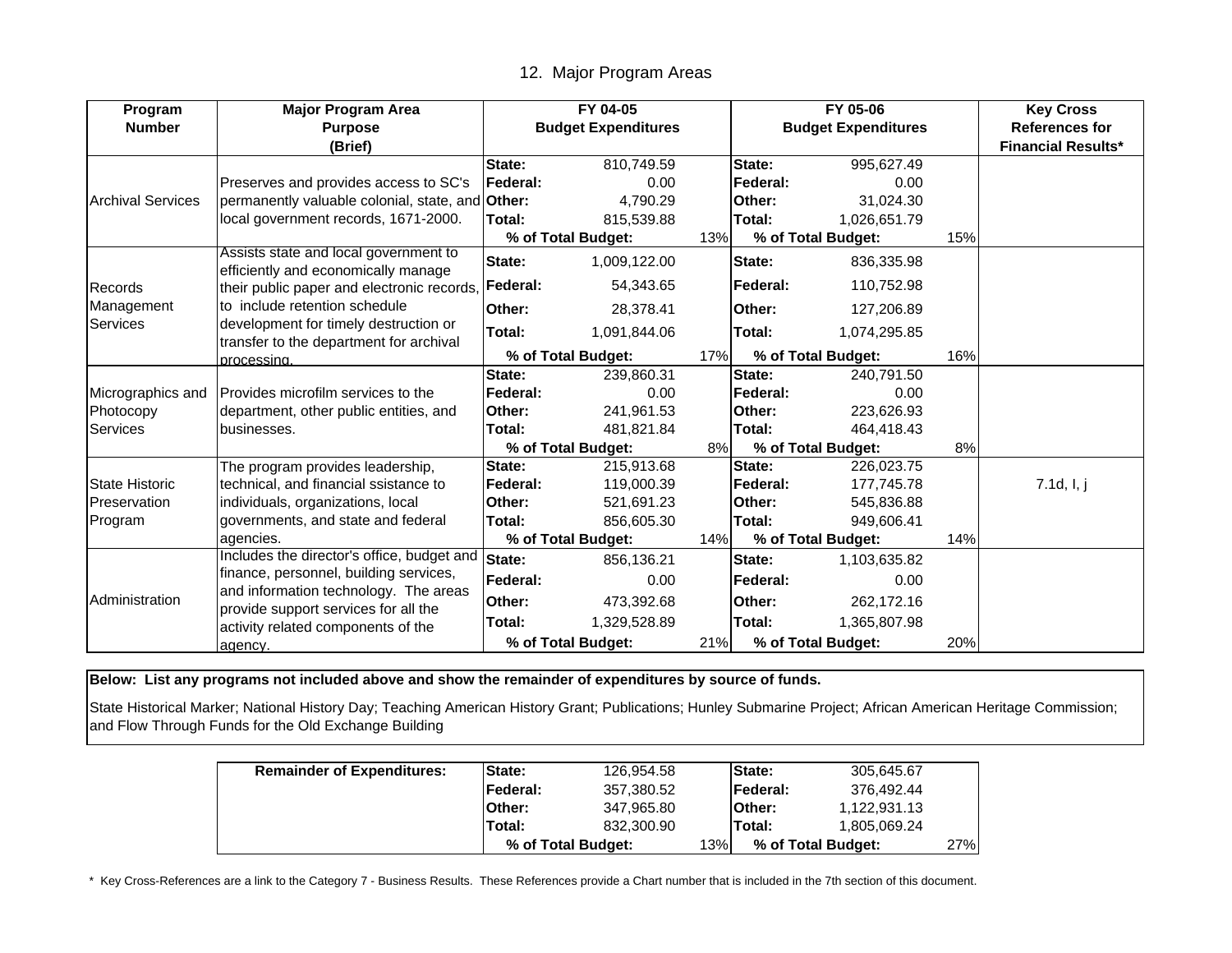## 12. Major Program Areas

| Program Number | Major Program Area Purpose (Brief) | FY 04-05 Budget Expenditures | | | FY 05-06 Budget Expenditures | | | Key Cross References for Financial Results* |
|---|---|---|---|---|---|---|---|---|
| Archival Services | Preserves and provides access to SC's permanently valuable colonial, state, and local government records, 1671-2000. | **State:** | 810,749.59 | | **State:** | 995,627.49 | | |
| | | **Federal:** | 0.00 | | **Federal:** | 0.00 | | |
| | | **Other:** | 4,790.29 | | **Other:** | 31,024.30 | | |
| | | **Total:** | 815,539.88 | | **Total:** | 1,026,651.79 | | |
| | | **% of Total Budget:** | | 13% | **% of Total Budget:** | | 15% | |
| Records Management Services | Assists state and local government to efficiently and economically manage their public paper and electronic records, to include retention schedule development for timely destruction or transfer to the department for archival processing. | **State:** | 1,009,122.00 | | **State:** | 836,335.98 | | |
| | | **Federal:** | 54,343.65 | | **Federal:** | 110,752.98 | | |
| | | **Other:** | 28,378.41 | | **Other:** | 127,206.89 | | |
| | | **Total:** | 1,091,844.06 | | **Total:** | 1,074,295.85 | | |
| | | **% of Total Budget:** | | 17% | **% of Total Budget:** | | 16% | |
| Micrographics and Photocopy Services | Provides microfilm services to the department, other public entities, and businesses. | **State:** | 239,860.31 | | **State:** | 240,791.50 | | |
| | | **Federal:** | 0.00 | | **Federal:** | 0.00 | | |
| | | **Other:** | 241,961.53 | | **Other:** | 223,626.93 | | |
| | | **Total:** | 481,821.84 | | **Total:** | 464,418.43 | | |
| | | **% of Total Budget:** | | 8% | **% of Total Budget:** | | 8% | |
| State Historic Preservation Program | The program provides leadership, technical, and financial ssistance to individuals, organizations, local governments, and state and federal agencies. | **State:** | 215,913.68 | | **State:** | 226,023.75 | | 7.1d, I, j |
| | | **Federal:** | 119,000.39 | | **Federal:** | 177,745.78 | | |
| | | **Other:** | 521,691.23 | | **Other:** | 545,836.88 | | |
| | | **Total:** | 856,605.30 | | **Total:** | 949,606.41 | | |
| | | **% of Total Budget:** | | 14% | **% of Total Budget:** | | 14% | |
| Administration | Includes the director's office, budget and finance, personnel, building services, and information technology. The areas provide support services for all the activity related components of the agency. | **State:** | 856,136.21 | | **State:** | 1,103,635.82 | | |
| | | **Federal:** | 0.00 | | **Federal:** | 0.00 | | |
| | | **Other:** | 473,392.68 | | **Other:** | 262,172.16 | | |
| | | **Total:** | 1,329,528.89 | | **Total:** | 1,365,807.98 | | |
| | | **% of Total Budget:** | | 21% | **% of Total Budget:** | | 20% | |

**Below: List any programs not included above and show the remainder of expenditures by source of funds.**

State Historical Marker; National History Day; Teaching American History Grant; Publications; Hunley Submarine Project; African American Heritage Commission; and Flow Through Funds for the Old Exchange Building

| | | | | | | |
|---|---|---|---|---|---|---|
| **Remainder of Expenditures:** | **State:** | 126,954.58 | | **State:** | 305,645.67 | |
| | **Federal:** | 357,380.52 | | **Federal:** | 376,492.44 | |
| | **Other:** | 347,965.80 | | **Other:** | 1,122,931.13 | |
| | **Total:** | 832,300.90 | | **Total:** | 1,805,069.24 | |
| | **% of Total Budget:** | | 13% | **% of Total Budget:** | | 27% |

\* Key Cross-References are a link to the Category 7 - Business Results. These References provide a Chart number that is included in the 7th section of this document.